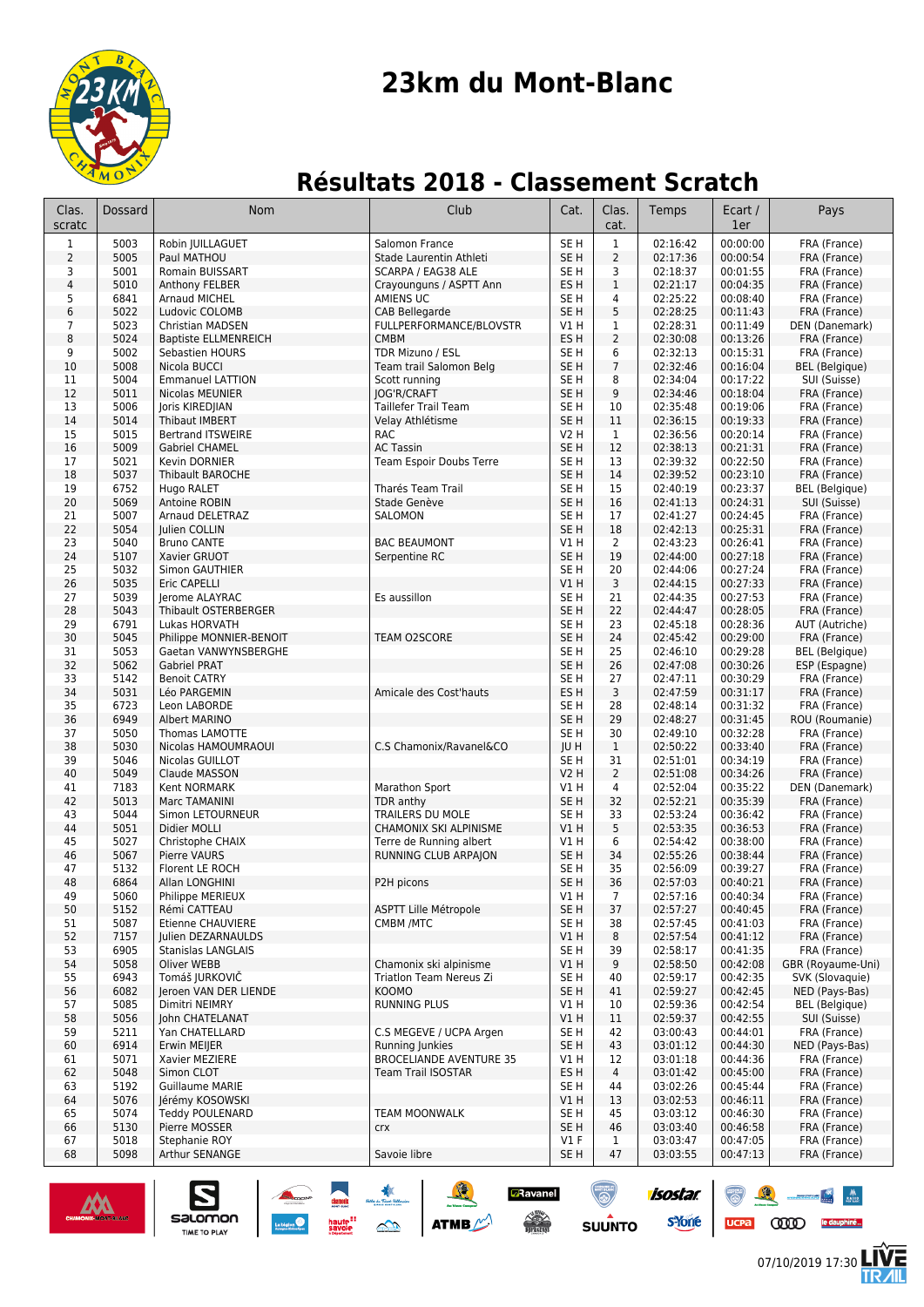# 23km du Mont-Blanc

## Résultats 2018 - Classement Scratch

| Clas. scratc | Dossard | Nom | Club | Cat. | Clas. cat. | Temps | Ecart / 1er | Pays |
|---|---|---|---|---|---|---|---|---|
| 1 | 5003 | Robin JUILLAGUET | Salomon France | SE H | 1 | 02:16:42 | 00:00:00 | FRA (France) |
| 2 | 5005 | Paul MATHOU | Stade Laurentin Athleti | SE H | 2 | 02:17:36 | 00:00:54 | FRA (France) |
| 3 | 5001 | Romain BUISSART | SCARPA / EAG38 ALE | SE H | 3 | 02:18:37 | 00:01:55 | FRA (France) |
| 4 | 5010 | Anthony FELBER | Crayounguns / ASPTT Ann | ES H | 1 | 02:21:17 | 00:04:35 | FRA (France) |
| 5 | 6841 | Arnaud MICHEL | AMIENS UC | SE H | 4 | 02:25:22 | 00:08:40 | FRA (France) |
| 6 | 5022 | Ludovic COLOMB | CAB Bellegarde | SE H | 5 | 02:28:25 | 00:11:43 | FRA (France) |
| 7 | 5023 | Christian MADSEN | FULLPERFORMANCE/BLOVSTR | V1 H | 1 | 02:28:31 | 00:11:49 | DEN (Danemark) |
| 8 | 5024 | Baptiste ELLMENREICH | CMBM | ES H | 2 | 02:30:08 | 00:13:26 | FRA (France) |
| 9 | 5002 | Sebastien HOURS | TDR Mizuno / ESL | SE H | 6 | 02:32:13 | 00:15:31 | FRA (France) |
| 10 | 5008 | Nicola BUCCI | Team trail Salomon Belg | SE H | 7 | 02:32:46 | 00:16:04 | BEL (Belgique) |
| 11 | 5004 | Emmanuel LATTION | Scott running | SE H | 8 | 02:34:04 | 00:17:22 | SUI (Suisse) |
| 12 | 5011 | Nicolas MEUNIER | JOG'R/CRAFT | SE H | 9 | 02:34:46 | 00:18:04 | FRA (France) |
| 13 | 5006 | Joris KIREDJIAN | Taillefer Trail Team | SE H | 10 | 02:35:48 | 00:19:06 | FRA (France) |
| 14 | 5014 | Thibaut IMBERT | Velay Athlétisme | SE H | 11 | 02:36:15 | 00:19:33 | FRA (France) |
| 15 | 5015 | Bertrand ITSWEIRE | RAC | V2 H | 1 | 02:36:56 | 00:20:14 | FRA (France) |
| 16 | 5009 | Gabriel CHAMEL | AC Tassin | SE H | 12 | 02:38:13 | 00:21:31 | FRA (France) |
| 17 | 5021 | Kevin DORNIER | Team Espoir Doubs Terre | SE H | 13 | 02:39:32 | 00:22:50 | FRA (France) |
| 18 | 5037 | Thibault BAROCHE | | SE H | 14 | 02:39:52 | 00:23:10 | FRA (France) |
| 19 | 6752 | Hugo RALET | Tharés Team Trail | SE H | 15 | 02:40:19 | 00:23:37 | BEL (Belgique) |
| 20 | 5069 | Antoine ROBIN | Stade Genève | SE H | 16 | 02:41:13 | 00:24:31 | SUI (Suisse) |
| 21 | 5007 | Arnaud DELETRAZ | SALOMON | SE H | 17 | 02:41:27 | 00:24:45 | FRA (France) |
| 22 | 5054 | Julien COLLIN | | SE H | 18 | 02:42:13 | 00:25:31 | FRA (France) |
| 23 | 5040 | Bruno CANTE | BAC BEAUMONT | V1 H | 2 | 02:43:23 | 00:26:41 | FRA (France) |
| 24 | 5107 | Xavier GRUOT | Serpentine RC | SE H | 19 | 02:44:00 | 00:27:18 | FRA (France) |
| 25 | 5032 | Simon GAUTHIER | | SE H | 20 | 02:44:06 | 00:27:24 | FRA (France) |
| 26 | 5035 | Eric CAPELLI | | V1 H | 3 | 02:44:15 | 00:27:33 | FRA (France) |
| 27 | 5039 | Jerome ALAYRAC | Es aussillon | SE H | 21 | 02:44:35 | 00:27:53 | FRA (France) |
| 28 | 5043 | Thibault OSTERBERGER | | SE H | 22 | 02:44:47 | 00:28:05 | FRA (France) |
| 29 | 6791 | Lukas HORVATH | | SE H | 23 | 02:45:18 | 00:28:36 | AUT (Autriche) |
| 30 | 5045 | Philippe MONNIER-BENOIT | TEAM O2SCORE | SE H | 24 | 02:45:42 | 00:29:00 | FRA (France) |
| 31 | 5053 | Gaetan VANWYNSBERGHE | | SE H | 25 | 02:46:10 | 00:29:28 | BEL (Belgique) |
| 32 | 5062 | Gabriel PRAT | | SE H | 26 | 02:47:08 | 00:30:26 | ESP (Espagne) |
| 33 | 5142 | Benoit CATRY | | SE H | 27 | 02:47:11 | 00:30:29 | FRA (France) |
| 34 | 5031 | Léo PARGEMIN | Amicale des Cost'hauts | ES H | 3 | 02:47:59 | 00:31:17 | FRA (France) |
| 35 | 6723 | Leon LABORDE | | SE H | 28 | 02:48:14 | 00:31:32 | FRA (France) |
| 36 | 6949 | Albert MARINO | | SE H | 29 | 02:48:27 | 00:31:45 | ROU (Roumanie) |
| 37 | 5050 | Thomas LAMOTTE | | SE H | 30 | 02:49:10 | 00:32:28 | FRA (France) |
| 38 | 5030 | Nicolas HAMOUMRAOUI | C.S Chamonix/Ravanel&CO | JU H | 1 | 02:50:22 | 00:33:40 | FRA (France) |
| 39 | 5046 | Nicolas GUILLOT | | SE H | 31 | 02:51:01 | 00:34:19 | FRA (France) |
| 40 | 5049 | Claude MASSON | | V2 H | 2 | 02:51:08 | 00:34:26 | FRA (France) |
| 41 | 7183 | Kent NORMARK | Marathon Sport | V1 H | 4 | 02:52:04 | 00:35:22 | DEN (Danemark) |
| 42 | 5013 | Marc TAMANINI | TDR anthy | SE H | 32 | 02:52:21 | 00:35:39 | FRA (France) |
| 43 | 5044 | Simon LETOURNEUR | TRAILERS DU MOLE | SE H | 33 | 02:53:24 | 00:36:42 | FRA (France) |
| 44 | 5051 | Didier MOLLI | CHAMONIX SKI ALPINISME | V1 H | 5 | 02:53:35 | 00:36:53 | FRA (France) |
| 45 | 5027 | Christophe CHAIX | Terre de Running albert | V1 H | 6 | 02:54:42 | 00:38:00 | FRA (France) |
| 46 | 5067 | Pierre VAURS | RUNNING CLUB ARPAJON | SE H | 34 | 02:55:26 | 00:38:44 | FRA (France) |
| 47 | 5132 | Florent LE ROCH | | SE H | 35 | 02:56:09 | 00:39:27 | FRA (France) |
| 48 | 6864 | Allan LONGHINI | P2H picons | SE H | 36 | 02:57:03 | 00:40:21 | FRA (France) |
| 49 | 5060 | Philippe MERIEUX | | V1 H | 7 | 02:57:16 | 00:40:34 | FRA (France) |
| 50 | 5152 | Rémi CATTEAU | ASPTT Lille Métropole | SE H | 37 | 02:57:27 | 00:40:45 | FRA (France) |
| 51 | 5087 | Etienne CHAUVIERE | CMBM /MTC | SE H | 38 | 02:57:45 | 00:41:03 | FRA (France) |
| 52 | 7157 | Julien DEZARNAULDS | | V1 H | 8 | 02:57:54 | 00:41:12 | FRA (France) |
| 53 | 6905 | Stanislas LANGLAIS | | SE H | 39 | 02:58:17 | 00:41:35 | FRA (France) |
| 54 | 5058 | Oliver WEBB | Chamonix ski alpinisme | V1 H | 9 | 02:58:50 | 00:42:08 | GBR (Royaume-Uni) |
| 55 | 6943 | Tomáš JURKOVIČ | Triatlon Team Nereus Zi | SE H | 40 | 02:59:17 | 00:42:35 | SVK (Slovaquie) |
| 56 | 6082 | Jeroen VAN DER LIENDE | KOOMO | SE H | 41 | 02:59:27 | 00:42:45 | NED (Pays-Bas) |
| 57 | 5085 | Dimitri NEIMRY | RUNNING PLUS | V1 H | 10 | 02:59:36 | 00:42:54 | BEL (Belgique) |
| 58 | 5056 | John CHATELANAT | | V1 H | 11 | 02:59:37 | 00:42:55 | SUI (Suisse) |
| 59 | 5211 | Yan CHATELLARD | C.S MEGEVE / UCPA Argen | SE H | 42 | 03:00:43 | 00:44:01 | FRA (France) |
| 60 | 6914 | Erwin MEIJER | Running Junkies | SE H | 43 | 03:01:12 | 00:44:30 | NED (Pays-Bas) |
| 61 | 5071 | Xavier MEZIERE | BROCELIANDE AVENTURE 35 | V1 H | 12 | 03:01:18 | 00:44:36 | FRA (France) |
| 62 | 5048 | Simon CLOT | Team Trail ISOSTAR | ES H | 4 | 03:01:42 | 00:45:00 | FRA (France) |
| 63 | 5192 | Guillaume MARIE | | SE H | 44 | 03:02:26 | 00:45:44 | FRA (France) |
| 64 | 5076 | Jérémy KOSOWSKI | | V1 H | 13 | 03:02:53 | 00:46:11 | FRA (France) |
| 65 | 5074 | Teddy POULENARD | TEAM MOONWALK | SE H | 45 | 03:03:12 | 00:46:30 | FRA (France) |
| 66 | 5130 | Pierre MOSSER | crx | SE H | 46 | 03:03:40 | 00:46:58 | FRA (France) |
| 67 | 5018 | Stephanie ROY | | V1 F | 1 | 03:03:47 | 00:47:05 | FRA (France) |
| 68 | 5098 | Arthur SENANGE | Savoie libre | SE H | 47 | 03:03:55 | 00:47:13 | FRA (France) |

07/10/2019 17:30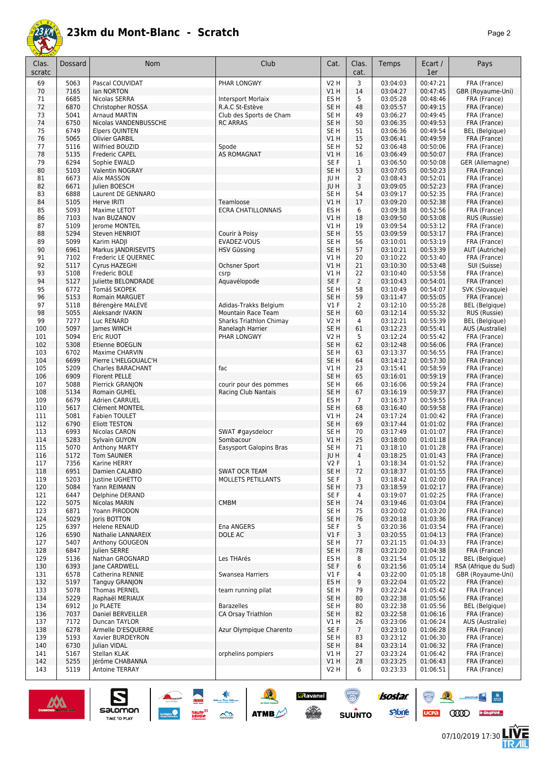# 23km du Mont-Blanc - Scratch

| Clas. scratc | Dossard | Nom | Club | Cat. | Clas. cat. | Temps | Ecart / 1er | Pays |
|---|---|---|---|---|---|---|---|---|
| 69 | 5063 | Pascal COUVIDAT | PHAR LONGWY | V2 H | 3 | 03:04:03 | 00:47:21 | FRA (France) |
| 70 | 7165 | Ian NORTON | | V1 H | 14 | 03:04:27 | 00:47:45 | GBR (Royaume-Uni) |
| 71 | 6685 | Nicolas SERRA | Intersport Morlaix | ES H | 5 | 03:05:28 | 00:48:46 | FRA (France) |
| 72 | 6870 | Christopher ROSSA | R.A.C St-Estève | SE H | 48 | 03:05:57 | 00:49:15 | FRA (France) |
| 73 | 5041 | Arnaud MARTIN | Club des Sports de Cham | SE H | 49 | 03:06:27 | 00:49:45 | FRA (France) |
| 74 | 6750 | Nicolas VANDENBUSSCHE | RC ARRAS | SE H | 50 | 03:06:35 | 00:49:53 | FRA (France) |
| 75 | 6749 | Elpers QUINTEN | | SE H | 51 | 03:06:36 | 00:49:54 | BEL (Belgique) |
| 76 | 5065 | Olivier GARBIL | | V1 H | 15 | 03:06:41 | 00:49:59 | FRA (France) |
| 77 | 5116 | Wilfried BOUZID | Spode | SE H | 52 | 03:06:48 | 00:50:06 | FRA (France) |
| 78 | 5135 | Frederic CAPEL | AS ROMAGNAT | V1 H | 16 | 03:06:49 | 00:50:07 | FRA (France) |
| 79 | 6294 | Sophie EWALD | | SE F | 1 | 03:06:50 | 00:50:08 | GER (Allemagne) |
| 80 | 5103 | Valentin NOGRAY | | SE H | 53 | 03:07:05 | 00:50:23 | FRA (France) |
| 81 | 6673 | Alix MASSON | | JU H | 2 | 03:08:43 | 00:52:01 | FRA (France) |
| 82 | 6671 | Julien BOESCH | | JU H | 3 | 03:09:05 | 00:52:23 | FRA (France) |
| 83 | 6888 | Laurent DE GENNARO | | SE H | 54 | 03:09:17 | 00:52:35 | FRA (France) |
| 84 | 5105 | Herve IRITI | Teamloose | V1 H | 17 | 03:09:20 | 00:52:38 | FRA (France) |
| 85 | 5093 | Maxime LETOT | ECRA CHATILLONNAIS | ES H | 6 | 03:09:38 | 00:52:56 | FRA (France) |
| 86 | 7103 | Ivan BUZANOV | | V1 H | 18 | 03:09:50 | 00:53:08 | RUS (Russie) |
| 87 | 5109 | Jerome MONTEIL | | V1 H | 19 | 03:09:54 | 00:53:12 | FRA (France) |
| 88 | 5294 | Steven HENRIOT | Courir à Poisy | SE H | 55 | 03:09:59 | 00:53:17 | FRA (France) |
| 89 | 5099 | Karim HADJI | EVADEZ-VOUS | SE H | 56 | 03:10:01 | 00:53:19 | FRA (France) |
| 90 | 6961 | Markus JANDRISEVITS | HSV Güssing | SE H | 57 | 03:10:21 | 00:53:39 | AUT (Autriche) |
| 91 | 7102 | Frederic LE QUERNEC | | V1 H | 20 | 03:10:22 | 00:53:40 | FRA (France) |
| 92 | 5117 | Cyrus HAZEGHI | Ochsner Sport | V1 H | 21 | 03:10:30 | 00:53:48 | SUI (Suisse) |
| 93 | 5108 | Frederic BOLE | csrp | V1 H | 22 | 03:10:40 | 00:53:58 | FRA (France) |
| 94 | 5127 | Juliette BELONDRADE | Aquavélopode | SE F | 2 | 03:10:43 | 00:54:01 | FRA (France) |
| 95 | 6772 | Tomáš SKOPEK | | SE H | 58 | 03:10:49 | 00:54:07 | SVK (Slovaquie) |
| 96 | 5153 | Romain MARGUET | | SE H | 59 | 03:11:47 | 00:55:05 | FRA (France) |
| 97 | 5118 | Bérengère MALEVE | Adidas-Trakks Belgium | V1 F | 2 | 03:12:10 | 00:55:28 | BEL (Belgique) |
| 98 | 5055 | Aleksandr IVAKIN | Mountain Race Team | SE H | 60 | 03:12:14 | 00:55:32 | RUS (Russie) |
| 99 | 7277 | Luc RENARD | Sharks Triathlon Chimay | V2 H | 4 | 03:12:21 | 00:55:39 | BEL (Belgique) |
| 100 | 5097 | James WINCH | Ranelagh Harrier | SE H | 61 | 03:12:23 | 00:55:41 | AUS (Australie) |
| 101 | 5094 | Eric RUOT | PHAR LONGWY | V2 H | 5 | 03:12:24 | 00:55:42 | FRA (France) |
| 102 | 5308 | Etienne BOEGLIN | | SE H | 62 | 03:12:48 | 00:56:06 | FRA (France) |
| 103 | 6702 | Maxime CHARVIN | | SE H | 63 | 03:13:37 | 00:56:55 | FRA (France) |
| 104 | 6699 | Pierre L'HELGOUALC'H | | SE H | 64 | 03:14:12 | 00:57:30 | FRA (France) |
| 105 | 5209 | Charles BARACHANT | fac | V1 H | 23 | 03:15:41 | 00:58:59 | FRA (France) |
| 106 | 6909 | Florent PELLE | | SE H | 65 | 03:16:01 | 00:59:19 | FRA (France) |
| 107 | 5088 | Pierrick GRANJON | courir pour des pommes | SE H | 66 | 03:16:06 | 00:59:24 | FRA (France) |
| 108 | 5134 | Romain GUHEL | Racing Club Nantais | SE H | 67 | 03:16:19 | 00:59:37 | FRA (France) |
| 109 | 6679 | Adrien CARRUEL | | ES H | 7 | 03:16:37 | 00:59:55 | FRA (France) |
| 110 | 5617 | Clément MONTEIL | | SE H | 68 | 03:16:40 | 00:59:58 | FRA (France) |
| 111 | 5081 | Fabien TOULET | | V1 H | 24 | 03:17:24 | 01:00:42 | FRA (France) |
| 112 | 6790 | Eliott TESTON | | SE H | 69 | 03:17:44 | 01:01:02 | FRA (France) |
| 113 | 6993 | Nicolas CARON | SWAT #gaysdelocr | SE H | 70 | 03:17:49 | 01:01:07 | FRA (France) |
| 114 | 5283 | Sylvain GUYON | Sombacour | V1 H | 25 | 03:18:00 | 01:01:18 | FRA (France) |
| 115 | 5070 | Anthony MARTY | Easysport Galopins Bras | SE H | 71 | 03:18:10 | 01:01:28 | FRA (France) |
| 116 | 5172 | Tom SAUNIER | | JU H | 4 | 03:18:25 | 01:01:43 | FRA (France) |
| 117 | 7356 | Karine HERRY | | V2 F | 1 | 03:18:34 | 01:01:52 | FRA (France) |
| 118 | 6951 | Damien CALABIO | SWAT OCR TEAM | SE H | 72 | 03:18:37 | 01:01:55 | FRA (France) |
| 119 | 5203 | Justine UGHETTO | MOLLETS PETILLANTS | SE F | 3 | 03:18:42 | 01:02:00 | FRA (France) |
| 120 | 5084 | Yann REIMANN | | SE H | 73 | 03:18:59 | 01:02:17 | FRA (France) |
| 121 | 6447 | Delphine DERAND | | SE F | 4 | 03:19:07 | 01:02:25 | FRA (France) |
| 122 | 5075 | Nicolas MARIN | CMBM | SE H | 74 | 03:19:46 | 01:03:04 | FRA (France) |
| 123 | 6871 | Yoann PIRODON | | SE H | 75 | 03:20:02 | 01:03:20 | FRA (France) |
| 124 | 5029 | Joris BOTTON | | SE H | 76 | 03:20:18 | 01:03:36 | FRA (France) |
| 125 | 6397 | Helene RENAUD | Ena ANGERS | SE F | 5 | 03:20:36 | 01:03:54 | FRA (France) |
| 126 | 6590 | Nathalie LANNAREIX | DOLE AC | V1 F | 3 | 03:20:55 | 01:04:13 | FRA (France) |
| 127 | 5407 | Anthony GOUGEON | | SE H | 77 | 03:21:15 | 01:04:33 | FRA (France) |
| 128 | 6847 | Julien SERRE | | SE H | 78 | 03:21:20 | 01:04:38 | FRA (France) |
| 129 | 5136 | Nathan GROGNARD | Les THArés | ES H | 8 | 03:21:54 | 01:05:12 | BEL (Belgique) |
| 130 | 6393 | Jane CARDWELL | | SE F | 6 | 03:21:56 | 01:05:14 | RSA (Afrique du Sud) |
| 131 | 6578 | Catherina RENNIE | Swansea Harriers | V1 F | 4 | 03:22:00 | 01:05:18 | GBR (Royaume-Uni) |
| 132 | 5197 | Tanguy GRANJON | | ES H | 9 | 03:22:04 | 01:05:22 | FRA (France) |
| 133 | 5078 | Thomas PERNEL | team running pilat | SE H | 79 | 03:22:24 | 01:05:42 | FRA (France) |
| 134 | 5229 | Raphaël MERIAUX | | SE H | 80 | 03:22:38 | 01:05:56 | FRA (France) |
| 134 | 6912 | Jo PLAETE | Barazelles | SE H | 80 | 03:22:38 | 01:05:56 | BEL (Belgique) |
| 136 | 7037 | Daniel BERVEILLER | CA Orsay Triathlon | SE H | 82 | 03:22:58 | 01:06:16 | FRA (France) |
| 137 | 7172 | Duncan TAYLOR | | V1 H | 26 | 03:23:06 | 01:06:24 | AUS (Australie) |
| 138 | 6278 | Armelle D'ESQUERRE | Azur Olympique Charento | SE F | 7 | 03:23:10 | 01:06:28 | FRA (France) |
| 139 | 5193 | Xavier BURDEYRON | | SE H | 83 | 03:23:12 | 01:06:30 | FRA (France) |
| 140 | 6730 | Julian VIDAL | | SE H | 84 | 03:23:14 | 01:06:32 | FRA (France) |
| 141 | 5167 | Stellan KLAK | orphelins pompiers | V1 H | 27 | 03:23:24 | 01:06:42 | FRA (France) |
| 142 | 5255 | Jérôme CHABANNA | | V1 H | 28 | 03:23:25 | 01:06:43 | FRA (France) |
| 143 | 5119 | Antoine TERRAY | | V2 H | 6 | 03:23:33 | 01:06:51 | FRA (France) |

07/10/2019 17:30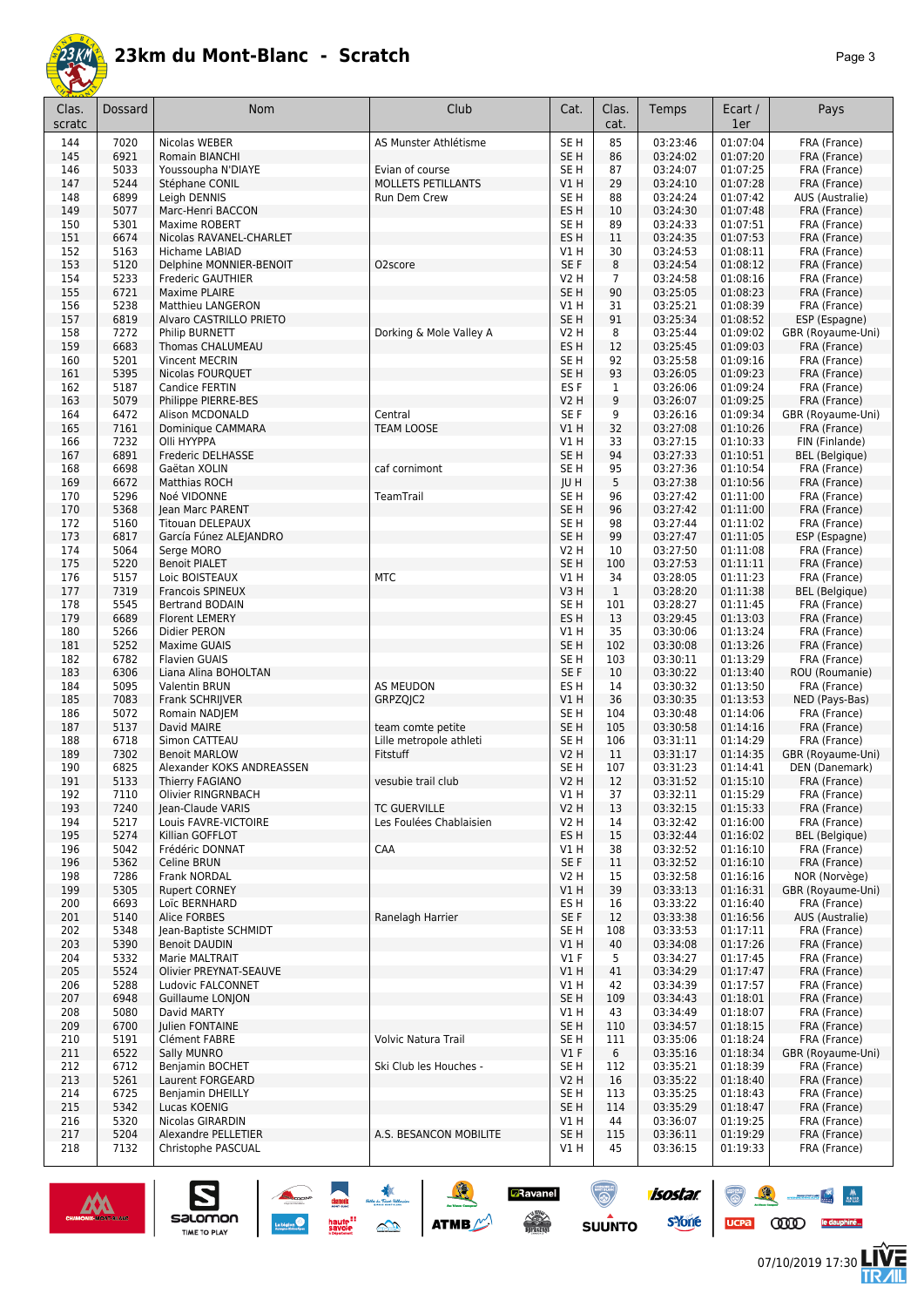# 23km du Mont-Blanc - Scratch

| Clas. scratc | Dossard | Nom | Club | Cat. | Clas. cat. | Temps | Ecart / 1er | Pays |
|---|---|---|---|---|---|---|---|---|
| 144 | 7020 | Nicolas WEBER | AS Munster Athlétisme | SE H | 85 | 03:23:46 | 01:07:04 | FRA (France) |
| 145 | 6921 | Romain BIANCHI | | SE H | 86 | 03:24:02 | 01:07:20 | FRA (France) |
| 146 | 5033 | Youssoupha N'DIAYE | Evian of course | SE H | 87 | 03:24:07 | 01:07:25 | FRA (France) |
| 147 | 5244 | Stéphane CONIL | MOLLETS PETILLANTS | V1 H | 29 | 03:24:10 | 01:07:28 | FRA (France) |
| 148 | 6899 | Leigh DENNIS | Run Dem Crew | SE H | 88 | 03:24:24 | 01:07:42 | AUS (Australie) |
| 149 | 5077 | Marc-Henri BACCON | | ES H | 10 | 03:24:30 | 01:07:48 | FRA (France) |
| 150 | 5301 | Maxime ROBERT | | SE H | 89 | 03:24:33 | 01:07:51 | FRA (France) |
| 151 | 6674 | Nicolas RAVANEL-CHARLET | | ES H | 11 | 03:24:35 | 01:07:53 | FRA (France) |
| 152 | 5163 | Hichame LABIAD | | V1 H | 30 | 03:24:53 | 01:08:11 | FRA (France) |
| 153 | 5120 | Delphine MONNIER-BENOIT | O2score | SE F | 8 | 03:24:54 | 01:08:12 | FRA (France) |
| 154 | 5233 | Frederic GAUTHIER | | V2 H | 7 | 03:24:58 | 01:08:16 | FRA (France) |
| 155 | 6721 | Maxime PLAIRE | | SE H | 90 | 03:25:05 | 01:08:23 | FRA (France) |
| 156 | 5238 | Matthieu LANGERON | | V1 H | 31 | 03:25:21 | 01:08:39 | FRA (France) |
| 157 | 6819 | Alvaro CASTRILLO PRIETO | | SE H | 91 | 03:25:34 | 01:08:52 | ESP (Espagne) |
| 158 | 7272 | Philip BURNETT | Dorking & Mole Valley A | V2 H | 8 | 03:25:44 | 01:09:02 | GBR (Royaume-Uni) |
| 159 | 6683 | Thomas CHALUMEAU | | ES H | 12 | 03:25:45 | 01:09:03 | FRA (France) |
| 160 | 5201 | Vincent MECRIN | | SE H | 92 | 03:25:58 | 01:09:16 | FRA (France) |
| 161 | 5395 | Nicolas FOURQUET | | SE H | 93 | 03:26:05 | 01:09:23 | FRA (France) |
| 162 | 5187 | Candice FERTIN | | ES F | 1 | 03:26:06 | 01:09:24 | FRA (France) |
| 163 | 5079 | Philippe PIERRE-BES | | V2 H | 9 | 03:26:07 | 01:09:25 | FRA (France) |
| 164 | 6472 | Alison MCDONALD | Central | SE F | 9 | 03:26:16 | 01:09:34 | GBR (Royaume-Uni) |
| 165 | 7161 | Dominique CAMMARA | TEAM LOOSE | V1 H | 32 | 03:27:08 | 01:10:26 | FRA (France) |
| 166 | 7232 | Olli HYYPPA | | V1 H | 33 | 03:27:15 | 01:10:33 | FIN (Finlande) |
| 167 | 6891 | Frederic DELHASSE | | SE H | 94 | 03:27:33 | 01:10:51 | BEL (Belgique) |
| 168 | 6698 | Gaëtan XOLIN | caf cornimont | SE H | 95 | 03:27:36 | 01:10:54 | FRA (France) |
| 169 | 6672 | Matthias ROCH | | JU H | 5 | 03:27:38 | 01:10:56 | FRA (France) |
| 170 | 5296 | Noé VIDONNE | TeamTrail | SE H | 96 | 03:27:42 | 01:11:00 | FRA (France) |
| 170 | 5368 | Jean Marc PARENT | | SE H | 96 | 03:27:42 | 01:11:00 | FRA (France) |
| 172 | 5160 | Titouan DELEPAUX | | SE H | 98 | 03:27:44 | 01:11:02 | FRA (France) |
| 173 | 6817 | García Fúnez ALEJANDRO | | SE H | 99 | 03:27:47 | 01:11:05 | ESP (Espagne) |
| 174 | 5064 | Serge MORO | | V2 H | 10 | 03:27:50 | 01:11:08 | FRA (France) |
| 175 | 5220 | Benoit PIALET | | SE H | 100 | 03:27:53 | 01:11:11 | FRA (France) |
| 176 | 5157 | Loic BOISTEAUX | MTC | V1 H | 34 | 03:28:05 | 01:11:23 | FRA (France) |
| 177 | 7319 | Francois SPINEUX | | V3 H | 1 | 03:28:20 | 01:11:38 | BEL (Belgique) |
| 178 | 5545 | Bertrand BODAIN | | SE H | 101 | 03:28:27 | 01:11:45 | FRA (France) |
| 179 | 6689 | Florent LEMERY | | ES H | 13 | 03:29:45 | 01:13:03 | FRA (France) |
| 180 | 5266 | Didier PERON | | V1 H | 35 | 03:30:06 | 01:13:24 | FRA (France) |
| 181 | 5252 | Maxime GUAIS | | SE H | 102 | 03:30:08 | 01:13:26 | FRA (France) |
| 182 | 6782 | Flavien GUAIS | | SE H | 103 | 03:30:11 | 01:13:29 | FRA (France) |
| 183 | 6306 | Liana Alina BOHOLTAN | | SE F | 10 | 03:30:22 | 01:13:40 | ROU (Roumanie) |
| 184 | 5095 | Valentin BRUN | AS MEUDON | ES H | 14 | 03:30:32 | 01:13:50 | FRA (France) |
| 185 | 7083 | Frank SCHRIJVER | GRPZQJC2 | V1 H | 36 | 03:30:35 | 01:13:53 | NED (Pays-Bas) |
| 186 | 5072 | Romain NADJEM | | SE H | 104 | 03:30:48 | 01:14:06 | FRA (France) |
| 187 | 5137 | David MAIRE | team comte petite | SE H | 105 | 03:30:58 | 01:14:16 | FRA (France) |
| 188 | 6718 | Simon CATTEAU | Lille metropole athleti | SE H | 106 | 03:31:11 | 01:14:29 | FRA (France) |
| 189 | 7302 | Benoit MARLOW | Fitstuff | V2 H | 11 | 03:31:17 | 01:14:35 | GBR (Royaume-Uni) |
| 190 | 6825 | Alexander KOKS ANDREASSEN | | SE H | 107 | 03:31:23 | 01:14:41 | DEN (Danemark) |
| 191 | 5133 | Thierry FAGIANO | vesubie trail club | V2 H | 12 | 03:31:52 | 01:15:10 | FRA (France) |
| 192 | 7110 | Olivier RINGRNBACH | | V1 H | 37 | 03:32:11 | 01:15:29 | FRA (France) |
| 193 | 7240 | Jean-Claude VARIS | TC GUERVILLE | V2 H | 13 | 03:32:15 | 01:15:33 | FRA (France) |
| 194 | 5217 | Louis FAVRE-VICTOIRE | Les Foulées Chablaisien | V2 H | 14 | 03:32:42 | 01:16:00 | FRA (France) |
| 195 | 5274 | Killian GOFFLOT | | ES H | 15 | 03:32:44 | 01:16:02 | BEL (Belgique) |
| 196 | 5042 | Frédéric DONNAT | CAA | V1 H | 38 | 03:32:52 | 01:16:10 | FRA (France) |
| 196 | 5362 | Celine BRUN | | SE F | 11 | 03:32:52 | 01:16:10 | FRA (France) |
| 198 | 7286 | Frank NORDAL | | V2 H | 15 | 03:32:58 | 01:16:16 | NOR (Norvège) |
| 199 | 5305 | Rupert CORNEY | | V1 H | 39 | 03:33:13 | 01:16:31 | GBR (Royaume-Uni) |
| 200 | 6693 | Loïc BERNHARD | | ES H | 16 | 03:33:22 | 01:16:40 | FRA (France) |
| 201 | 5140 | Alice FORBES | Ranelagh Harrier | SE F | 12 | 03:33:38 | 01:16:56 | AUS (Australie) |
| 202 | 5348 | Jean-Baptiste SCHMIDT | | SE H | 108 | 03:33:53 | 01:17:11 | FRA (France) |
| 203 | 5390 | Benoit DAUDIN | | V1 H | 40 | 03:34:08 | 01:17:26 | FRA (France) |
| 204 | 5332 | Marie MALTRAIT | | V1 F | 5 | 03:34:27 | 01:17:45 | FRA (France) |
| 205 | 5524 | Olivier PREYNAT-SEAUVE | | V1 H | 41 | 03:34:29 | 01:17:47 | FRA (France) |
| 206 | 5288 | Ludovic FALCONNET | | V1 H | 42 | 03:34:39 | 01:17:57 | FRA (France) |
| 207 | 6948 | Guillaume LONJON | | SE H | 109 | 03:34:43 | 01:18:01 | FRA (France) |
| 208 | 5080 | David MARTY | | V1 H | 43 | 03:34:49 | 01:18:07 | FRA (France) |
| 209 | 6700 | Julien FONTAINE | | SE H | 110 | 03:34:57 | 01:18:15 | FRA (France) |
| 210 | 5191 | Clément FABRE | Volvic Natura Trail | SE H | 111 | 03:35:06 | 01:18:24 | FRA (France) |
| 211 | 6522 | Sally MUNRO | | V1 F | 6 | 03:35:16 | 01:18:34 | GBR (Royaume-Uni) |
| 212 | 6712 | Benjamin BOCHET | Ski Club les Houches - | SE H | 112 | 03:35:21 | 01:18:39 | FRA (France) |
| 213 | 5261 | Laurent FORGEARD | | V2 H | 16 | 03:35:22 | 01:18:40 | FRA (France) |
| 214 | 6725 | Benjamin DHEILLY | | SE H | 113 | 03:35:25 | 01:18:43 | FRA (France) |
| 215 | 5342 | Lucas KOENIG | | SE H | 114 | 03:35:29 | 01:18:47 | FRA (France) |
| 216 | 5320 | Nicolas GIRARDIN | | V1 H | 44 | 03:36:07 | 01:19:25 | FRA (France) |
| 217 | 5204 | Alexandre PELLETIER | A.S. BESANCON MOBILITE | SE H | 115 | 03:36:11 | 01:19:29 | FRA (France) |
| 218 | 7132 | Christophe PASCUAL | | V1 H | 45 | 03:36:15 | 01:19:33 | FRA (France) |

07/10/2019 17:30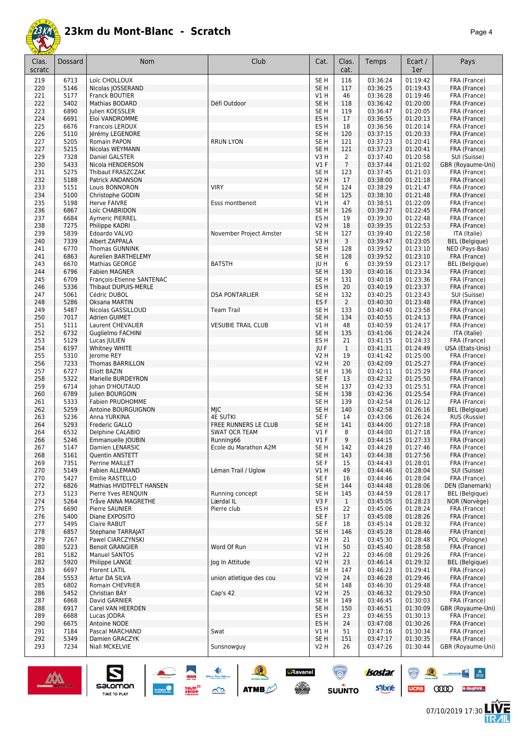# 23km du Mont-Blanc - Scratch

| Clas. scratc | Dossard | Nom | Club | Cat. | Clas. cat. | Temps | Ecart / 1er | Pays |
|---|---|---|---|---|---|---|---|---|
| 219 | 6713 | Loïc CHOLLOUX | | SE H | 116 | 03:36:24 | 01:19:42 | FRA (France) |
| 220 | 5146 | Nicolas JOSSERAND | | SE H | 117 | 03:36:25 | 01:19:43 | FRA (France) |
| 221 | 5177 | Franck BOUTIER | | V1 H | 46 | 03:36:28 | 01:19:46 | FRA (France) |
| 222 | 5402 | Mathias BODARD | Défi Outdoor | SE H | 118 | 03:36:42 | 01:20:00 | FRA (France) |
| 223 | 6890 | Julien KOESSLER | | SE H | 119 | 03:36:47 | 01:20:05 | FRA (France) |
| 224 | 6691 | Eloi VANDROMME | | ES H | 17 | 03:36:55 | 01:20:13 | FRA (France) |
| 225 | 6676 | Francois LEROUX | | ES H | 18 | 03:36:56 | 01:20:14 | FRA (France) |
| 226 | 5110 | Jérémy LEGENDRE | | SE H | 120 | 03:37:15 | 01:20:33 | FRA (France) |
| 227 | 5205 | Romain PAPON | RRUN LYON | SE H | 121 | 03:37:23 | 01:20:41 | FRA (France) |
| 227 | 5215 | Nicolas WEYMANN | | SE H | 121 | 03:37:23 | 01:20:41 | FRA (France) |
| 229 | 7328 | Daniel GALSTER | | V3 H | 2 | 03:37:40 | 01:20:58 | SUI (Suisse) |
| 230 | 5433 | Nicola HENDERSON | | V1 F | 7 | 03:37:44 | 01:21:02 | GBR (Royaume-Uni) |
| 231 | 5275 | Thibaut FRASZCZAK | | SE H | 123 | 03:37:45 | 01:21:03 | FRA (France) |
| 232 | 5188 | Patrick ANDANSON | | V2 H | 17 | 03:38:00 | 01:21:18 | FRA (France) |
| 233 | 5151 | Louis BONNORON | VIRY | SE H | 124 | 03:38:29 | 01:21:47 | FRA (France) |
| 234 | 5100 | Christophe GODIN | | SE H | 125 | 03:38:30 | 01:21:48 | FRA (France) |
| 235 | 5198 | Herve FAIVRE | Esss montbenoit | V1 H | 47 | 03:38:51 | 01:22:09 | FRA (France) |
| 236 | 6867 | Loïc CHABRIDON | | SE H | 126 | 03:39:27 | 01:22:45 | FRA (France) |
| 237 | 6684 | Aymeric PIERREL | | ES H | 19 | 03:39:30 | 01:22:48 | FRA (France) |
| 238 | 7275 | Philippe KADRI | | V2 H | 18 | 03:39:35 | 01:22:53 | FRA (France) |
| 239 | 5839 | Edoardo VALVO | November Project Amster | SE H | 127 | 03:39:40 | 01:22:58 | ITA (Italie) |
| 240 | 7339 | Albert ZAPPALA | | V3 H | 3 | 03:39:47 | 01:23:05 | BEL (Belgique) |
| 241 | 6770 | Thomas GUNNINK | | SE H | 128 | 03:39:52 | 01:23:10 | NED (Pays-Bas) |
| 241 | 6863 | Aurelien BARTHELEMY | | SE H | 128 | 03:39:52 | 01:23:10 | FRA (France) |
| 243 | 6670 | Mathias GEORGE | BATSTH | JU H | 6 | 03:39:59 | 01:23:17 | BEL (Belgique) |
| 244 | 6796 | Fabien MAGNER | | SE H | 130 | 03:40:16 | 01:23:34 | FRA (France) |
| 245 | 6709 | François-Etienne SANTENAC | | SE H | 131 | 03:40:18 | 01:23:36 | FRA (France) |
| 246 | 5336 | Thibaut DUPUIS-MERLE | | ES H | 20 | 03:40:19 | 01:23:37 | FRA (France) |
| 247 | 5061 | Cédric DUBOL | DSA PONTARLIER | SE H | 132 | 03:40:25 | 01:23:43 | SUI (Suisse) |
| 248 | 5286 | Oksana MARTIN | | ES F | 2 | 03:40:30 | 01:23:48 | FRA (France) |
| 249 | 5487 | Nicolas GASSILLOUD | Team Trail | SE H | 133 | 03:40:40 | 01:23:58 | FRA (France) |
| 250 | 7017 | Adrien GUIMET | | SE H | 134 | 03:40:55 | 01:24:13 | FRA (France) |
| 251 | 5111 | Laurent CHEVALIER | VESUBIE TRAIL CLUB | V1 H | 48 | 03:40:59 | 01:24:17 | FRA (France) |
| 252 | 6732 | Guglielmo FACHINI | | SE H | 135 | 03:41:06 | 01:24:24 | ITA (Italie) |
| 253 | 5129 | Lucas JULIEN | | ES H | 21 | 03:41:15 | 01:24:33 | FRA (France) |
| 254 | 6197 | Whitney WHITE | | JU F | 1 | 03:41:31 | 01:24:49 | USA (Etats-Unis) |
| 255 | 5310 | Jerome REY | | V2 H | 19 | 03:41:42 | 01:25:00 | FRA (France) |
| 256 | 7233 | Thomas BARRILLON | | V2 H | 20 | 03:42:09 | 01:25:27 | FRA (France) |
| 257 | 6727 | Eliott BAZIN | | SE H | 136 | 03:42:11 | 01:25:29 | FRA (France) |
| 258 | 5322 | Marielle BURDEYRON | | SE F | 13 | 03:42:32 | 01:25:50 | FRA (France) |
| 259 | 6714 | Johan D'HOUTAUD | | SE H | 137 | 03:42:33 | 01:25:51 | FRA (France) |
| 260 | 6789 | Julien BOURGOIN | | SE H | 138 | 03:42:36 | 01:25:54 | FRA (France) |
| 261 | 5333 | Fabien PRUDHOMME | | SE H | 139 | 03:42:54 | 01:26:12 | FRA (France) |
| 262 | 5259 | Antoine BOURGUIGNON | MJC | SE H | 140 | 03:42:58 | 01:26:16 | BEL (Belgique) |
| 263 | 5236 | Anna YURKINA | 4E SUTKI | SE F | 14 | 03:43:06 | 01:26:24 | RUS (Russie) |
| 264 | 5293 | Frederic GALLO | FREE RUNNERS LE CLUB | SE H | 141 | 03:44:00 | 01:27:18 | FRA (France) |
| 264 | 6532 | Delphine CALABIO | SWAT OCR TEAM | V1 F | 8 | 03:44:00 | 01:27:18 | FRA (France) |
| 266 | 5246 | Emmanuelle JOUBIN | Running66 | V1 F | 9 | 03:44:15 | 01:27:33 | FRA (France) |
| 267 | 5147 | Damien LENARSIC | Ecole du Marathon A2M | SE H | 142 | 03:44:28 | 01:27:46 | FRA (France) |
| 268 | 5161 | Quentin ANSTETT | | SE H | 143 | 03:44:38 | 01:27:56 | FRA (France) |
| 269 | 7351 | Perrine MAILLET | | SE F | 15 | 03:44:43 | 01:28:01 | FRA (France) |
| 270 | 5149 | Fabien ALLEMAND | Léman Trail / Uglow | V1 H | 49 | 03:44:46 | 01:28:04 | SUI (Suisse) |
| 270 | 5427 | Emilie RASTELLO | | SE F | 16 | 03:44:46 | 01:28:04 | FRA (France) |
| 272 | 6826 | Mathias HVIDTFELT HANSEN | | SE H | 144 | 03:44:48 | 01:28:06 | DEN (Danemark) |
| 273 | 5123 | Pierre Yves RENQUIN | Running concept | SE H | 145 | 03:44:59 | 01:28:17 | BEL (Belgique) |
| 274 | 5264 | Tråve ANNA MAGRETHE | Lærdal IL | V3 F | 1 | 03:45:05 | 01:28:23 | NOR (Norvège) |
| 275 | 6690 | Pierre SAUNIER | Pierre club | ES H | 22 | 03:45:06 | 01:28:24 | FRA (France) |
| 276 | 5400 | Diane EXPOSITO | | SE F | 17 | 03:45:08 | 01:28:26 | FRA (France) |
| 277 | 5495 | Claire RABUT | | SE F | 18 | 03:45:14 | 01:28:32 | FRA (France) |
| 278 | 6857 | Stephane TARRAJAT | | SE H | 146 | 03:45:28 | 01:28:46 | FRA (France) |
| 279 | 7267 | Pawel CIARCZYNSKI | | V2 H | 21 | 03:45:30 | 01:28:48 | POL (Pologne) |
| 280 | 5223 | Benoit GRANGIER | Word Of Run | V1 H | 50 | 03:45:40 | 01:28:58 | FRA (France) |
| 281 | 5182 | Manuel SANTOS | | V2 H | 22 | 03:46:08 | 01:29:26 | FRA (France) |
| 282 | 5920 | Philippe LANGE | Jog In Attitude | V2 H | 23 | 03:46:14 | 01:29:32 | BEL (Belgique) |
| 283 | 6697 | Florent LATIL | | SE H | 147 | 03:46:23 | 01:29:41 | FRA (France) |
| 284 | 5553 | Artur DA SILVA | union atletique des cou | V2 H | 24 | 03:46:28 | 01:29:46 | FRA (France) |
| 285 | 6802 | Romain CHEVRIER | | SE H | 148 | 03:46:30 | 01:29:48 | FRA (France) |
| 286 | 5452 | Christian BAY | Cap's 42 | V2 H | 25 | 03:46:32 | 01:29:50 | FRA (France) |
| 287 | 6868 | David GARNIER | | SE H | 149 | 03:46:45 | 01:30:03 | FRA (France) |
| 288 | 6917 | Carel VAN HEERDEN | | SE H | 150 | 03:46:51 | 01:30:09 | GBR (Royaume-Uni) |
| 289 | 6688 | Lucas JODRA | | ES H | 23 | 03:46:55 | 01:30:13 | FRA (France) |
| 290 | 6675 | Antoine NODE | | ES H | 24 | 03:47:08 | 01:30:26 | FRA (France) |
| 291 | 7184 | Pascal MARCHAND | Swat | V1 H | 51 | 03:47:16 | 01:30:34 | FRA (France) |
| 292 | 5349 | Damien GRACZYK | | SE H | 151 | 03:47:17 | 01:30:35 | FRA (France) |
| 293 | 7234 | Niall MCKELVIE | Sunsnowguy | V2 H | 26 | 03:47:26 | 01:30:44 | GBR (Royaume-Uni) |

07/10/2019 17:30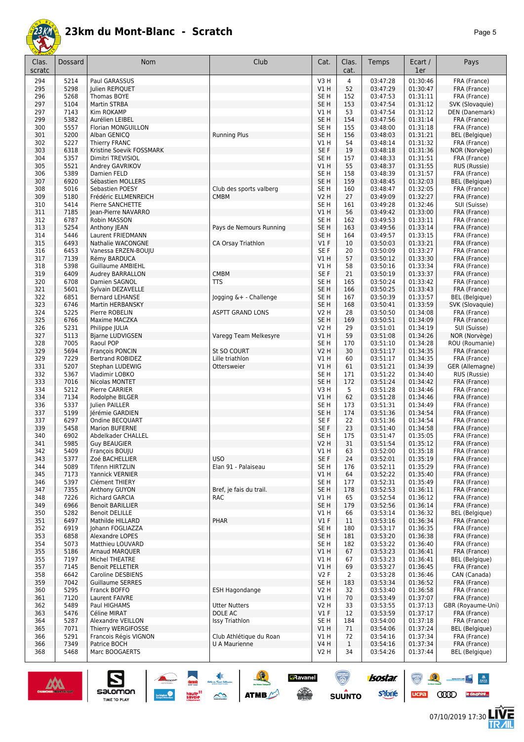# 23km du Mont-Blanc - Scratch

| Clas. scratc | Dossard | Nom | Club | Cat. | Clas. cat. | Temps | Ecart / 1er | Pays |
|---|---|---|---|---|---|---|---|---|
| 294 | 5214 | Paul GARASSUS | | V3 H | 4 | 03:47:28 | 01:30:46 | FRA (France) |
| 295 | 5298 | Julien REPIQUET | | V1 H | 52 | 03:47:29 | 01:30:47 | FRA (France) |
| 296 | 5268 | Thomas BOYE | | SE H | 152 | 03:47:53 | 01:31:11 | FRA (France) |
| 297 | 5104 | Martin STRBA | | SE H | 153 | 03:47:54 | 01:31:12 | SVK (Slovaquie) |
| 297 | 7143 | Kim ROKAMP | | V1 H | 53 | 03:47:54 | 01:31:12 | DEN (Danemark) |
| 299 | 5382 | Aurélien LEIBEL | | SE H | 154 | 03:47:56 | 01:31:14 | FRA (France) |
| 300 | 5557 | Florian MONGUILLON | | SE H | 155 | 03:48:00 | 01:31:18 | FRA (France) |
| 301 | 5200 | Alban GENICQ | Running Plus | SE H | 156 | 03:48:03 | 01:31:21 | BEL (Belgique) |
| 302 | 5227 | Thierry FRANC | | V1 H | 54 | 03:48:14 | 01:31:32 | FRA (France) |
| 303 | 6318 | Kristine Soevik FOSSMARK | | SE F | 19 | 03:48:18 | 01:31:36 | NOR (Norvège) |
| 304 | 5357 | Dimitri TREVISIOL | | SE H | 157 | 03:48:33 | 01:31:51 | FRA (France) |
| 305 | 5521 | Andrey GAVRIKOV | | V1 H | 55 | 03:48:37 | 01:31:55 | RUS (Russie) |
| 306 | 5389 | Damien FELD | | SE H | 158 | 03:48:39 | 01:31:57 | FRA (France) |
| 307 | 6920 | Sébastien MOLLERS | | SE H | 159 | 03:48:45 | 01:32:03 | BEL (Belgique) |
| 308 | 5016 | Sebastien POESY | Club des sports valberg | SE H | 160 | 03:48:47 | 01:32:05 | FRA (France) |
| 309 | 5180 | Frédéric ELLMENREICH | CMBM | V2 H | 27 | 03:49:09 | 01:32:27 | FRA (France) |
| 310 | 5414 | Pierre SANCHETTE | | SE H | 161 | 03:49:28 | 01:32:46 | SUI (Suisse) |
| 311 | 7185 | Jean-Pierre NAVARRO | | V1 H | 56 | 03:49:42 | 01:33:00 | FRA (France) |
| 312 | 6787 | Robin MASSON | | SE H | 162 | 03:49:53 | 01:33:11 | FRA (France) |
| 313 | 5254 | Anthony JEAN | Pays de Nemours Running | SE H | 163 | 03:49:56 | 01:33:14 | FRA (France) |
| 314 | 5446 | Laurent FRIEDMANN | | SE H | 164 | 03:49:57 | 01:33:15 | FRA (France) |
| 315 | 6493 | Nathalie WACONGNE | CA Orsay Triathlon | V1 F | 10 | 03:50:03 | 01:33:21 | FRA (France) |
| 316 | 6453 | Vanessa ERZEN-BOUJU | | SE F | 20 | 03:50:09 | 01:33:27 | FRA (France) |
| 317 | 7139 | Rémy BARDUCA | | V1 H | 57 | 03:50:12 | 01:33:30 | FRA (France) |
| 318 | 5398 | Guillaume AMBIEHL | | V1 H | 58 | 03:50:16 | 01:33:34 | FRA (France) |
| 319 | 6409 | Audrey BARRALLON | CMBM | SE F | 21 | 03:50:19 | 01:33:37 | FRA (France) |
| 320 | 6708 | Damien SAGNOL | TTS | SE H | 165 | 03:50:24 | 01:33:42 | FRA (France) |
| 321 | 5601 | Sylvain DEZAVELLE | | SE H | 166 | 03:50:25 | 01:33:43 | FRA (France) |
| 322 | 6851 | Bernard LEHANSE | Jogging &+ - Challenge | SE H | 167 | 03:50:39 | 01:33:57 | BEL (Belgique) |
| 323 | 6746 | Martin HERBANSKY | | SE H | 168 | 03:50:41 | 01:33:59 | SVK (Slovaquie) |
| 324 | 5225 | Pierre ROBELIN | ASPTT GRAND LONS | V2 H | 28 | 03:50:50 | 01:34:08 | FRA (France) |
| 325 | 6766 | Maxime MACZKA | | SE H | 169 | 03:50:51 | 01:34:09 | FRA (France) |
| 326 | 5231 | Philippe JULIA | | V2 H | 29 | 03:51:01 | 01:34:19 | SUI (Suisse) |
| 327 | 5113 | Bjarne LUDVIGSEN | Varegg Team Melkesyre | V1 H | 59 | 03:51:08 | 01:34:26 | NOR (Norvège) |
| 328 | 7005 | Raoul POP | | SE H | 170 | 03:51:10 | 01:34:28 | ROU (Roumanie) |
| 329 | 5694 | François PONCIN | St SO COURT | V2 H | 30 | 03:51:17 | 01:34:35 | FRA (France) |
| 329 | 7229 | Bertrand ROBIDEZ | Lille triathlon | V1 H | 60 | 03:51:17 | 01:34:35 | FRA (France) |
| 331 | 5207 | Stephan LUDEWIG | Ottersweier | V1 H | 61 | 03:51:21 | 01:34:39 | GER (Allemagne) |
| 332 | 5367 | Vladimir LOBKO | | SE H | 171 | 03:51:22 | 01:34:40 | RUS (Russie) |
| 333 | 7016 | Nicolas MONTET | | SE H | 172 | 03:51:24 | 01:34:42 | FRA (France) |
| 334 | 5212 | Pierre CARRIER | | V3 H | 5 | 03:51:28 | 01:34:46 | FRA (France) |
| 334 | 7134 | Rodolphe BILGER | | V1 H | 62 | 03:51:28 | 01:34:46 | FRA (France) |
| 336 | 5337 | Julien PAILLER | | SE H | 173 | 03:51:31 | 01:34:49 | FRA (France) |
| 337 | 5199 | Jérémie GARDIEN | | SE H | 174 | 03:51:36 | 01:34:54 | FRA (France) |
| 337 | 6297 | Ondine BECQUART | | SE F | 22 | 03:51:36 | 01:34:54 | FRA (France) |
| 339 | 5458 | Marion BUFERNE | | SE F | 23 | 03:51:40 | 01:34:58 | FRA (France) |
| 340 | 6902 | Abdelkader CHALLEL | | SE H | 175 | 03:51:47 | 01:35:05 | FRA (France) |
| 341 | 5985 | Guy BEAUGIER | | V2 H | 31 | 03:51:54 | 01:35:12 | FRA (France) |
| 342 | 5409 | François BOUJU | | V1 H | 63 | 03:52:00 | 01:35:18 | FRA (France) |
| 343 | 5377 | Zoé BACHELLIER | USO | SE F | 24 | 03:52:01 | 01:35:19 | FRA (France) |
| 344 | 5089 | Tifenn HIRTZLIN | Elan 91 - Palaiseau | SE H | 176 | 03:52:11 | 01:35:29 | FRA (France) |
| 345 | 7173 | Yannick VERNIER | | V1 H | 64 | 03:52:22 | 01:35:40 | FRA (France) |
| 346 | 5397 | Clément THIERY | | SE H | 177 | 03:52:31 | 01:35:49 | FRA (France) |
| 347 | 7355 | Anthony GUYON | Bref, je fais du trail. | SE H | 178 | 03:52:53 | 01:36:11 | FRA (France) |
| 348 | 7226 | Richard GARCIA | RAC | V1 H | 65 | 03:52:54 | 01:36:12 | FRA (France) |
| 349 | 6966 | Benoit BARILLIER | | SE H | 179 | 03:52:56 | 01:36:14 | FRA (France) |
| 350 | 5282 | Benoit DELILLE | | V1 H | 66 | 03:53:14 | 01:36:32 | BEL (Belgique) |
| 351 | 6497 | Mathilde HILLARD | PHAR | V1 F | 11 | 03:53:16 | 01:36:34 | FRA (France) |
| 352 | 6919 | Johann FOGLIAZZA | | SE H | 180 | 03:53:17 | 01:36:35 | FRA (France) |
| 353 | 6858 | Alexandre LOPES | | SE H | 181 | 03:53:20 | 01:36:38 | FRA (France) |
| 354 | 5073 | Matthieu LOUVARD | | SE H | 182 | 03:53:22 | 01:36:40 | FRA (France) |
| 355 | 5186 | Arnaud MARQUER | | V1 H | 67 | 03:53:23 | 01:36:41 | FRA (France) |
| 355 | 7197 | Michel THEATRE | | V1 H | 67 | 03:53:23 | 01:36:41 | BEL (Belgique) |
| 357 | 7145 | Benoit PELLETIER | | V1 H | 69 | 03:53:27 | 01:36:45 | FRA (France) |
| 358 | 6642 | Caroline DESBIENS | | V2 F | 2 | 03:53:28 | 01:36:46 | CAN (Canada) |
| 359 | 7042 | Guillaume SERRES | | SE H | 183 | 03:53:34 | 01:36:52 | FRA (France) |
| 360 | 5295 | Franck BOFFO | ESH Hagondange | V2 H | 32 | 03:53:40 | 01:36:58 | FRA (France) |
| 361 | 7120 | Laurent FAIVRE | | V1 H | 70 | 03:53:49 | 01:37:07 | FRA (France) |
| 362 | 5489 | Paul HIGHAMS | Utter Nutters | V2 H | 33 | 03:53:55 | 01:37:13 | GBR (Royaume-Uni) |
| 363 | 5476 | Céline MIRAT | DOLE AC | V1 F | 12 | 03:53:59 | 01:37:17 | FRA (France) |
| 364 | 5287 | Alexandre VEILLON | Issy Triathlon | SE H | 184 | 03:54:00 | 01:37:18 | FRA (France) |
| 365 | 7071 | Thierry WERGIFOSSE | | V1 H | 71 | 03:54:06 | 01:37:24 | BEL (Belgique) |
| 366 | 5291 | Francois Régis VIGNON | Club Athlétique du Roan | V1 H | 72 | 03:54:16 | 01:37:34 | FRA (France) |
| 366 | 7349 | Patrice BOCH | U A Maurienne | V4 H | 1 | 03:54:16 | 01:37:34 | FRA (France) |
| 368 | 5468 | Marc BOOGAERTS | | V2 H | 34 | 03:54:26 | 01:37:44 | BEL (Belgique) |

07/10/2019 17:30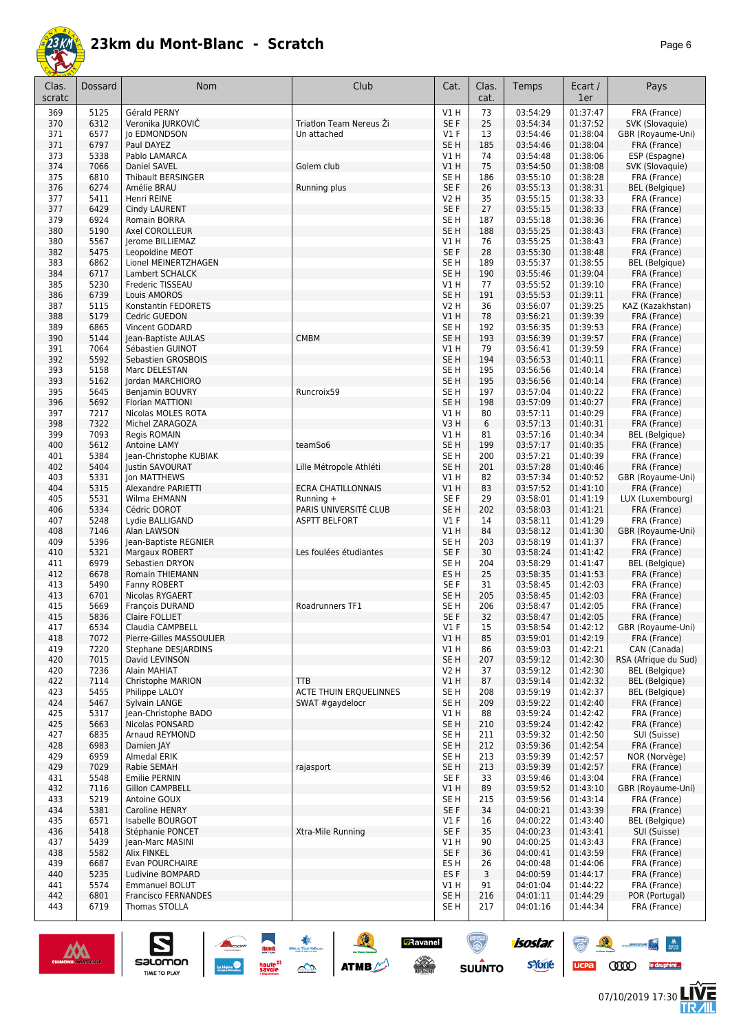# 23km du Mont-Blanc - Scratch

| Clas. scratc | Dossard | Nom | Club | Cat. | Clas. cat. | Temps | Ecart / 1er | Pays |
|---|---|---|---|---|---|---|---|---|
| 369 | 5125 | Gérald PERNY | | V1 H | 73 | 03:54:29 | 01:37:47 | FRA (France) |
| 370 | 6312 | Veronika JURKOVIČ | Triatlon Team Nereus Ži | SE F | 25 | 03:54:34 | 01:37:52 | SVK (Slovaquie) |
| 371 | 6577 | Jo EDMONDSON | Un attached | V1 F | 13 | 03:54:46 | 01:38:04 | GBR (Royaume-Uni) |
| 371 | 6797 | Paul DAYEZ | | SE H | 185 | 03:54:46 | 01:38:04 | FRA (France) |
| 373 | 5338 | Pablo LAMARCA | | V1 H | 74 | 03:54:48 | 01:38:06 | ESP (Espagne) |
| 374 | 7066 | Daniel SAVEL | Golem club | V1 H | 75 | 03:54:50 | 01:38:08 | SVK (Slovaquie) |
| 375 | 6810 | Thibault BERSINGER | | SE H | 186 | 03:55:10 | 01:38:28 | FRA (France) |
| 376 | 6274 | Amélie BRAU | Running plus | SE F | 26 | 03:55:13 | 01:38:31 | BEL (Belgique) |
| 377 | 5411 | Henri REINE | | V2 H | 35 | 03:55:15 | 01:38:33 | FRA (France) |
| 377 | 6429 | Cindy LAURENT | | SE F | 27 | 03:55:15 | 01:38:33 | FRA (France) |
| 379 | 6924 | Romain BORRA | | SE H | 187 | 03:55:18 | 01:38:36 | FRA (France) |
| 380 | 5190 | Axel COROLLEUR | | SE H | 188 | 03:55:25 | 01:38:43 | FRA (France) |
| 380 | 5567 | Jerome BILLIEMAZ | | V1 H | 76 | 03:55:25 | 01:38:43 | FRA (France) |
| 382 | 5475 | Leopoldine MEOT | | SE F | 28 | 03:55:30 | 01:38:48 | FRA (France) |
| 383 | 6862 | Lionel MEINERTZHAGEN | | SE H | 189 | 03:55:37 | 01:38:55 | BEL (Belgique) |
| 384 | 6717 | Lambert SCHALCK | | SE H | 190 | 03:55:46 | 01:39:04 | FRA (France) |
| 385 | 5230 | Frederic TISSEAU | | V1 H | 77 | 03:55:52 | 01:39:10 | FRA (France) |
| 386 | 6739 | Louis AMOROS | | SE H | 191 | 03:55:53 | 01:39:11 | FRA (France) |
| 387 | 5115 | Konstantin FEDORETS | | V2 H | 36 | 03:56:07 | 01:39:25 | KAZ (Kazakhstan) |
| 388 | 5179 | Cedric GUEDON | | V1 H | 78 | 03:56:21 | 01:39:39 | FRA (France) |
| 389 | 6865 | Vincent GODARD | | SE H | 192 | 03:56:35 | 01:39:53 | FRA (France) |
| 390 | 5144 | Jean-Baptiste AULAS | CMBM | SE H | 193 | 03:56:39 | 01:39:57 | FRA (France) |
| 391 | 7064 | Sébastien GUINOT | | V1 H | 79 | 03:56:41 | 01:39:59 | FRA (France) |
| 392 | 5592 | Sebastien GROSBOIS | | SE H | 194 | 03:56:53 | 01:40:11 | FRA (France) |
| 393 | 5158 | Marc DELESTAN | | SE H | 195 | 03:56:56 | 01:40:14 | FRA (France) |
| 393 | 5162 | Jordan MARCHIORO | | SE H | 195 | 03:56:56 | 01:40:14 | FRA (France) |
| 395 | 5645 | Benjamin BOUVRY | Runcroix59 | SE H | 197 | 03:57:04 | 01:40:22 | FRA (France) |
| 396 | 5692 | Florian MATTIONI | | SE H | 198 | 03:57:09 | 01:40:27 | FRA (France) |
| 397 | 7217 | Nicolas MOLES ROTA | | V1 H | 80 | 03:57:11 | 01:40:29 | FRA (France) |
| 398 | 7322 | Michel ZARAGOZA | | V3 H | 6 | 03:57:13 | 01:40:31 | FRA (France) |
| 399 | 7093 | Regis ROMAIN | | V1 H | 81 | 03:57:16 | 01:40:34 | BEL (Belgique) |
| 400 | 5612 | Antoine LAMY | teamSo6 | SE H | 199 | 03:57:17 | 01:40:35 | FRA (France) |
| 401 | 5384 | Jean-Christophe KUBIAK | | SE H | 200 | 03:57:21 | 01:40:39 | FRA (France) |
| 402 | 5404 | Justin SAVOURAT | Lille Métropole Athléti | SE H | 201 | 03:57:28 | 01:40:46 | FRA (France) |
| 403 | 5331 | Jon MATTHEWS | | V1 H | 82 | 03:57:34 | 01:40:52 | GBR (Royaume-Uni) |
| 404 | 5315 | Alexandre PARIETTI | ECRA CHATILLONNAIS | V1 H | 83 | 03:57:52 | 01:41:10 | FRA (France) |
| 405 | 5531 | Wilma EHMANN | Running + | SE F | 29 | 03:58:01 | 01:41:19 | LUX (Luxembourg) |
| 406 | 5334 | Cédric DOROT | PARIS UNIVERSITÉ CLUB | SE H | 202 | 03:58:03 | 01:41:21 | FRA (France) |
| 407 | 5248 | Lydie BALLIGAND | ASPTT BELFORT | V1 F | 14 | 03:58:11 | 01:41:29 | FRA (France) |
| 408 | 7146 | Alan LAWSON | | V1 H | 84 | 03:58:12 | 01:41:30 | GBR (Royaume-Uni) |
| 409 | 5396 | Jean-Baptiste REGNIER | | SE H | 203 | 03:58:19 | 01:41:37 | FRA (France) |
| 410 | 5321 | Margaux ROBERT | Les foulées étudiantes | SE F | 30 | 03:58:24 | 01:41:42 | FRA (France) |
| 411 | 6979 | Sebastien DRYON | | SE H | 204 | 03:58:29 | 01:41:47 | BEL (Belgique) |
| 412 | 6678 | Romain THIEMANN | | ES H | 25 | 03:58:35 | 01:41:53 | FRA (France) |
| 413 | 5490 | Fanny ROBERT | | SE F | 31 | 03:58:45 | 01:42:03 | FRA (France) |
| 413 | 6701 | Nicolas RYGAERT | | SE H | 205 | 03:58:45 | 01:42:03 | FRA (France) |
| 415 | 5669 | François DURAND | Roadrunners TF1 | SE H | 206 | 03:58:47 | 01:42:05 | FRA (France) |
| 415 | 5836 | Claire FOLLIET | | SE F | 32 | 03:58:47 | 01:42:05 | FRA (France) |
| 417 | 6534 | Claudia CAMPBELL | | V1 F | 15 | 03:58:54 | 01:42:12 | GBR (Royaume-Uni) |
| 418 | 7072 | Pierre-Gilles MASSOULIER | | V1 H | 85 | 03:59:01 | 01:42:19 | FRA (France) |
| 419 | 7220 | Stephane DESJARDINS | | V1 H | 86 | 03:59:03 | 01:42:21 | CAN (Canada) |
| 420 | 7015 | David LEVINSON | | SE H | 207 | 03:59:12 | 01:42:30 | RSA (Afrique du Sud) |
| 420 | 7236 | Alain MAHIAT | | V2 H | 37 | 03:59:12 | 01:42:30 | BEL (Belgique) |
| 422 | 7114 | Christophe MARION | TTB | V1 H | 87 | 03:59:14 | 01:42:32 | BEL (Belgique) |
| 423 | 5455 | Philippe LALOY | ACTE THUIN ERQUELINNES | SE H | 208 | 03:59:19 | 01:42:37 | BEL (Belgique) |
| 424 | 5467 | Sylvain LANGE | SWAT #gaydelocr | SE H | 209 | 03:59:22 | 01:42:40 | FRA (France) |
| 425 | 5317 | Jean-Christophe BADO | | V1 H | 88 | 03:59:24 | 01:42:42 | FRA (France) |
| 425 | 5663 | Nicolas PONSARD | | SE H | 210 | 03:59:24 | 01:42:42 | FRA (France) |
| 427 | 6835 | Arnaud REYMOND | | SE H | 211 | 03:59:32 | 01:42:50 | SUI (Suisse) |
| 428 | 6983 | Damien JAY | | SE H | 212 | 03:59:36 | 01:42:54 | FRA (France) |
| 429 | 6959 | Almedal ERIK | | SE H | 213 | 03:59:39 | 01:42:57 | NOR (Norvège) |
| 429 | 7029 | Rabie SEMAH | rajasport | SE H | 213 | 03:59:39 | 01:42:57 | FRA (France) |
| 431 | 5548 | Emilie PERNIN | | SE F | 33 | 03:59:46 | 01:43:04 | FRA (France) |
| 432 | 7116 | Gillon CAMPBELL | | V1 H | 89 | 03:59:52 | 01:43:10 | GBR (Royaume-Uni) |
| 433 | 5219 | Antoine GOUX | | SE H | 215 | 03:59:56 | 01:43:14 | FRA (France) |
| 434 | 5381 | Caroline HENRY | | SE F | 34 | 04:00:21 | 01:43:39 | FRA (France) |
| 435 | 6571 | Isabelle BOURGOT | | V1 F | 16 | 04:00:22 | 01:43:40 | BEL (Belgique) |
| 436 | 5418 | Stéphanie PONCET | Xtra-Mile Running | SE F | 35 | 04:00:23 | 01:43:41 | SUI (Suisse) |
| 437 | 5439 | Jean-Marc MASINI | | V1 H | 90 | 04:00:25 | 01:43:43 | FRA (France) |
| 438 | 5582 | Alix FINKEL | | SE F | 36 | 04:00:41 | 01:43:59 | FRA (France) |
| 439 | 6687 | Evan POURCHAIRE | | ES H | 26 | 04:00:48 | 01:44:06 | FRA (France) |
| 440 | 5235 | Ludivine BOMPARD | | ES F | 3 | 04:00:59 | 01:44:17 | FRA (France) |
| 441 | 5574 | Emmanuel BOLUT | | V1 H | 91 | 04:01:04 | 01:44:22 | FRA (France) |
| 442 | 6801 | Francisco FERNANDES | | SE H | 216 | 04:01:11 | 01:44:29 | POR (Portugal) |
| 443 | 6719 | Thomas STOLLA | | SE H | 217 | 04:01:16 | 01:44:34 | FRA (France) |

07/10/2019 17:30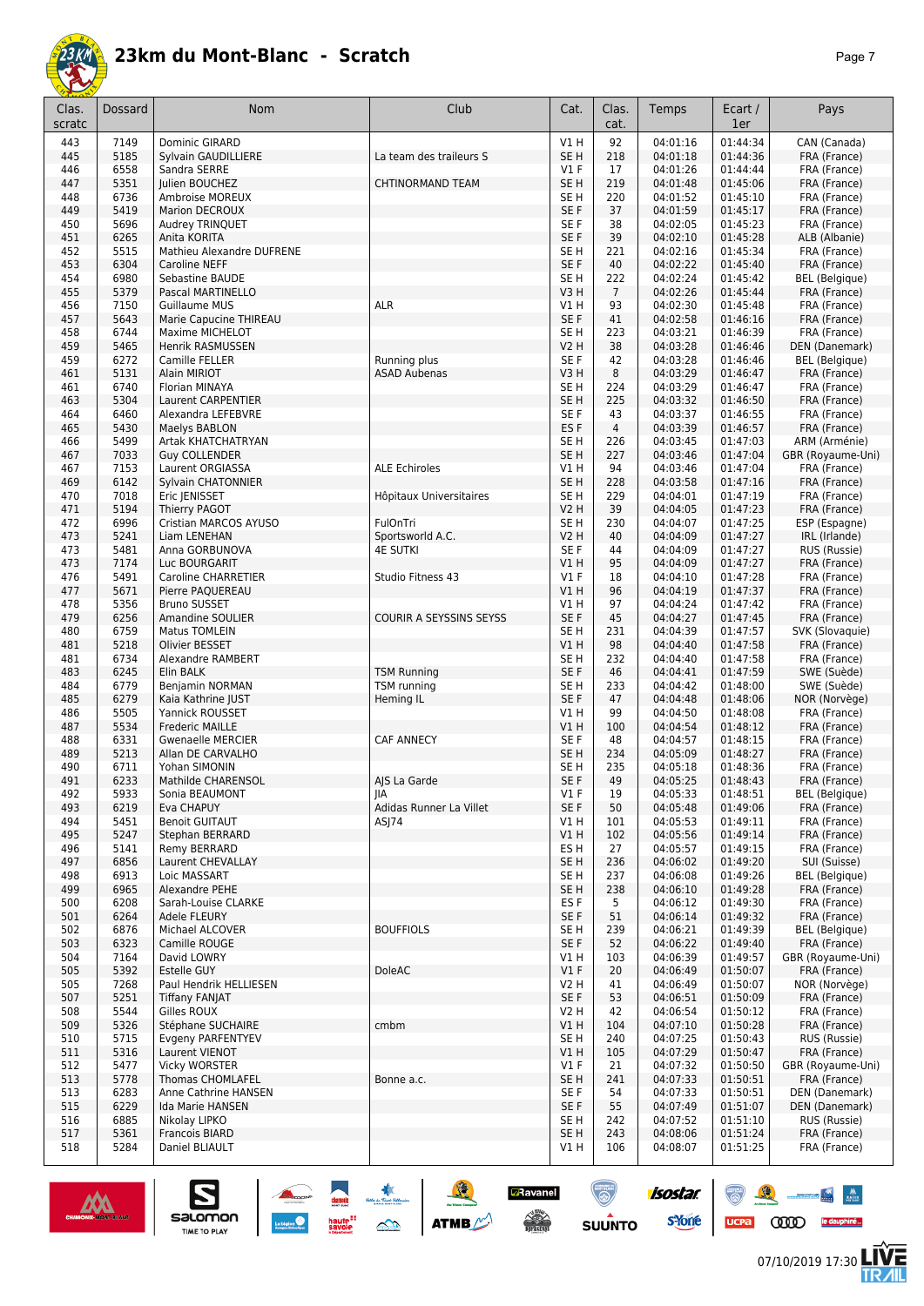# 23km du Mont-Blanc - Scratch

| Clas. scratc | Dossard | Nom | Club | Cat. | Clas. cat. | Temps | Ecart / 1er | Pays |
|---|---|---|---|---|---|---|---|---|
| 443 | 7149 | Dominic GIRARD | | V1 H | 92 | 04:01:16 | 01:44:34 | CAN (Canada) |
| 445 | 5185 | Sylvain GAUDILLIERE | La team des traileurs S | SE H | 218 | 04:01:18 | 01:44:36 | FRA (France) |
| 446 | 6558 | Sandra SERRE | | V1 F | 17 | 04:01:26 | 01:44:44 | FRA (France) |
| 447 | 5351 | Julien BOUCHEZ | CHTINORMAND TEAM | SE H | 219 | 04:01:48 | 01:45:06 | FRA (France) |
| 448 | 6736 | Ambroise MOREUX | | SE H | 220 | 04:01:52 | 01:45:10 | FRA (France) |
| 449 | 5419 | Marion DECROUX | | SE F | 37 | 04:01:59 | 01:45:17 | FRA (France) |
| 450 | 5696 | Audrey TRINQUET | | SE F | 38 | 04:02:05 | 01:45:23 | FRA (France) |
| 451 | 6265 | Anita KORITA | | SE F | 39 | 04:02:10 | 01:45:28 | ALB (Albanie) |
| 452 | 5515 | Mathieu Alexandre DUFRENE | | SE H | 221 | 04:02:16 | 01:45:34 | FRA (France) |
| 453 | 6304 | Caroline NEFF | | SE F | 40 | 04:02:22 | 01:45:40 | FRA (France) |
| 454 | 6980 | Sebastine BAUDE | | SE H | 222 | 04:02:24 | 01:45:42 | BEL (Belgique) |
| 455 | 5379 | Pascal MARTINELLO | | V3 H | 7 | 04:02:26 | 01:45:44 | FRA (France) |
| 456 | 7150 | Guillaume MUS | ALR | V1 H | 93 | 04:02:30 | 01:45:48 | FRA (France) |
| 457 | 5643 | Marie Capucine THIREAU | | SE F | 41 | 04:02:58 | 01:46:16 | FRA (France) |
| 458 | 6744 | Maxime MICHELOT | | SE H | 223 | 04:03:21 | 01:46:39 | FRA (France) |
| 459 | 5465 | Henrik RASMUSSEN | | V2 H | 38 | 04:03:28 | 01:46:46 | DEN (Danemark) |
| 459 | 6272 | Camille FELLER | Running plus | SE F | 42 | 04:03:28 | 01:46:46 | BEL (Belgique) |
| 461 | 5131 | Alain MIRIOT | ASAD Aubenas | V3 H | 8 | 04:03:29 | 01:46:47 | FRA (France) |
| 461 | 6740 | Florian MINAYA | | SE H | 224 | 04:03:29 | 01:46:47 | FRA (France) |
| 463 | 5304 | Laurent CARPENTIER | | SE H | 225 | 04:03:32 | 01:46:50 | FRA (France) |
| 464 | 6460 | Alexandra LEFEBVRE | | SE F | 43 | 04:03:37 | 01:46:55 | FRA (France) |
| 465 | 5430 | Maelys BABLON | | ES F | 4 | 04:03:39 | 01:46:57 | FRA (France) |
| 466 | 5499 | Artak KHATCHATRYAN | | SE H | 226 | 04:03:45 | 01:47:03 | ARM (Arménie) |
| 467 | 7033 | Guy COLLENDER | | SE H | 227 | 04:03:46 | 01:47:04 | GBR (Royaume-Uni) |
| 467 | 7153 | Laurent ORGIASSA | ALE Echiroles | V1 H | 94 | 04:03:46 | 01:47:04 | FRA (France) |
| 469 | 6142 | Sylvain CHATONNIER | | SE H | 228 | 04:03:58 | 01:47:16 | FRA (France) |
| 470 | 7018 | Eric JENISSET | Hôpitaux Universitaires | SE H | 229 | 04:04:01 | 01:47:19 | FRA (France) |
| 471 | 5194 | Thierry PAGOT | | V2 H | 39 | 04:04:05 | 01:47:23 | FRA (France) |
| 472 | 6996 | Cristian MARCOS AYUSO | FulOnTri | SE H | 230 | 04:04:07 | 01:47:25 | ESP (Espagne) |
| 473 | 5241 | Liam LENEHAN | Sportsworld A.C. | V2 H | 40 | 04:04:09 | 01:47:27 | IRL (Irlande) |
| 473 | 5481 | Anna GORBUNOVA | 4E SUTKI | SE F | 44 | 04:04:09 | 01:47:27 | RUS (Russie) |
| 473 | 7174 | Luc BOURGARIT | | V1 H | 95 | 04:04:09 | 01:47:27 | FRA (France) |
| 476 | 5491 | Caroline CHARRETIER | Studio Fitness 43 | V1 F | 18 | 04:04:10 | 01:47:28 | FRA (France) |
| 477 | 5671 | Pierre PAQUEREAU | | V1 H | 96 | 04:04:19 | 01:47:37 | FRA (France) |
| 478 | 5356 | Bruno SUSSET | | V1 H | 97 | 04:04:24 | 01:47:42 | FRA (France) |
| 479 | 6256 | Amandine SOULIER | COURIR A SEYSSINS SEYSS | SE F | 45 | 04:04:27 | 01:47:45 | FRA (France) |
| 480 | 6759 | Matus TOMLEIN | | SE H | 231 | 04:04:39 | 01:47:57 | SVK (Slovaquie) |
| 481 | 5218 | Olivier BESSET | | V1 H | 98 | 04:04:40 | 01:47:58 | FRA (France) |
| 481 | 6734 | Alexandre RAMBERT | | SE H | 232 | 04:04:40 | 01:47:58 | FRA (France) |
| 483 | 6245 | Elin BALK | TSM Running | SE F | 46 | 04:04:41 | 01:47:59 | SWE (Suède) |
| 484 | 6779 | Benjamin NORMAN | TSM running | SE H | 233 | 04:04:42 | 01:48:00 | SWE (Suède) |
| 485 | 6279 | Kaia Kathrine JUST | Heming IL | SE F | 47 | 04:04:48 | 01:48:06 | NOR (Norvège) |
| 486 | 5505 | Yannick ROUSSET | | V1 H | 99 | 04:04:50 | 01:48:08 | FRA (France) |
| 487 | 5534 | Frederic MAILLE | | V1 H | 100 | 04:04:54 | 01:48:12 | FRA (France) |
| 488 | 6331 | Gwenaelle MERCIER | CAF ANNECY | SE F | 48 | 04:04:57 | 01:48:15 | FRA (France) |
| 489 | 5213 | Allan DE CARVALHO | | SE H | 234 | 04:05:09 | 01:48:27 | FRA (France) |
| 490 | 6711 | Yohan SIMONIN | | SE H | 235 | 04:05:18 | 01:48:36 | FRA (France) |
| 491 | 6233 | Mathilde CHARENSOL | AJS La Garde | SE F | 49 | 04:05:25 | 01:48:43 | FRA (France) |
| 492 | 5933 | Sonia BEAUMONT | JIA | V1 F | 19 | 04:05:33 | 01:48:51 | BEL (Belgique) |
| 493 | 6219 | Eva CHAPUY | Adidas Runner La Villet | SE F | 50 | 04:05:48 | 01:49:06 | FRA (France) |
| 494 | 5451 | Benoit GUITAUT | ASJ74 | V1 H | 101 | 04:05:53 | 01:49:11 | FRA (France) |
| 495 | 5247 | Stephan BERRARD | | V1 H | 102 | 04:05:56 | 01:49:14 | FRA (France) |
| 496 | 5141 | Remy BERRARD | | ES H | 27 | 04:05:57 | 01:49:15 | FRA (France) |
| 497 | 6856 | Laurent CHEVALLAY | | SE H | 236 | 04:06:02 | 01:49:20 | SUI (Suisse) |
| 498 | 6913 | Loic MASSART | | SE H | 237 | 04:06:08 | 01:49:26 | BEL (Belgique) |
| 499 | 6965 | Alexandre PEHE | | SE H | 238 | 04:06:10 | 01:49:28 | FRA (France) |
| 500 | 6208 | Sarah-Louise CLARKE | | ES F | 5 | 04:06:12 | 01:49:30 | FRA (France) |
| 501 | 6264 | Adele FLEURY | | SE F | 51 | 04:06:14 | 01:49:32 | FRA (France) |
| 502 | 6876 | Michael ALCOVER | BOUFFIOLS | SE H | 239 | 04:06:21 | 01:49:39 | BEL (Belgique) |
| 503 | 6323 | Camille ROUGE | | SE F | 52 | 04:06:22 | 01:49:40 | FRA (France) |
| 504 | 7164 | David LOWRY | | V1 H | 103 | 04:06:39 | 01:49:57 | GBR (Royaume-Uni) |
| 505 | 5392 | Estelle GUY | DoleAC | V1 F | 20 | 04:06:49 | 01:50:07 | FRA (France) |
| 505 | 7268 | Paul Hendrik HELLIESEN | | V2 H | 41 | 04:06:49 | 01:50:07 | NOR (Norvège) |
| 507 | 5251 | Tiffany FANJAT | | SE F | 53 | 04:06:51 | 01:50:09 | FRA (France) |
| 508 | 5544 | Gilles ROUX | | V2 H | 42 | 04:06:54 | 01:50:12 | FRA (France) |
| 509 | 5326 | Stéphane SUCHAIRE | cmbm | V1 H | 104 | 04:07:10 | 01:50:28 | FRA (France) |
| 510 | 5715 | Evgeny PARFENTYEV | | SE H | 240 | 04:07:25 | 01:50:43 | RUS (Russie) |
| 511 | 5316 | Laurent VIENOT | | V1 H | 105 | 04:07:29 | 01:50:47 | FRA (France) |
| 512 | 5477 | Vicky WORSTER | | V1 F | 21 | 04:07:32 | 01:50:50 | GBR (Royaume-Uni) |
| 513 | 5778 | Thomas CHOMLAFEL | Bonne a.c. | SE H | 241 | 04:07:33 | 01:50:51 | FRA (France) |
| 513 | 6283 | Anne Cathrine HANSEN | | SE F | 54 | 04:07:33 | 01:50:51 | DEN (Danemark) |
| 515 | 6229 | Ida Marie HANSEN | | SE F | 55 | 04:07:49 | 01:51:07 | DEN (Danemark) |
| 516 | 6885 | Nikolay LIPKO | | SE H | 242 | 04:07:52 | 01:51:10 | RUS (Russie) |
| 517 | 5361 | Francois BIARD | | SE H | 243 | 04:08:06 | 01:51:24 | FRA (France) |
| 518 | 5284 | Daniel BLIAULT | | V1 H | 106 | 04:08:07 | 01:51:25 | FRA (France) |

07/10/2019 17:30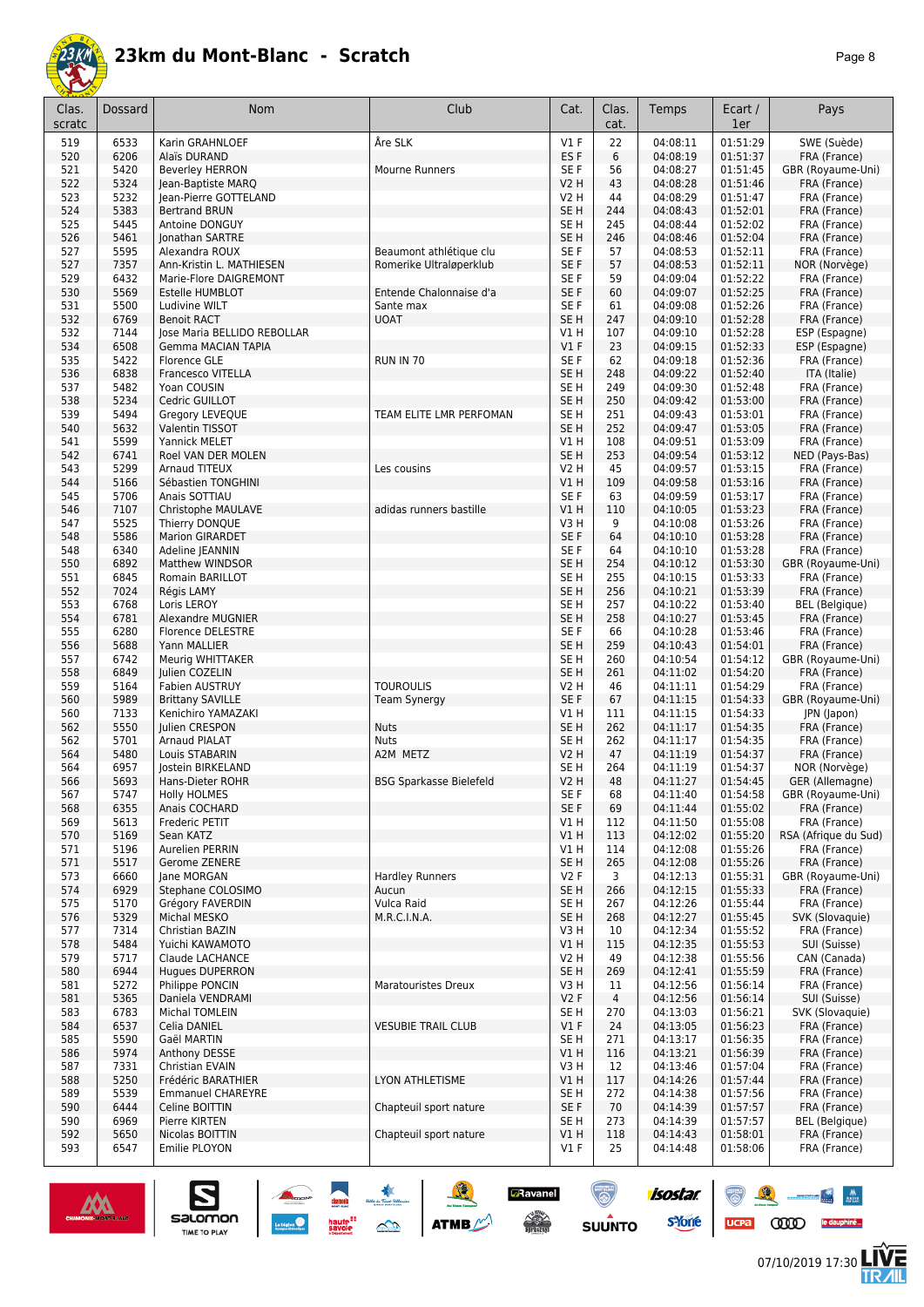# 23km du Mont-Blanc - Scratch

| Clas. scratc | Dossard | Nom | Club | Cat. | Clas. cat. | Temps | Ecart / 1er | Pays |
|---|---|---|---|---|---|---|---|---|
| 519 | 6533 | Karin GRAHNLOEF | Åre SLK | V1 F | 22 | 04:08:11 | 01:51:29 | SWE (Suède) |
| 520 | 6206 | Alaïs DURAND | | ES F | 6 | 04:08:19 | 01:51:37 | FRA (France) |
| 521 | 5420 | Beverley HERRON | Mourne Runners | SE F | 56 | 04:08:27 | 01:51:45 | GBR (Royaume-Uni) |
| 522 | 5324 | Jean-Baptiste MARQ | | V2 H | 43 | 04:08:28 | 01:51:46 | FRA (France) |
| 523 | 5232 | Jean-Pierre GOTTELAND | | V2 H | 44 | 04:08:29 | 01:51:47 | FRA (France) |
| 524 | 5383 | Bertrand BRUN | | SE H | 244 | 04:08:43 | 01:52:01 | FRA (France) |
| 525 | 5445 | Antoine DONGUY | | SE H | 245 | 04:08:44 | 01:52:02 | FRA (France) |
| 526 | 5461 | Jonathan SARTRE | | SE H | 246 | 04:08:46 | 01:52:04 | FRA (France) |
| 527 | 5595 | Alexandra ROUX | Beaumont athlétique clu | SE F | 57 | 04:08:53 | 01:52:11 | FRA (France) |
| 527 | 7357 | Ann-Kristin L. MATHIESEN | Romerike Ultraløperklub | SE F | 57 | 04:08:53 | 01:52:11 | NOR (Norvège) |
| 529 | 6432 | Marie-Flore DAIGREMONT | | SE F | 59 | 04:09:04 | 01:52:22 | FRA (France) |
| 530 | 5569 | Estelle HUMBLOT | Entende Chalonnaise d'a | SE F | 60 | 04:09:07 | 01:52:25 | FRA (France) |
| 531 | 5500 | Ludivine WILT | Sante max | SE F | 61 | 04:09:08 | 01:52:26 | FRA (France) |
| 532 | 6769 | Benoit RACT | UOAT | SE H | 247 | 04:09:10 | 01:52:28 | FRA (France) |
| 532 | 7144 | Jose Maria BELLIDO REBOLLAR | | V1 H | 107 | 04:09:10 | 01:52:28 | ESP (Espagne) |
| 534 | 6508 | Gemma MACIAN TAPIA | | V1 F | 23 | 04:09:15 | 01:52:33 | ESP (Espagne) |
| 535 | 5422 | Florence GLE | RUN IN 70 | SE F | 62 | 04:09:18 | 01:52:36 | FRA (France) |
| 536 | 6838 | Francesco VITELLA | | SE H | 248 | 04:09:22 | 01:52:40 | ITA (Italie) |
| 537 | 5482 | Yoan COUSIN | | SE H | 249 | 04:09:30 | 01:52:48 | FRA (France) |
| 538 | 5234 | Cedric GUILLOT | | SE H | 250 | 04:09:42 | 01:53:00 | FRA (France) |
| 539 | 5494 | Gregory LEVEQUE | TEAM ELITE LMR PERFOMAN | SE H | 251 | 04:09:43 | 01:53:01 | FRA (France) |
| 540 | 5632 | Valentin TISSOT | | SE H | 252 | 04:09:47 | 01:53:05 | FRA (France) |
| 541 | 5599 | Yannick MELET | | V1 H | 108 | 04:09:51 | 01:53:09 | FRA (France) |
| 542 | 6741 | Roel VAN DER MOLEN | | SE H | 253 | 04:09:54 | 01:53:12 | NED (Pays-Bas) |
| 543 | 5299 | Arnaud TITEUX | Les cousins | V2 H | 45 | 04:09:57 | 01:53:15 | FRA (France) |
| 544 | 5166 | Sébastien TONGHINI | | V1 H | 109 | 04:09:58 | 01:53:16 | FRA (France) |
| 545 | 5706 | Anais SOTTIAU | | SE F | 63 | 04:09:59 | 01:53:17 | FRA (France) |
| 546 | 7107 | Christophe MAULAVE | adidas runners bastille | V1 H | 110 | 04:10:05 | 01:53:23 | FRA (France) |
| 547 | 5525 | Thierry DONQUE | | V3 H | 9 | 04:10:08 | 01:53:26 | FRA (France) |
| 548 | 5586 | Marion GIRARDET | | SE F | 64 | 04:10:10 | 01:53:28 | FRA (France) |
| 548 | 6340 | Adeline JEANNIN | | SE F | 64 | 04:10:10 | 01:53:28 | FRA (France) |
| 550 | 6892 | Matthew WINDSOR | | SE H | 254 | 04:10:12 | 01:53:30 | GBR (Royaume-Uni) |
| 551 | 6845 | Romain BARILLOT | | SE H | 255 | 04:10:15 | 01:53:33 | FRA (France) |
| 552 | 7024 | Régis LAMY | | SE H | 256 | 04:10:21 | 01:53:39 | FRA (France) |
| 553 | 6768 | Loris LEROY | | SE H | 257 | 04:10:22 | 01:53:40 | BEL (Belgique) |
| 554 | 6781 | Alexandre MUGNIER | | SE H | 258 | 04:10:27 | 01:53:45 | FRA (France) |
| 555 | 6280 | Florence DELESTRE | | SE F | 66 | 04:10:28 | 01:53:46 | FRA (France) |
| 556 | 5688 | Yann MALLIER | | SE H | 259 | 04:10:43 | 01:54:01 | FRA (France) |
| 557 | 6742 | Meurig WHITTAKER | | SE H | 260 | 04:10:54 | 01:54:12 | GBR (Royaume-Uni) |
| 558 | 6849 | Julien COZELIN | | SE H | 261 | 04:11:02 | 01:54:20 | FRA (France) |
| 559 | 5164 | Fabien AUSTRUY | TOUROULIS | V2 H | 46 | 04:11:11 | 01:54:29 | FRA (France) |
| 560 | 5989 | Brittany SAVILLE | Team Synergy | SE F | 67 | 04:11:15 | 01:54:33 | GBR (Royaume-Uni) |
| 560 | 7133 | Kenichiro YAMAZAKI | | V1 H | 111 | 04:11:15 | 01:54:33 | JPN (Japon) |
| 562 | 5550 | Julien CRESPON | Nuts | SE H | 262 | 04:11:17 | 01:54:35 | FRA (France) |
| 562 | 5701 | Arnaud PIALAT | Nuts | SE H | 262 | 04:11:17 | 01:54:35 | FRA (France) |
| 564 | 5480 | Louis STABARIN | A2M METZ | V2 H | 47 | 04:11:19 | 01:54:37 | FRA (France) |
| 564 | 6957 | Jostein BIRKELAND | | SE H | 264 | 04:11:19 | 01:54:37 | NOR (Norvège) |
| 566 | 5693 | Hans-Dieter ROHR | BSG Sparkasse Bielefeld | V2 H | 48 | 04:11:27 | 01:54:45 | GER (Allemagne) |
| 567 | 5747 | Holly HOLMES | | SE F | 68 | 04:11:40 | 01:54:58 | GBR (Royaume-Uni) |
| 568 | 6355 | Anais COCHARD | | SE F | 69 | 04:11:44 | 01:55:02 | FRA (France) |
| 569 | 5613 | Frederic PETIT | | V1 H | 112 | 04:11:50 | 01:55:08 | FRA (France) |
| 570 | 5169 | Sean KATZ | | V1 H | 113 | 04:12:02 | 01:55:20 | RSA (Afrique du Sud) |
| 571 | 5196 | Aurelien PERRIN | | V1 H | 114 | 04:12:08 | 01:55:26 | FRA (France) |
| 571 | 5517 | Gerome ZENERE | | SE H | 265 | 04:12:08 | 01:55:26 | FRA (France) |
| 573 | 6660 | Jane MORGAN | Hardley Runners | V2 F | 3 | 04:12:13 | 01:55:31 | GBR (Royaume-Uni) |
| 574 | 6929 | Stephane COLOSIMO | Aucun | SE H | 266 | 04:12:15 | 01:55:33 | FRA (France) |
| 575 | 5170 | Grégory FAVERDIN | Vulca Raid | SE H | 267 | 04:12:26 | 01:55:44 | FRA (France) |
| 576 | 5329 | Michal MESKO | M.R.C.I.N.A. | SE H | 268 | 04:12:27 | 01:55:45 | SVK (Slovaquie) |
| 577 | 7314 | Christian BAZIN | | V3 H | 10 | 04:12:34 | 01:55:52 | FRA (France) |
| 578 | 5484 | Yuichi KAWAMOTO | | V1 H | 115 | 04:12:35 | 01:55:53 | SUI (Suisse) |
| 579 | 5717 | Claude LACHANCE | | V2 H | 49 | 04:12:38 | 01:55:56 | CAN (Canada) |
| 580 | 6944 | Hugues DUPERRON | | SE H | 269 | 04:12:41 | 01:55:59 | FRA (France) |
| 581 | 5272 | Philippe PONCIN | Maratouristes Dreux | V3 H | 11 | 04:12:56 | 01:56:14 | FRA (France) |
| 581 | 5365 | Daniela VENDRAMI | | V2 F | 4 | 04:12:56 | 01:56:14 | SUI (Suisse) |
| 583 | 6783 | Michal TOMLEIN | | SE H | 270 | 04:13:03 | 01:56:21 | SVK (Slovaquie) |
| 584 | 6537 | Celia DANIEL | VESUBIE TRAIL CLUB | V1 F | 24 | 04:13:05 | 01:56:23 | FRA (France) |
| 585 | 5590 | Gaël MARTIN | | SE H | 271 | 04:13:17 | 01:56:35 | FRA (France) |
| 586 | 5974 | Anthony DESSE | | V1 H | 116 | 04:13:21 | 01:56:39 | FRA (France) |
| 587 | 7331 | Christian EVAIN | | V3 H | 12 | 04:13:46 | 01:57:04 | FRA (France) |
| 588 | 5250 | Frédéric BARATHIER | LYON ATHLETISME | V1 H | 117 | 04:14:26 | 01:57:44 | FRA (France) |
| 589 | 5539 | Emmanuel CHAREYRE | | SE H | 272 | 04:14:38 | 01:57:56 | FRA (France) |
| 590 | 6444 | Celine BOITTIN | Chapteuil sport nature | SE F | 70 | 04:14:39 | 01:57:57 | FRA (France) |
| 590 | 6969 | Pierre KIRTEN | | SE H | 273 | 04:14:39 | 01:57:57 | BEL (Belgique) |
| 592 | 5650 | Nicolas BOITTIN | Chapteuil sport nature | V1 H | 118 | 04:14:43 | 01:58:01 | FRA (France) |
| 593 | 6547 | Emilie PLOYON | | V1 F | 25 | 04:14:48 | 01:58:06 | FRA (France) |

07/10/2019 17:30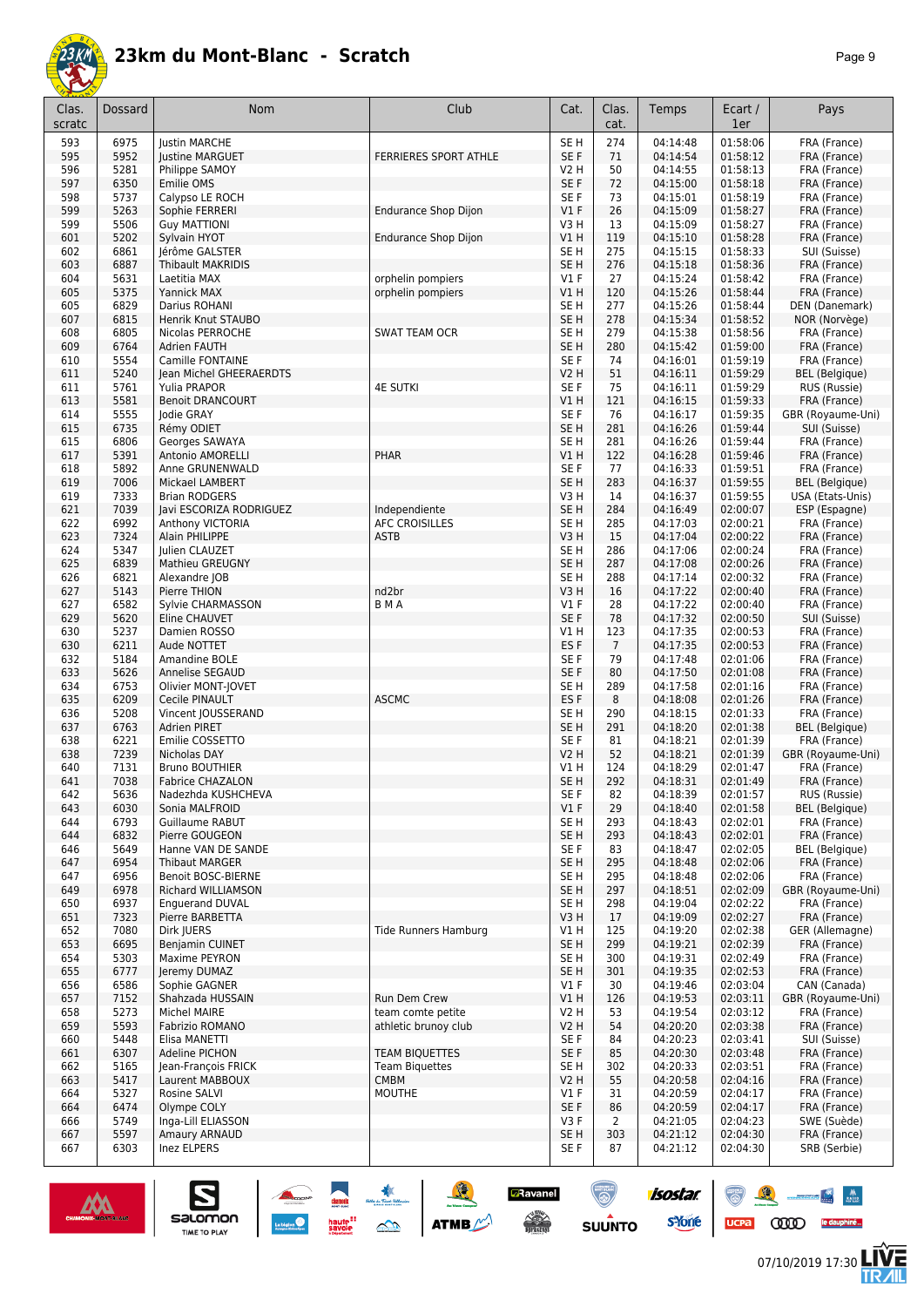# 23km du Mont-Blanc - Scratch

| Clas. scratc | Dossard | Nom | Club | Cat. | Clas. cat. | Temps | Ecart / 1er | Pays |
|---|---|---|---|---|---|---|---|---|
| 593 | 6975 | Justin MARCHE | | SE H | 274 | 04:14:48 | 01:58:06 | FRA (France) |
| 595 | 5952 | Justine MARGUET | FERRIERES SPORT ATHLE | SE F | 71 | 04:14:54 | 01:58:12 | FRA (France) |
| 596 | 5281 | Philippe SAMOY | | V2 H | 50 | 04:14:55 | 01:58:13 | FRA (France) |
| 597 | 6350 | Emilie OMS | | SE F | 72 | 04:15:00 | 01:58:18 | FRA (France) |
| 598 | 5737 | Calypso LE ROCH | | SE F | 73 | 04:15:01 | 01:58:19 | FRA (France) |
| 599 | 5263 | Sophie FERRERI | Endurance Shop Dijon | V1 F | 26 | 04:15:09 | 01:58:27 | FRA (France) |
| 599 | 5506 | Guy MATTIONI | | V3 H | 13 | 04:15:09 | 01:58:27 | FRA (France) |
| 601 | 5202 | Sylvain HYOT | Endurance Shop Dijon | V1 H | 119 | 04:15:10 | 01:58:28 | FRA (France) |
| 602 | 6861 | Jérôme GALSTER | | SE H | 275 | 04:15:15 | 01:58:33 | SUI (Suisse) |
| 603 | 6887 | Thibault MAKRIDIS | | SE H | 276 | 04:15:18 | 01:58:36 | FRA (France) |
| 604 | 5631 | Laetitia MAX | orphelin pompiers | V1 F | 27 | 04:15:24 | 01:58:42 | FRA (France) |
| 605 | 5375 | Yannick MAX | orphelin pompiers | V1 H | 120 | 04:15:26 | 01:58:44 | FRA (France) |
| 605 | 6829 | Darius ROHANI | | SE H | 277 | 04:15:26 | 01:58:44 | DEN (Danemark) |
| 607 | 6815 | Henrik Knut STAUBO | | SE H | 278 | 04:15:34 | 01:58:52 | NOR (Norvège) |
| 608 | 6805 | Nicolas PERROCHE | SWAT TEAM OCR | SE H | 279 | 04:15:38 | 01:58:56 | FRA (France) |
| 609 | 6764 | Adrien FAUTH | | SE H | 280 | 04:15:42 | 01:59:00 | FRA (France) |
| 610 | 5554 | Camille FONTAINE | | SE F | 74 | 04:16:01 | 01:59:19 | FRA (France) |
| 611 | 5240 | Jean Michel GHEERAERDTS | | V2 H | 51 | 04:16:11 | 01:59:29 | BEL (Belgique) |
| 611 | 5761 | Yulia PRAPOR | 4E SUTKI | SE F | 75 | 04:16:11 | 01:59:29 | RUS (Russie) |
| 613 | 5581 | Benoit DRANCOURT | | V1 H | 121 | 04:16:15 | 01:59:33 | FRA (France) |
| 614 | 5555 | Jodie GRAY | | SE F | 76 | 04:16:17 | 01:59:35 | GBR (Royaume-Uni) |
| 615 | 6735 | Rémy ODIET | | SE H | 281 | 04:16:26 | 01:59:44 | SUI (Suisse) |
| 615 | 6806 | Georges SAWAYA | | SE H | 281 | 04:16:26 | 01:59:44 | FRA (France) |
| 617 | 5391 | Antonio AMORELLI | PHAR | V1 H | 122 | 04:16:28 | 01:59:46 | FRA (France) |
| 618 | 5892 | Anne GRUNENWALD | | SE F | 77 | 04:16:33 | 01:59:51 | FRA (France) |
| 619 | 7006 | Mickael LAMBERT | | SE H | 283 | 04:16:37 | 01:59:55 | BEL (Belgique) |
| 619 | 7333 | Brian RODGERS | | V3 H | 14 | 04:16:37 | 01:59:55 | USA (Etats-Unis) |
| 621 | 7039 | Javi ESCORIZA RODRIGUEZ | Independiente | SE H | 284 | 04:16:49 | 02:00:07 | ESP (Espagne) |
| 622 | 6992 | Anthony VICTORIA | AFC CROISILLES | SE H | 285 | 04:17:03 | 02:00:21 | FRA (France) |
| 623 | 7324 | Alain PHILIPPE | ASTB | V3 H | 15 | 04:17:04 | 02:00:22 | FRA (France) |
| 624 | 5347 | Julien CLAUZET | | SE H | 286 | 04:17:06 | 02:00:24 | FRA (France) |
| 625 | 6839 | Mathieu GREUGNY | | SE H | 287 | 04:17:08 | 02:00:26 | FRA (France) |
| 626 | 6821 | Alexandre JOB | | SE H | 288 | 04:17:14 | 02:00:32 | FRA (France) |
| 627 | 5143 | Pierre THION | nd2br | V3 H | 16 | 04:17:22 | 02:00:40 | FRA (France) |
| 627 | 6582 | Sylvie CHARMASSON | B M A | V1 F | 28 | 04:17:22 | 02:00:40 | FRA (France) |
| 629 | 5620 | Eline CHAUVET | | SE F | 78 | 04:17:32 | 02:00:50 | SUI (Suisse) |
| 630 | 5237 | Damien ROSSO | | V1 H | 123 | 04:17:35 | 02:00:53 | FRA (France) |
| 630 | 6211 | Aude NOTTET | | ES F | 7 | 04:17:35 | 02:00:53 | FRA (France) |
| 632 | 5184 | Amandine BOLE | | SE F | 79 | 04:17:48 | 02:01:06 | FRA (France) |
| 633 | 5626 | Annelise SEGAUD | | SE F | 80 | 04:17:50 | 02:01:08 | FRA (France) |
| 634 | 6753 | Olivier MONT-JOVET | | SE H | 289 | 04:17:58 | 02:01:16 | FRA (France) |
| 635 | 6209 | Cecile PINAULT | ASCMC | ES F | 8 | 04:18:08 | 02:01:26 | FRA (France) |
| 636 | 5208 | Vincent JOUSSERAND | | SE H | 290 | 04:18:15 | 02:01:33 | FRA (France) |
| 637 | 6763 | Adrien PIRET | | SE H | 291 | 04:18:20 | 02:01:38 | BEL (Belgique) |
| 638 | 6221 | Emilie COSSETTO | | SE F | 81 | 04:18:21 | 02:01:39 | FRA (France) |
| 638 | 7239 | Nicholas DAY | | V2 H | 52 | 04:18:21 | 02:01:39 | GBR (Royaume-Uni) |
| 640 | 7131 | Bruno BOUTHIER | | V1 H | 124 | 04:18:29 | 02:01:47 | FRA (France) |
| 641 | 7038 | Fabrice CHAZALON | | SE H | 292 | 04:18:31 | 02:01:49 | FRA (France) |
| 642 | 5636 | Nadezhda KUSHCHEVA | | SE F | 82 | 04:18:39 | 02:01:57 | RUS (Russie) |
| 643 | 6030 | Sonia MALFROID | | V1 F | 29 | 04:18:40 | 02:01:58 | BEL (Belgique) |
| 644 | 6793 | Guillaume RABUT | | SE H | 293 | 04:18:43 | 02:02:01 | FRA (France) |
| 644 | 6832 | Pierre GOUGEON | | SE H | 293 | 04:18:43 | 02:02:01 | FRA (France) |
| 646 | 5649 | Hanne VAN DE SANDE | | SE F | 83 | 04:18:47 | 02:02:05 | BEL (Belgique) |
| 647 | 6954 | Thibaut MARGER | | SE H | 295 | 04:18:48 | 02:02:06 | FRA (France) |
| 647 | 6956 | Benoit BOSC-BIERNE | | SE H | 295 | 04:18:48 | 02:02:06 | FRA (France) |
| 649 | 6978 | Richard WILLIAMSON | | SE H | 297 | 04:18:51 | 02:02:09 | GBR (Royaume-Uni) |
| 650 | 6937 | Enguerand DUVAL | | SE H | 298 | 04:19:04 | 02:02:22 | FRA (France) |
| 651 | 7323 | Pierre BARBETTA | | V3 H | 17 | 04:19:09 | 02:02:27 | FRA (France) |
| 652 | 7080 | Dirk JUERS | Tide Runners Hamburg | V1 H | 125 | 04:19:20 | 02:02:38 | GER (Allemagne) |
| 653 | 6695 | Benjamin CUINET | | SE H | 299 | 04:19:21 | 02:02:39 | FRA (France) |
| 654 | 5303 | Maxime PEYRON | | SE H | 300 | 04:19:31 | 02:02:49 | FRA (France) |
| 655 | 6777 | Jeremy DUMAZ | | SE H | 301 | 04:19:35 | 02:02:53 | FRA (France) |
| 656 | 6586 | Sophie GAGNER | | V1 F | 30 | 04:19:46 | 02:03:04 | CAN (Canada) |
| 657 | 7152 | Shahzada HUSSAIN | Run Dem Crew | V1 H | 126 | 04:19:53 | 02:03:11 | GBR (Royaume-Uni) |
| 658 | 5273 | Michel MAIRE | team comte petite | V2 H | 53 | 04:19:54 | 02:03:12 | FRA (France) |
| 659 | 5593 | Fabrizio ROMANO | athletic brunoy club | V2 H | 54 | 04:20:20 | 02:03:38 | FRA (France) |
| 660 | 5448 | Elisa MANETTI | | SE F | 84 | 04:20:23 | 02:03:41 | SUI (Suisse) |
| 661 | 6307 | Adeline PICHON | TEAM BIQUETTES | SE F | 85 | 04:20:30 | 02:03:48 | FRA (France) |
| 662 | 5165 | Jean-François FRICK | Team Biquettes | SE H | 302 | 04:20:33 | 02:03:51 | FRA (France) |
| 663 | 5417 | Laurent MABBOUX | CMBM | V2 H | 55 | 04:20:58 | 02:04:16 | FRA (France) |
| 664 | 5327 | Rosine SALVI | MOUTHE | V1 F | 31 | 04:20:59 | 02:04:17 | FRA (France) |
| 664 | 6474 | Olympe COLY | | SE F | 86 | 04:20:59 | 02:04:17 | FRA (France) |
| 666 | 5749 | Inga-Lill ELIASSON | | V3 F | 2 | 04:21:05 | 02:04:23 | SWE (Suède) |
| 667 | 5597 | Amaury ARNAUD | | SE H | 303 | 04:21:12 | 02:04:30 | FRA (France) |
| 667 | 6303 | Inez ELPERS | | SE F | 87 | 04:21:12 | 02:04:30 | SRB (Serbie) |

07/10/2019 17:30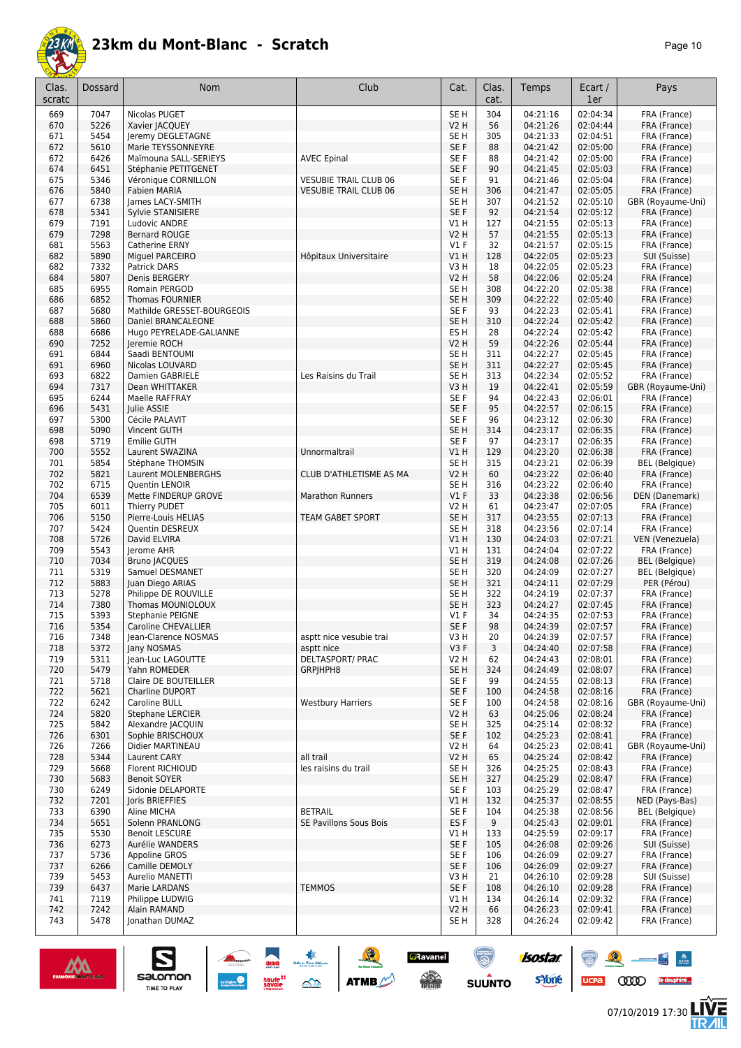# 23km du Mont-Blanc - Scratch

| Clas. scratc | Dossard | Nom | Club | Cat. | Clas. cat. | Temps | Ecart / 1er | Pays |
|---|---|---|---|---|---|---|---|---|
| 669 | 7047 | Nicolas PUGET | | SE H | 304 | 04:21:16 | 02:04:34 | FRA (France) |
| 670 | 5226 | Xavier JACQUEY | | V2 H | 56 | 04:21:26 | 02:04:44 | FRA (France) |
| 671 | 5454 | Jeremy DEGLETAGNE | | SE H | 305 | 04:21:33 | 02:04:51 | FRA (France) |
| 672 | 5610 | Marie TEYSSONNEYRE | | SE F | 88 | 04:21:42 | 02:05:00 | FRA (France) |
| 672 | 6426 | Maïmouna SALL-SERIEYS | AVEC Epinal | SE F | 88 | 04:21:42 | 02:05:00 | FRA (France) |
| 674 | 6451 | Stéphanie PETITGENET | | SE F | 90 | 04:21:45 | 02:05:03 | FRA (France) |
| 675 | 5346 | Véronique CORNILLON | VESUBIE TRAIL CLUB 06 | SE F | 91 | 04:21:46 | 02:05:04 | FRA (France) |
| 676 | 5840 | Fabien MARIA | VESUBIE TRAIL CLUB 06 | SE H | 306 | 04:21:47 | 02:05:05 | FRA (France) |
| 677 | 6738 | James LACY-SMITH | | SE H | 307 | 04:21:52 | 02:05:10 | GBR (Royaume-Uni) |
| 678 | 5341 | Sylvie STANISIERE | | SE F | 92 | 04:21:54 | 02:05:12 | FRA (France) |
| 679 | 7191 | Ludovic ANDRE | | V1 H | 127 | 04:21:55 | 02:05:13 | FRA (France) |
| 679 | 7298 | Bernard ROUGE | | V2 H | 57 | 04:21:55 | 02:05:13 | FRA (France) |
| 681 | 5563 | Catherine ERNY | | V1 F | 32 | 04:21:57 | 02:05:15 | FRA (France) |
| 682 | 5890 | Miguel PARCEIRO | Hôpitaux Universitaire | V1 H | 128 | 04:22:05 | 02:05:23 | SUI (Suisse) |
| 682 | 7332 | Patrick DARS | | V3 H | 18 | 04:22:05 | 02:05:23 | FRA (France) |
| 684 | 5807 | Denis BERGERY | | V2 H | 58 | 04:22:06 | 02:05:24 | FRA (France) |
| 685 | 6955 | Romain PERGOD | | SE H | 308 | 04:22:20 | 02:05:38 | FRA (France) |
| 686 | 6852 | Thomas FOURNIER | | SE H | 309 | 04:22:22 | 02:05:40 | FRA (France) |
| 687 | 5680 | Mathilde GRESSET-BOURGEOIS | | SE F | 93 | 04:22:23 | 02:05:41 | FRA (France) |
| 688 | 5860 | Daniel BRANCALEONE | | SE H | 310 | 04:22:24 | 02:05:42 | FRA (France) |
| 688 | 6686 | Hugo PEYRELADE-GALIANNE | | ES H | 28 | 04:22:24 | 02:05:42 | FRA (France) |
| 690 | 7252 | Jeremie ROCH | | V2 H | 59 | 04:22:26 | 02:05:44 | FRA (France) |
| 691 | 6844 | Saadi BENTOUMI | | SE H | 311 | 04:22:27 | 02:05:45 | FRA (France) |
| 691 | 6960 | Nicolas LOUVARD | | SE H | 311 | 04:22:27 | 02:05:45 | FRA (France) |
| 693 | 6822 | Damien GABRIELE | Les Raisins du Trail | SE H | 313 | 04:22:34 | 02:05:52 | FRA (France) |
| 694 | 7317 | Dean WHITTAKER | | V3 H | 19 | 04:22:41 | 02:05:59 | GBR (Royaume-Uni) |
| 695 | 6244 | Maelle RAFFRAY | | SE F | 94 | 04:22:43 | 02:06:01 | FRA (France) |
| 696 | 5431 | Julie ASSIE | | SE F | 95 | 04:22:57 | 02:06:15 | FRA (France) |
| 697 | 5300 | Cécile PALAVIT | | SE F | 96 | 04:23:12 | 02:06:30 | FRA (France) |
| 698 | 5090 | Vincent GUTH | | SE H | 314 | 04:23:17 | 02:06:35 | FRA (France) |
| 698 | 5719 | Emilie GUTH | | SE F | 97 | 04:23:17 | 02:06:35 | FRA (France) |
| 700 | 5552 | Laurent SWAZINA | Unnormaltrail | V1 H | 129 | 04:23:20 | 02:06:38 | FRA (France) |
| 701 | 5854 | Stéphane THOMSIN | | SE H | 315 | 04:23:21 | 02:06:39 | BEL (Belgique) |
| 702 | 5821 | Laurent MOLENBERGHS | CLUB D'ATHLETISME AS MA | V2 H | 60 | 04:23:22 | 02:06:40 | FRA (France) |
| 702 | 6715 | Quentin LENOIR | | SE H | 316 | 04:23:22 | 02:06:40 | FRA (France) |
| 704 | 6539 | Mette FINDERUP GROVE | Marathon Runners | V1 F | 33 | 04:23:38 | 02:06:56 | DEN (Danemark) |
| 705 | 6011 | Thierry PUDET | | V2 H | 61 | 04:23:47 | 02:07:05 | FRA (France) |
| 706 | 5150 | Pierre-Louis HELIAS | TEAM GABET SPORT | SE H | 317 | 04:23:55 | 02:07:13 | FRA (France) |
| 707 | 5424 | Quentin DESREUX | | SE H | 318 | 04:23:56 | 02:07:14 | FRA (France) |
| 708 | 5726 | David ELVIRA | | V1 H | 130 | 04:24:03 | 02:07:21 | VEN (Venezuela) |
| 709 | 5543 | Jerome AHR | | V1 H | 131 | 04:24:04 | 02:07:22 | FRA (France) |
| 710 | 7034 | Bruno JACQUES | | SE H | 319 | 04:24:08 | 02:07:26 | BEL (Belgique) |
| 711 | 5319 | Samuel DESMANET | | SE H | 320 | 04:24:09 | 02:07:27 | BEL (Belgique) |
| 712 | 5883 | Juan Diego ARIAS | | SE H | 321 | 04:24:11 | 02:07:29 | PER (Pérou) |
| 713 | 5278 | Philippe DE ROUVILLE | | SE H | 322 | 04:24:19 | 02:07:37 | FRA (France) |
| 714 | 7380 | Thomas MOUNIOLOUX | | SE H | 323 | 04:24:27 | 02:07:45 | FRA (France) |
| 715 | 5393 | Stephanie PEIGNE | | V1 F | 34 | 04:24:35 | 02:07:53 | FRA (France) |
| 716 | 5354 | Caroline CHEVALLIER | | SE F | 98 | 04:24:39 | 02:07:57 | FRA (France) |
| 716 | 7348 | Jean-Clarence NOSMAS | asptt nice vesubie trai | V3 H | 20 | 04:24:39 | 02:07:57 | FRA (France) |
| 718 | 5372 | Jany NOSMAS | asptt nice | V3 F | 3 | 04:24:40 | 02:07:58 | FRA (France) |
| 719 | 5311 | Jean-Luc LAGOUTTE | DELTASPORT/ PRAC | V2 H | 62 | 04:24:43 | 02:08:01 | FRA (France) |
| 720 | 5479 | Yahn ROMEDER | GRPJHPH8 | SE H | 324 | 04:24:49 | 02:08:07 | FRA (France) |
| 721 | 5718 | Claire DE BOUTEILLER | | SE F | 99 | 04:24:55 | 02:08:13 | FRA (France) |
| 722 | 5621 | Charline DUPORT | | SE F | 100 | 04:24:58 | 02:08:16 | FRA (France) |
| 722 | 6242 | Caroline BULL | Westbury Harriers | SE F | 100 | 04:24:58 | 02:08:16 | GBR (Royaume-Uni) |
| 724 | 5820 | Stephane LERCIER | | V2 H | 63 | 04:25:06 | 02:08:24 | FRA (France) |
| 725 | 5842 | Alexandre JACQUIN | | SE H | 325 | 04:25:14 | 02:08:32 | FRA (France) |
| 726 | 6301 | Sophie BRISCHOUX | | SE F | 102 | 04:25:23 | 02:08:41 | FRA (France) |
| 726 | 7266 | Didier MARTINEAU | | V2 H | 64 | 04:25:23 | 02:08:41 | GBR (Royaume-Uni) |
| 728 | 5344 | Laurent CARY | all trail | V2 H | 65 | 04:25:24 | 02:08:42 | FRA (France) |
| 729 | 5668 | Florent RICHIOUD | les raisins du trail | SE H | 326 | 04:25:25 | 02:08:43 | FRA (France) |
| 730 | 5683 | Benoit SOYER | | SE H | 327 | 04:25:29 | 02:08:47 | FRA (France) |
| 730 | 6249 | Sidonie DELAPORTE | | SE F | 103 | 04:25:29 | 02:08:47 | FRA (France) |
| 732 | 7201 | Joris BRIEFFIES | | V1 H | 132 | 04:25:37 | 02:08:55 | NED (Pays-Bas) |
| 733 | 6390 | Aline MICHA | BETRAIL | SE F | 104 | 04:25:38 | 02:08:56 | BEL (Belgique) |
| 734 | 5651 | Solenn PRANLONG | SE Pavillons Sous Bois | ES F | 9 | 04:25:43 | 02:09:01 | FRA (France) |
| 735 | 5530 | Benoit LESCURE | | V1 H | 133 | 04:25:59 | 02:09:17 | FRA (France) |
| 736 | 6273 | Aurélie WANDERS | | SE F | 105 | 04:26:08 | 02:09:26 | SUI (Suisse) |
| 737 | 5736 | Appoline GROS | | SE F | 106 | 04:26:09 | 02:09:27 | FRA (France) |
| 737 | 6266 | Camille DEMOLY | | SE F | 106 | 04:26:09 | 02:09:27 | FRA (France) |
| 739 | 5453 | Aurelio MANETTI | | V3 H | 21 | 04:26:10 | 02:09:28 | SUI (Suisse) |
| 739 | 6437 | Marie LARDANS | TEMMOS | SE F | 108 | 04:26:10 | 02:09:28 | FRA (France) |
| 741 | 7119 | Philippe LUDWIG | | V1 H | 134 | 04:26:14 | 02:09:32 | FRA (France) |
| 742 | 7242 | Alain RAMAND | | V2 H | 66 | 04:26:23 | 02:09:41 | FRA (France) |
| 743 | 5478 | Jonathan DUMAZ | | SE H | 328 | 04:26:24 | 02:09:42 | FRA (France) |

07/10/2019 17:30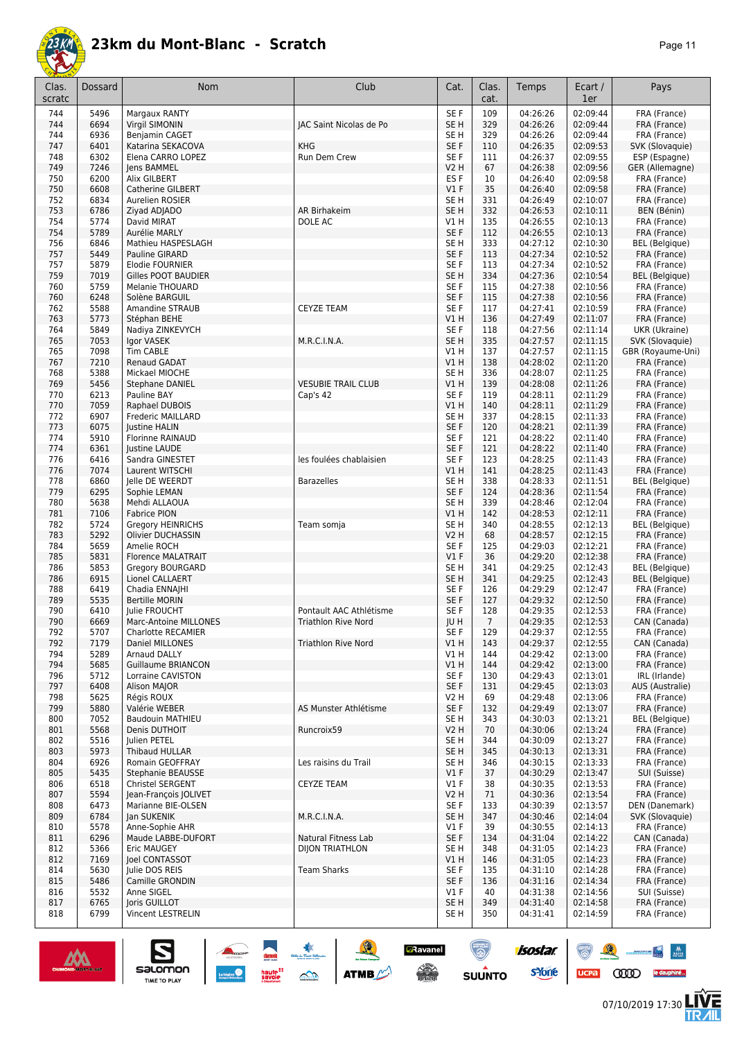# 23km du Mont-Blanc - Scratch

| Clas. scratc | Dossard | Nom | Club | Cat. | Clas. cat. | Temps | Ecart / 1er | Pays |
|---|---|---|---|---|---|---|---|---|
| 744 | 5496 | Margaux RANTY | | SE F | 109 | 04:26:26 | 02:09:44 | FRA (France) |
| 744 | 6694 | Virgil SIMONIN | JAC Saint Nicolas de Po | SE H | 329 | 04:26:26 | 02:09:44 | FRA (France) |
| 744 | 6936 | Benjamin CAGET | | SE H | 329 | 04:26:26 | 02:09:44 | FRA (France) |
| 747 | 6401 | Katarina SEKACOVA | KHG | SE F | 110 | 04:26:35 | 02:09:53 | SVK (Slovaquie) |
| 748 | 6302 | Elena CARRO LOPEZ | Run Dem Crew | SE F | 111 | 04:26:37 | 02:09:55 | ESP (Espagne) |
| 749 | 7246 | Jens BAMMEL | | V2 H | 67 | 04:26:38 | 02:09:56 | GER (Allemagne) |
| 750 | 6200 | Alix GILBERT | | ES F | 10 | 04:26:40 | 02:09:58 | FRA (France) |
| 750 | 6608 | Catherine GILBERT | | V1 F | 35 | 04:26:40 | 02:09:58 | FRA (France) |
| 752 | 6834 | Aurelien ROSIER | | SE H | 331 | 04:26:49 | 02:10:07 | FRA (France) |
| 753 | 6786 | Ziyad ADJADO | AR Birhakeim | SE H | 332 | 04:26:53 | 02:10:11 | BEN (Bénin) |
| 754 | 5774 | David MIRAT | DOLE AC | V1 H | 135 | 04:26:55 | 02:10:13 | FRA (France) |
| 754 | 5789 | Aurélie MARLY | | SE F | 112 | 04:26:55 | 02:10:13 | FRA (France) |
| 756 | 6846 | Mathieu HASPESLAGH | | SE H | 333 | 04:27:12 | 02:10:30 | BEL (Belgique) |
| 757 | 5449 | Pauline GIRARD | | SE F | 113 | 04:27:34 | 02:10:52 | FRA (France) |
| 757 | 5879 | Elodie FOURNIER | | SE F | 113 | 04:27:34 | 02:10:52 | FRA (France) |
| 759 | 7019 | Gilles POOT BAUDIER | | SE H | 334 | 04:27:36 | 02:10:54 | BEL (Belgique) |
| 760 | 5759 | Melanie THOUARD | | SE F | 115 | 04:27:38 | 02:10:56 | FRA (France) |
| 760 | 6248 | Solène BARGUIL | | SE F | 115 | 04:27:38 | 02:10:56 | FRA (France) |
| 762 | 5588 | Amandine STRAUB | CEYZE TEAM | SE F | 117 | 04:27:41 | 02:10:59 | FRA (France) |
| 763 | 5773 | Stéphan BEHE | | V1 H | 136 | 04:27:49 | 02:11:07 | FRA (France) |
| 764 | 5849 | Nadiya ZINKEVYCH | | SE F | 118 | 04:27:56 | 02:11:14 | UKR (Ukraine) |
| 765 | 7053 | Igor VASEK | M.R.C.I.N.A. | SE H | 335 | 04:27:57 | 02:11:15 | SVK (Slovaquie) |
| 765 | 7098 | Tim CABLE | | V1 H | 137 | 04:27:57 | 02:11:15 | GBR (Royaume-Uni) |
| 767 | 7210 | Renaud GADAT | | V1 H | 138 | 04:28:02 | 02:11:20 | FRA (France) |
| 768 | 5388 | Mickael MIOCHE | | SE H | 336 | 04:28:07 | 02:11:25 | FRA (France) |
| 769 | 5456 | Stephane DANIEL | VESUBIE TRAIL CLUB | V1 H | 139 | 04:28:08 | 02:11:26 | FRA (France) |
| 770 | 6213 | Pauline BAY | Cap's 42 | SE F | 119 | 04:28:11 | 02:11:29 | FRA (France) |
| 770 | 7059 | Raphael DUBOIS | | V1 H | 140 | 04:28:11 | 02:11:29 | FRA (France) |
| 772 | 6907 | Frederic MAILLARD | | SE H | 337 | 04:28:15 | 02:11:33 | FRA (France) |
| 773 | 6075 | Justine HALIN | | SE F | 120 | 04:28:21 | 02:11:39 | FRA (France) |
| 774 | 5910 | Florinne RAINAUD | | SE F | 121 | 04:28:22 | 02:11:40 | FRA (France) |
| 774 | 6361 | Justine LAUDE | | SE F | 121 | 04:28:22 | 02:11:40 | FRA (France) |
| 776 | 6416 | Sandra GINESTET | les foulées chablaisien | SE F | 123 | 04:28:25 | 02:11:43 | FRA (France) |
| 776 | 7074 | Laurent WITSCHI | | V1 H | 141 | 04:28:25 | 02:11:43 | FRA (France) |
| 778 | 6860 | Jelle DE WEERDT | Barazelles | SE H | 338 | 04:28:33 | 02:11:51 | BEL (Belgique) |
| 779 | 6295 | Sophie LEMAN | | SE F | 124 | 04:28:36 | 02:11:54 | FRA (France) |
| 780 | 5638 | Mehdi ALLAOUA | | SE H | 339 | 04:28:46 | 02:12:04 | FRA (France) |
| 781 | 7106 | Fabrice PION | | V1 H | 142 | 04:28:53 | 02:12:11 | FRA (France) |
| 782 | 5724 | Gregory HEINRICHS | Team somja | SE H | 340 | 04:28:55 | 02:12:13 | BEL (Belgique) |
| 783 | 5292 | Olivier DUCHASSIN | | V2 H | 68 | 04:28:57 | 02:12:15 | FRA (France) |
| 784 | 5659 | Amelie ROCH | | SE F | 125 | 04:29:03 | 02:12:21 | FRA (France) |
| 785 | 5831 | Florence MALATRAIT | | V1 F | 36 | 04:29:20 | 02:12:38 | FRA (France) |
| 786 | 5853 | Gregory BOURGARD | | SE H | 341 | 04:29:25 | 02:12:43 | BEL (Belgique) |
| 786 | 6915 | Lionel CALLAERT | | SE H | 341 | 04:29:25 | 02:12:43 | BEL (Belgique) |
| 788 | 6419 | Chadia ENNAJHI | | SE F | 126 | 04:29:29 | 02:12:47 | FRA (France) |
| 789 | 5535 | Bertille MORIN | | SE F | 127 | 04:29:32 | 02:12:50 | FRA (France) |
| 790 | 6410 | Julie FROUCHT | Pontault AAC Athlétisme | SE F | 128 | 04:29:35 | 02:12:53 | FRA (France) |
| 790 | 6669 | Marc-Antoine MILLONES | Triathlon Rive Nord | JU H | 7 | 04:29:35 | 02:12:53 | CAN (Canada) |
| 792 | 5707 | Charlotte RECAMIER | | SE F | 129 | 04:29:37 | 02:12:55 | FRA (France) |
| 792 | 7179 | Daniel MILLONES | Triathlon Rive Nord | V1 H | 143 | 04:29:37 | 02:12:55 | CAN (Canada) |
| 794 | 5289 | Arnaud DALLY | | V1 H | 144 | 04:29:42 | 02:13:00 | FRA (France) |
| 794 | 5685 | Guillaume BRIANCON | | V1 H | 144 | 04:29:42 | 02:13:00 | FRA (France) |
| 796 | 5712 | Lorraine CAVISTON | | SE F | 130 | 04:29:43 | 02:13:01 | IRL (Irlande) |
| 797 | 6408 | Alison MAJOR | | SE F | 131 | 04:29:45 | 02:13:03 | AUS (Australie) |
| 798 | 5625 | Régis ROUX | | V2 H | 69 | 04:29:48 | 02:13:06 | FRA (France) |
| 799 | 5880 | Valérie WEBER | AS Munster Athlétisme | SE F | 132 | 04:29:49 | 02:13:07 | FRA (France) |
| 800 | 7052 | Baudouin MATHIEU | | SE H | 343 | 04:30:03 | 02:13:21 | BEL (Belgique) |
| 801 | 5568 | Denis DUTHOIT | Runcroix59 | V2 H | 70 | 04:30:06 | 02:13:24 | FRA (France) |
| 802 | 5516 | Julien PETEL | | SE H | 344 | 04:30:09 | 02:13:27 | FRA (France) |
| 803 | 5973 | Thibaud HULLAR | | SE H | 345 | 04:30:13 | 02:13:31 | FRA (France) |
| 804 | 6926 | Romain GEOFFRAY | Les raisins du Trail | SE H | 346 | 04:30:15 | 02:13:33 | FRA (France) |
| 805 | 5435 | Stephanie BEAUSSE | | V1 F | 37 | 04:30:29 | 02:13:47 | SUI (Suisse) |
| 806 | 6518 | Christel SERGENT | CEYZE TEAM | V1 F | 38 | 04:30:35 | 02:13:53 | FRA (France) |
| 807 | 5594 | Jean-François JOLIVET | | V2 H | 71 | 04:30:36 | 02:13:54 | FRA (France) |
| 808 | 6473 | Marianne BIE-OLSEN | | SE F | 133 | 04:30:39 | 02:13:57 | DEN (Danemark) |
| 809 | 6784 | Jan SUKENIK | M.R.C.I.N.A. | SE H | 347 | 04:30:46 | 02:14:04 | SVK (Slovaquie) |
| 810 | 5578 | Anne-Sophie AHR | | V1 F | 39 | 04:30:55 | 02:14:13 | FRA (France) |
| 811 | 6296 | Maude LABBE-DUFORT | Natural Fitness Lab | SE F | 134 | 04:31:04 | 02:14:22 | CAN (Canada) |
| 812 | 5366 | Eric MAUGEY | DIJON TRIATHLON | SE H | 348 | 04:31:05 | 02:14:23 | FRA (France) |
| 812 | 7169 | Joel CONTASSOT | | V1 H | 146 | 04:31:05 | 02:14:23 | FRA (France) |
| 814 | 5630 | Julie DOS REIS | Team Sharks | SE F | 135 | 04:31:10 | 02:14:28 | FRA (France) |
| 815 | 5486 | Camille GRONDIN | | SE F | 136 | 04:31:16 | 02:14:34 | FRA (France) |
| 816 | 5532 | Anne SIGEL | | V1 F | 40 | 04:31:38 | 02:14:56 | SUI (Suisse) |
| 817 | 6765 | Joris GUILLOT | | SE H | 349 | 04:31:40 | 02:14:58 | FRA (France) |
| 818 | 6799 | Vincent LESTRELIN | | SE H | 350 | 04:31:41 | 02:14:59 | FRA (France) |

07/10/2019 17:30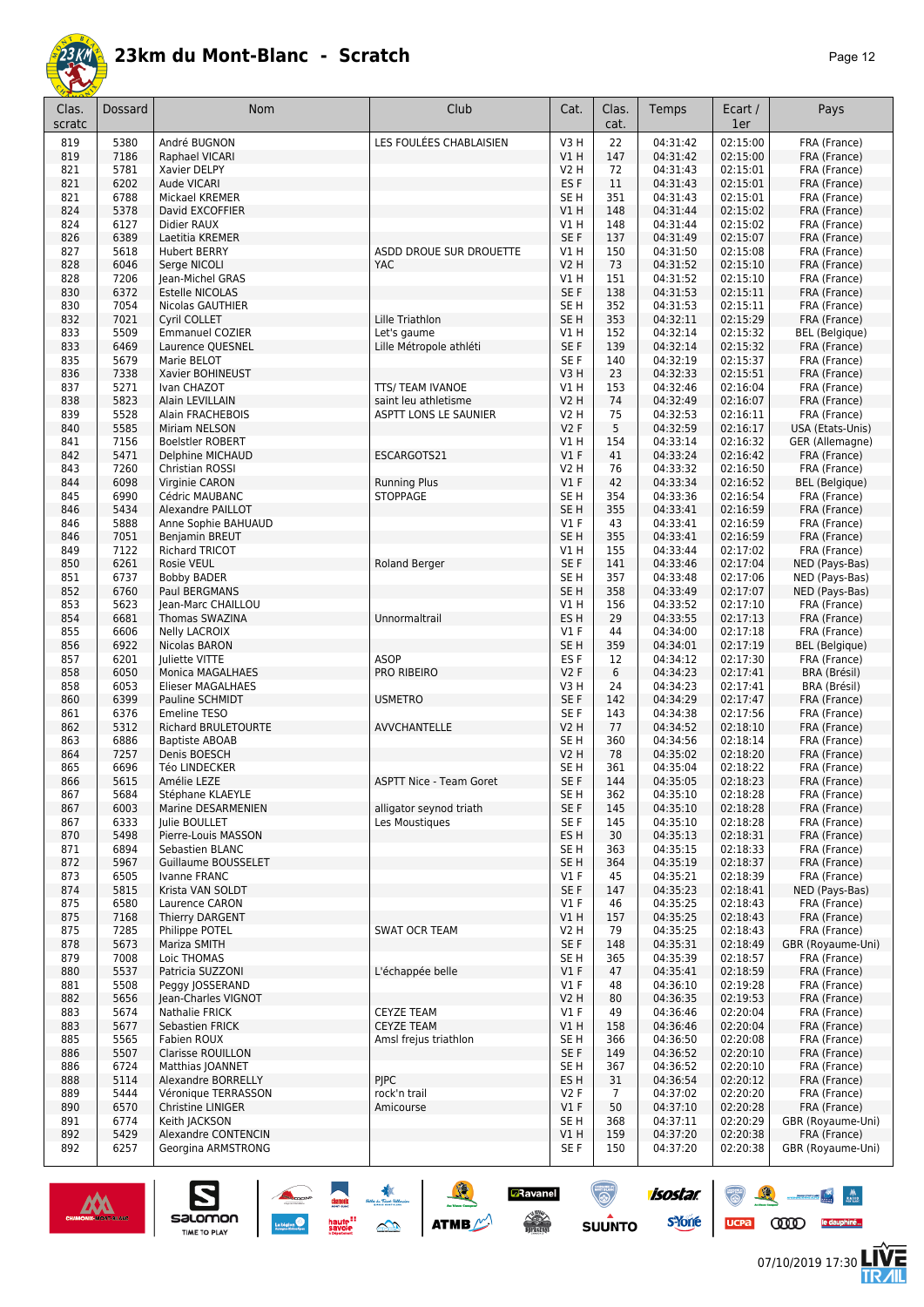# 23km du Mont-Blanc - Scratch

| Clas. scratc | Dossard | Nom | Club | Cat. | Clas. cat. | Temps | Ecart / 1er | Pays |
|---|---|---|---|---|---|---|---|---|
| 819 | 5380 | André BUGNON | LES FOULÉES CHABLAISIEN | V3 H | 22 | 04:31:42 | 02:15:00 | FRA (France) |
| 819 | 7186 | Raphael VICARI | | V1 H | 147 | 04:31:42 | 02:15:00 | FRA (France) |
| 821 | 5781 | Xavier DELPY | | V2 H | 72 | 04:31:43 | 02:15:01 | FRA (France) |
| 821 | 6202 | Aude VICARI | | ES F | 11 | 04:31:43 | 02:15:01 | FRA (France) |
| 821 | 6788 | Mickael KREMER | | SE H | 351 | 04:31:43 | 02:15:01 | FRA (France) |
| 824 | 5378 | David EXCOFFIER | | V1 H | 148 | 04:31:44 | 02:15:02 | FRA (France) |
| 824 | 6127 | Didier RAUX | | V1 H | 148 | 04:31:44 | 02:15:02 | FRA (France) |
| 826 | 6389 | Laetitia KREMER | | SE F | 137 | 04:31:49 | 02:15:07 | FRA (France) |
| 827 | 5618 | Hubert BERRY | ASDD DROUE SUR DROUETTE | V1 H | 150 | 04:31:50 | 02:15:08 | FRA (France) |
| 828 | 6046 | Serge NICOLI | YAC | V2 H | 73 | 04:31:52 | 02:15:10 | FRA (France) |
| 828 | 7206 | Jean-Michel GRAS | | V1 H | 151 | 04:31:52 | 02:15:10 | FRA (France) |
| 830 | 6372 | Estelle NICOLAS | | SE F | 138 | 04:31:53 | 02:15:11 | FRA (France) |
| 830 | 7054 | Nicolas GAUTHIER | | SE H | 352 | 04:31:53 | 02:15:11 | FRA (France) |
| 832 | 7021 | Cyril COLLET | Lille Triathlon | SE H | 353 | 04:32:11 | 02:15:29 | FRA (France) |
| 833 | 5509 | Emmanuel COZIER | Let's gaume | V1 H | 152 | 04:32:14 | 02:15:32 | BEL (Belgique) |
| 833 | 6469 | Laurence QUESNEL | Lille Métropole athléti | SE F | 139 | 04:32:14 | 02:15:32 | FRA (France) |
| 835 | 5679 | Marie BELOT | | SE F | 140 | 04:32:19 | 02:15:37 | FRA (France) |
| 836 | 7338 | Xavier BOHINEUST | | V3 H | 23 | 04:32:33 | 02:15:51 | FRA (France) |
| 837 | 5271 | Ivan CHAZOT | TTS/ TEAM IVANOE | V1 H | 153 | 04:32:46 | 02:16:04 | FRA (France) |
| 838 | 5823 | Alain LEVILLAIN | saint leu athletisme | V2 H | 74 | 04:32:49 | 02:16:07 | FRA (France) |
| 839 | 5528 | Alain FRACHEBOIS | ASPTT LONS LE SAUNIER | V2 H | 75 | 04:32:53 | 02:16:11 | FRA (France) |
| 840 | 5585 | Miriam NELSON | | V2 F | 5 | 04:32:59 | 02:16:17 | USA (Etats-Unis) |
| 841 | 7156 | Boelstler ROBERT | | V1 H | 154 | 04:33:14 | 02:16:32 | GER (Allemagne) |
| 842 | 5471 | Delphine MICHAUD | ESCARGOTS21 | V1 F | 41 | 04:33:24 | 02:16:42 | FRA (France) |
| 843 | 7260 | Christian ROSSI | | V2 H | 76 | 04:33:32 | 02:16:50 | FRA (France) |
| 844 | 6098 | Virginie CARON | Running Plus | V1 F | 42 | 04:33:34 | 02:16:52 | BEL (Belgique) |
| 845 | 6990 | Cédric MAUBANC | STOPPAGE | SE H | 354 | 04:33:36 | 02:16:54 | FRA (France) |
| 846 | 5434 | Alexandre PAILLOT | | SE H | 355 | 04:33:41 | 02:16:59 | FRA (France) |
| 846 | 5888 | Anne Sophie BAHUAUD | | V1 F | 43 | 04:33:41 | 02:16:59 | FRA (France) |
| 846 | 7051 | Benjamin BREUT | | SE H | 355 | 04:33:41 | 02:16:59 | FRA (France) |
| 849 | 7122 | Richard TRICOT | | V1 H | 155 | 04:33:44 | 02:17:02 | FRA (France) |
| 850 | 6261 | Rosie VEUL | Roland Berger | SE F | 141 | 04:33:46 | 02:17:04 | NED (Pays-Bas) |
| 851 | 6737 | Bobby BADER | | SE H | 357 | 04:33:48 | 02:17:06 | NED (Pays-Bas) |
| 852 | 6760 | Paul BERGMANS | | SE H | 358 | 04:33:49 | 02:17:07 | NED (Pays-Bas) |
| 853 | 5623 | Jean-Marc CHAILLOU | | V1 H | 156 | 04:33:52 | 02:17:10 | FRA (France) |
| 854 | 6681 | Thomas SWAZINA | Unnormaltrail | ES H | 29 | 04:33:55 | 02:17:13 | FRA (France) |
| 855 | 6606 | Nelly LACROIX | | V1 F | 44 | 04:34:00 | 02:17:18 | FRA (France) |
| 856 | 6922 | Nicolas BARON | | SE H | 359 | 04:34:01 | 02:17:19 | BEL (Belgique) |
| 857 | 6201 | Juliette VITTE | ASOP | ES F | 12 | 04:34:12 | 02:17:30 | FRA (France) |
| 858 | 6050 | Monica MAGALHAES | PRO RIBEIRO | V2 F | 6 | 04:34:23 | 02:17:41 | BRA (Brésil) |
| 858 | 6053 | Elieser MAGALHAES | | V3 H | 24 | 04:34:23 | 02:17:41 | BRA (Brésil) |
| 860 | 6399 | Pauline SCHMIDT | USMETRO | SE F | 142 | 04:34:29 | 02:17:47 | FRA (France) |
| 861 | 6376 | Emeline TESO | | SE F | 143 | 04:34:38 | 02:17:56 | FRA (France) |
| 862 | 5312 | Richard BRULETOURTE | AVVCHANTELLE | V2 H | 77 | 04:34:52 | 02:18:10 | FRA (France) |
| 863 | 6886 | Baptiste ABOAB | | SE H | 360 | 04:34:56 | 02:18:14 | FRA (France) |
| 864 | 7257 | Denis BOESCH | | V2 H | 78 | 04:35:02 | 02:18:20 | FRA (France) |
| 865 | 6696 | Téo LINDECKER | | SE H | 361 | 04:35:04 | 02:18:22 | FRA (France) |
| 866 | 5615 | Amélie LEZE | ASPTT Nice - Team Goret | SE F | 144 | 04:35:05 | 02:18:23 | FRA (France) |
| 867 | 5684 | Stéphane KLAEYLE | | SE H | 362 | 04:35:10 | 02:18:28 | FRA (France) |
| 867 | 6003 | Marine DESARMENIEN | alligator seynod triath | SE F | 145 | 04:35:10 | 02:18:28 | FRA (France) |
| 867 | 6333 | Julie BOULLET | Les Moustiques | SE F | 145 | 04:35:10 | 02:18:28 | FRA (France) |
| 870 | 5498 | Pierre-Louis MASSON | | ES H | 30 | 04:35:13 | 02:18:31 | FRA (France) |
| 871 | 6894 | Sebastien BLANC | | SE H | 363 | 04:35:15 | 02:18:33 | FRA (France) |
| 872 | 5967 | Guillaume BOUSSELET | | SE H | 364 | 04:35:19 | 02:18:37 | FRA (France) |
| 873 | 6505 | Ivanne FRANC | | V1 F | 45 | 04:35:21 | 02:18:39 | FRA (France) |
| 874 | 5815 | Krista VAN SOLDT | | SE F | 147 | 04:35:23 | 02:18:41 | NED (Pays-Bas) |
| 875 | 6580 | Laurence CARON | | V1 F | 46 | 04:35:25 | 02:18:43 | FRA (France) |
| 875 | 7168 | Thierry DARGENT | | V1 H | 157 | 04:35:25 | 02:18:43 | FRA (France) |
| 875 | 7285 | Philippe POTEL | SWAT OCR TEAM | V2 H | 79 | 04:35:25 | 02:18:43 | FRA (France) |
| 878 | 5673 | Mariza SMITH | | SE F | 148 | 04:35:31 | 02:18:49 | GBR (Royaume-Uni) |
| 879 | 7008 | Loic THOMAS | | SE H | 365 | 04:35:39 | 02:18:57 | FRA (France) |
| 880 | 5537 | Patricia SUZZONI | L'échappée belle | V1 F | 47 | 04:35:41 | 02:18:59 | FRA (France) |
| 881 | 5508 | Peggy JOSSERAND | | V1 F | 48 | 04:36:10 | 02:19:28 | FRA (France) |
| 882 | 5656 | Jean-Charles VIGNOT | | V2 H | 80 | 04:36:35 | 02:19:53 | FRA (France) |
| 883 | 5674 | Nathalie FRICK | CEYZE TEAM | V1 F | 49 | 04:36:46 | 02:20:04 | FRA (France) |
| 883 | 5677 | Sebastien FRICK | CEYZE TEAM | V1 H | 158 | 04:36:46 | 02:20:04 | FRA (France) |
| 885 | 5565 | Fabien ROUX | Amsl frejus triathlon | SE H | 366 | 04:36:50 | 02:20:08 | FRA (France) |
| 886 | 5507 | Clarisse ROUILLON | | SE F | 149 | 04:36:52 | 02:20:10 | FRA (France) |
| 886 | 6724 | Matthias JOANNET | | SE H | 367 | 04:36:52 | 02:20:10 | FRA (France) |
| 888 | 5114 | Alexandre BORRELLY | PJPC | ES H | 31 | 04:36:54 | 02:20:12 | FRA (France) |
| 889 | 5444 | Véronique TERRASSON | rock'n trail | V2 F | 7 | 04:37:02 | 02:20:20 | FRA (France) |
| 890 | 6570 | Christine LINIGER | Amicourse | V1 F | 50 | 04:37:10 | 02:20:28 | FRA (France) |
| 891 | 6774 | Keith JACKSON | | SE H | 368 | 04:37:11 | 02:20:29 | GBR (Royaume-Uni) |
| 892 | 5429 | Alexandre CONTENCIN | | V1 H | 159 | 04:37:20 | 02:20:38 | FRA (France) |
| 892 | 6257 | Georgina ARMSTRONG | | SE F | 150 | 04:37:20 | 02:20:38 | GBR (Royaume-Uni) |

07/10/2019 17:30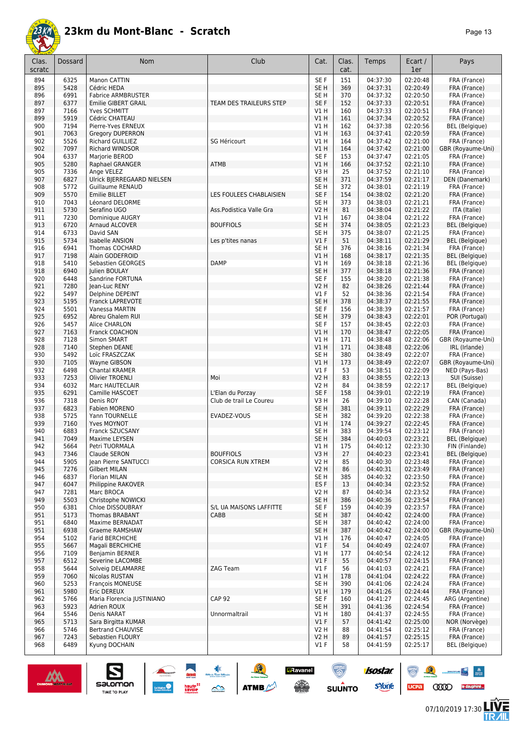# 23km du Mont-Blanc - Scratch

| Clas. scratc | Dossard | Nom | Club | Cat. | Clas. cat. | Temps | Ecart / 1er | Pays |
|---|---|---|---|---|---|---|---|---|
| 894 | 6325 | Manon CATTIN | | SE F | 151 | 04:37:30 | 02:20:48 | FRA (France) |
| 895 | 5428 | Cédric HEDA | | SE H | 369 | 04:37:31 | 02:20:49 | FRA (France) |
| 896 | 6991 | Fabrice ARMBRUSTER | | SE H | 370 | 04:37:32 | 02:20:50 | FRA (France) |
| 897 | 6377 | Emilie GIBERT GRAIL | TEAM DES TRAILEURS STEP | SE F | 152 | 04:37:33 | 02:20:51 | FRA (France) |
| 897 | 7166 | Yves SCHMITT | | V1 H | 160 | 04:37:33 | 02:20:51 | FRA (France) |
| 899 | 5919 | Cédric CHATEAU | | V1 H | 161 | 04:37:34 | 02:20:52 | FRA (France) |
| 900 | 7194 | Pierre-Yves ERNEUX | | V1 H | 162 | 04:37:38 | 02:20:56 | BEL (Belgique) |
| 901 | 7063 | Gregory DUPERRON | | V1 H | 163 | 04:37:41 | 02:20:59 | FRA (France) |
| 902 | 5526 | Richard GUILLIEZ | SG Héricourt | V1 H | 164 | 04:37:42 | 02:21:00 | FRA (France) |
| 902 | 7097 | Richard WINDSOR | | V1 H | 164 | 04:37:42 | 02:21:00 | GBR (Royaume-Uni) |
| 904 | 6337 | Marjorie BEROD | | SE F | 153 | 04:37:47 | 02:21:05 | FRA (France) |
| 905 | 5280 | Raphael GRANGER | ATMB | V1 H | 166 | 04:37:52 | 02:21:10 | FRA (France) |
| 905 | 7336 | Ange VELEZ | | V3 H | 25 | 04:37:52 | 02:21:10 | FRA (France) |
| 907 | 6827 | Ulrick BJERREGAARD NIELSEN | | SE H | 371 | 04:37:59 | 02:21:17 | DEN (Danemark) |
| 908 | 5772 | Guillaume RENAUD | | SE H | 372 | 04:38:01 | 02:21:19 | FRA (France) |
| 909 | 5570 | Emilie BILLET | LES FOULEES CHABLAISIEN | SE F | 154 | 04:38:02 | 02:21:20 | FRA (France) |
| 910 | 7043 | Léonard DELORME | | SE H | 373 | 04:38:03 | 02:21:21 | FRA (France) |
| 911 | 5730 | Serafino UGO | Ass.Podistica Valle Gra | V2 H | 81 | 04:38:04 | 02:21:22 | ITA (Italie) |
| 911 | 7230 | Dominique AUGRY | | V1 H | 167 | 04:38:04 | 02:21:22 | FRA (France) |
| 913 | 6720 | Arnaud ALCOVER | BOUFFIOLS | SE H | 374 | 04:38:05 | 02:21:23 | BEL (Belgique) |
| 914 | 6733 | David SAN | | SE H | 375 | 04:38:07 | 02:21:25 | FRA (France) |
| 915 | 5734 | Isabelle ANSION | Les p'tites nanas | V1 F | 51 | 04:38:11 | 02:21:29 | BEL (Belgique) |
| 916 | 6941 | Thomas COCHARD | | SE H | 376 | 04:38:16 | 02:21:34 | FRA (France) |
| 917 | 7198 | Alain GODEFROID | | V1 H | 168 | 04:38:17 | 02:21:35 | BEL (Belgique) |
| 918 | 5410 | Sebastien GEORGES | DAMP | V1 H | 169 | 04:38:18 | 02:21:36 | BEL (Belgique) |
| 918 | 6940 | Julien BOULAY | | SE H | 377 | 04:38:18 | 02:21:36 | FRA (France) |
| 920 | 6448 | Sandrine FORTUNA | | SE F | 155 | 04:38:20 | 02:21:38 | FRA (France) |
| 921 | 7280 | Jean-Luc RENY | | V2 H | 82 | 04:38:26 | 02:21:44 | FRA (France) |
| 922 | 5497 | Delphine DEPEINT | | V1 F | 52 | 04:38:36 | 02:21:54 | FRA (France) |
| 923 | 5195 | Franck LAPREVOTE | | SE H | 378 | 04:38:37 | 02:21:55 | FRA (France) |
| 924 | 5501 | Vanessa MARTIN | | SE F | 156 | 04:38:39 | 02:21:57 | FRA (France) |
| 925 | 6952 | Abreu Ghalem RUI | | SE H | 379 | 04:38:43 | 02:22:01 | POR (Portugal) |
| 926 | 5457 | Alice CHARLON | | SE F | 157 | 04:38:45 | 02:22:03 | FRA (France) |
| 927 | 7163 | Franck COACHON | | V1 H | 170 | 04:38:47 | 02:22:05 | FRA (France) |
| 928 | 7128 | Simon SMART | | V1 H | 171 | 04:38:48 | 02:22:06 | GBR (Royaume-Uni) |
| 928 | 7140 | Stephen DEANE | | V1 H | 171 | 04:38:48 | 02:22:06 | IRL (Irlande) |
| 930 | 5492 | Loïc FRASZCZAK | | SE H | 380 | 04:38:49 | 02:22:07 | FRA (France) |
| 930 | 7105 | Wayne GIBSON | | V1 H | 173 | 04:38:49 | 02:22:07 | GBR (Royaume-Uni) |
| 932 | 6498 | Chantal KRAMER | | V1 F | 53 | 04:38:51 | 02:22:09 | NED (Pays-Bas) |
| 933 | 7253 | Olivier TROENLI | Moi | V2 H | 83 | 04:38:55 | 02:22:13 | SUI (Suisse) |
| 934 | 6032 | Marc HAUTECLAIR | | V2 H | 84 | 04:38:59 | 02:22:17 | BEL (Belgique) |
| 935 | 6291 | Camille HASCOET | L'Elan du Porzay | SE F | 158 | 04:39:01 | 02:22:19 | FRA (France) |
| 936 | 7318 | Denis ROY | Club de trail Le Coureu | V3 H | 26 | 04:39:10 | 02:22:28 | CAN (Canada) |
| 937 | 6823 | Fabien MORENO | | SE H | 381 | 04:39:11 | 02:22:29 | FRA (France) |
| 938 | 5725 | Yann TOURNELLE | EVADEZ-VOUS | SE H | 382 | 04:39:20 | 02:22:38 | FRA (France) |
| 939 | 7160 | Yves MOYNOT | | V1 H | 174 | 04:39:27 | 02:22:45 | FRA (France) |
| 940 | 6883 | Franck SZUCSANY | | SE H | 383 | 04:39:54 | 02:23:12 | FRA (France) |
| 941 | 7049 | Maxime LEYSEN | | SE H | 384 | 04:40:03 | 02:23:21 | BEL (Belgique) |
| 942 | 5664 | Petri TUORMALA | | V1 H | 175 | 04:40:12 | 02:23:30 | FIN (Finlande) |
| 943 | 7346 | Claude SERON | BOUFFIOLS | V3 H | 27 | 04:40:23 | 02:23:41 | BEL (Belgique) |
| 944 | 5905 | Jean Pierre SANTUCCI | CORSICA RUN XTREM | V2 H | 85 | 04:40:30 | 02:23:48 | FRA (France) |
| 945 | 7276 | Gilbert MILAN | | V2 H | 86 | 04:40:31 | 02:23:49 | FRA (France) |
| 946 | 6837 | Florian MILAN | | SE H | 385 | 04:40:32 | 02:23:50 | FRA (France) |
| 947 | 6047 | Philippine RAKOVER | | ES F | 13 | 04:40:34 | 02:23:52 | FRA (France) |
| 947 | 7281 | Marc BROCA | | V2 H | 87 | 04:40:34 | 02:23:52 | FRA (France) |
| 949 | 5503 | Christophe NOWICKI | | SE H | 386 | 04:40:36 | 02:23:54 | FRA (France) |
| 950 | 6381 | Chloe DISSOUBRAY | S/L UA MAISONS LAFFITTE | SE F | 159 | 04:40:39 | 02:23:57 | FRA (France) |
| 951 | 5173 | Thomas BRABANT | CABB | SE H | 387 | 04:40:42 | 02:24:00 | FRA (France) |
| 951 | 6840 | Maxime BERNADAT | | SE H | 387 | 04:40:42 | 02:24:00 | FRA (France) |
| 951 | 6938 | Graeme RAMSHAW | | SE H | 387 | 04:40:42 | 02:24:00 | GBR (Royaume-Uni) |
| 954 | 5102 | Farid BERCHICHE | | V1 H | 176 | 04:40:47 | 02:24:05 | FRA (France) |
| 955 | 5667 | Magali BERCHICHE | | V1 F | 54 | 04:40:49 | 02:24:07 | FRA (France) |
| 956 | 7109 | Benjamin BERNER | | V1 H | 177 | 04:40:54 | 02:24:12 | FRA (France) |
| 957 | 6512 | Severine LACOMBE | | V1 F | 55 | 04:40:57 | 02:24:15 | FRA (France) |
| 958 | 5644 | Solveig DELAMARRE | ZAG Team | V1 F | 56 | 04:41:03 | 02:24:21 | FRA (France) |
| 959 | 7060 | Nicolas RUSTAN | | V1 H | 178 | 04:41:04 | 02:24:22 | FRA (France) |
| 960 | 5253 | François MONEUSE | | SE H | 390 | 04:41:06 | 02:24:24 | FRA (France) |
| 961 | 5980 | Eric DEREUX | | V1 H | 179 | 04:41:26 | 02:24:44 | FRA (France) |
| 962 | 5766 | Maria Florencia JUSTINIANO | CAP 92 | SE F | 160 | 04:41:27 | 02:24:45 | ARG (Argentine) |
| 963 | 5923 | Adrien ROUX | | SE H | 391 | 04:41:36 | 02:24:54 | FRA (France) |
| 964 | 5546 | Denis NARAT | Unnormaltrail | V1 H | 180 | 04:41:37 | 02:24:55 | FRA (France) |
| 965 | 5713 | Sara Birgitta KUMAR | | V1 F | 57 | 04:41:42 | 02:25:00 | NOR (Norvège) |
| 966 | 5746 | Bertrand CHAUVISE | | V2 H | 88 | 04:41:54 | 02:25:12 | FRA (France) |
| 967 | 7243 | Sebastien FLOURY | | V2 H | 89 | 04:41:57 | 02:25:15 | FRA (France) |
| 968 | 6489 | Kyung DOCHAIN | | V1 F | 58 | 04:41:59 | 02:25:17 | BEL (Belgique) |

07/10/2019 17:30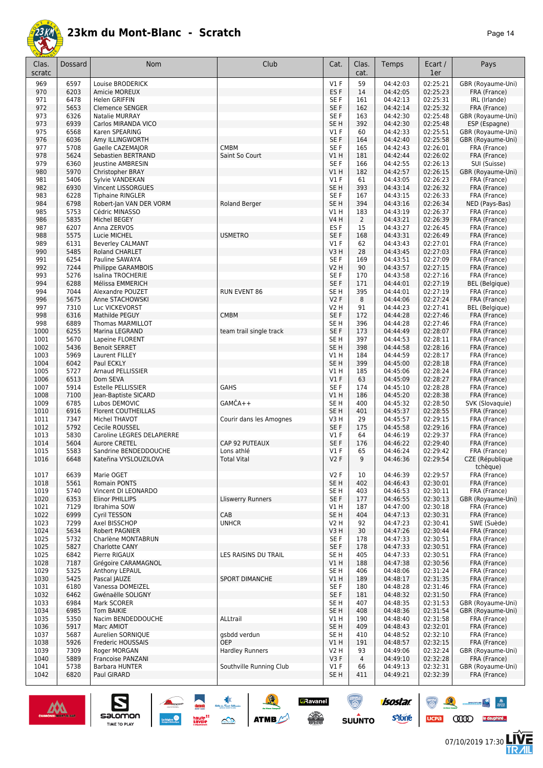# 23km du Mont-Blanc - Scratch

| Clas. scratc | Dossard | Nom | Club | Cat. | Clas. cat. | Temps | Ecart / 1er | Pays |
|---|---|---|---|---|---|---|---|---|
| 969 | 6597 | Louise BRODERICK | | V1 F | 59 | 04:42:03 | 02:25:21 | GBR (Royaume-Uni) |
| 970 | 6203 | Amicie MOREUX | | ES F | 14 | 04:42:05 | 02:25:23 | FRA (France) |
| 971 | 6478 | Helen GRIFFIN | | SE F | 161 | 04:42:13 | 02:25:31 | IRL (Irlande) |
| 972 | 5653 | Clemence SENGER | | SE F | 162 | 04:42:14 | 02:25:32 | FRA (France) |
| 973 | 6326 | Natalie MURRAY | | SE F | 163 | 04:42:30 | 02:25:48 | GBR (Royaume-Uni) |
| 973 | 6939 | Carlos MIRANDA VICO | | SE H | 392 | 04:42:30 | 02:25:48 | ESP (Espagne) |
| 975 | 6568 | Karen SPEARING | | V1 F | 60 | 04:42:33 | 02:25:51 | GBR (Royaume-Uni) |
| 976 | 6036 | Amy ILLINGWORTH | | SE F | 164 | 04:42:40 | 02:25:58 | GBR (Royaume-Uni) |
| 977 | 5708 | Gaelle CAZEMAJOR | CMBM | SE F | 165 | 04:42:43 | 02:26:01 | FRA (France) |
| 978 | 5624 | Sebastien BERTRAND | Saint So Court | V1 H | 181 | 04:42:44 | 02:26:02 | FRA (France) |
| 979 | 6360 | Jeustine AMBRESIN | | SE F | 166 | 04:42:55 | 02:26:13 | SUI (Suisse) |
| 980 | 5970 | Christopher BRAY | | V1 H | 182 | 04:42:57 | 02:26:15 | GBR (Royaume-Uni) |
| 981 | 5406 | Sylvie VANDEKAN | | V1 F | 61 | 04:43:05 | 02:26:23 | FRA (France) |
| 982 | 6930 | Vincent LISSORGUES | | SE H | 393 | 04:43:14 | 02:26:32 | FRA (France) |
| 983 | 6228 | Tiphaine RINGLER | | SE F | 167 | 04:43:15 | 02:26:33 | FRA (France) |
| 984 | 6798 | Robert-Jan VAN DER VORM | Roland Berger | SE H | 394 | 04:43:16 | 02:26:34 | NED (Pays-Bas) |
| 985 | 5753 | Cédric MINASSO | | V1 H | 183 | 04:43:19 | 02:26:37 | FRA (France) |
| 986 | 5835 | Michel BEGEY | | V4 H | 2 | 04:43:21 | 02:26:39 | FRA (France) |
| 987 | 6207 | Anna ZERVOS | | ES F | 15 | 04:43:27 | 02:26:45 | FRA (France) |
| 988 | 5575 | Lucie MICHEL | USMETRO | SE F | 168 | 04:43:31 | 02:26:49 | FRA (France) |
| 989 | 6131 | Beverley CALMANT | | V1 F | 62 | 04:43:43 | 02:27:01 | FRA (France) |
| 990 | 5485 | Roland CHARLET | | V3 H | 28 | 04:43:45 | 02:27:03 | FRA (France) |
| 991 | 6254 | Pauline SAWAYA | | SE F | 169 | 04:43:51 | 02:27:09 | FRA (France) |
| 992 | 7244 | Philippe GARAMBOIS | | V2 H | 90 | 04:43:57 | 02:27:15 | FRA (France) |
| 993 | 5276 | Isalina TROCHERIE | | SE F | 170 | 04:43:58 | 02:27:16 | FRA (France) |
| 994 | 6288 | Mélissa EMMERICH | | SE F | 171 | 04:44:01 | 02:27:19 | BEL (Belgique) |
| 994 | 7044 | Alexandre POUZET | RUN EVENT 86 | SE H | 395 | 04:44:01 | 02:27:19 | FRA (France) |
| 996 | 5675 | Anne STACHOWSKI | | V2 F | 8 | 04:44:06 | 02:27:24 | FRA (France) |
| 997 | 7310 | Luc VICKEVORST | | V2 H | 91 | 04:44:23 | 02:27:41 | BEL (Belgique) |
| 998 | 6316 | Mathilde PEGUY | CMBM | SE F | 172 | 04:44:28 | 02:27:46 | FRA (France) |
| 998 | 6889 | Thomas MARMILLOT | | SE H | 396 | 04:44:28 | 02:27:46 | FRA (France) |
| 1000 | 6255 | Marina LEGRAND | team trail single track | SE F | 173 | 04:44:49 | 02:28:07 | FRA (France) |
| 1001 | 5670 | Lapeine FLORENT | | SE H | 397 | 04:44:53 | 02:28:11 | FRA (France) |
| 1002 | 5436 | Benoit SERRET | | SE H | 398 | 04:44:58 | 02:28:16 | FRA (France) |
| 1003 | 5969 | Laurent FILLEY | | V1 H | 184 | 04:44:59 | 02:28:17 | FRA (France) |
| 1004 | 6042 | Paul ECKLY | | SE H | 399 | 04:45:00 | 02:28:18 | FRA (France) |
| 1005 | 5727 | Arnaud PELLISSIER | | V1 H | 185 | 04:45:06 | 02:28:24 | FRA (France) |
| 1006 | 6513 | Dom SEVA | | V1 F | 63 | 04:45:09 | 02:28:27 | FRA (France) |
| 1007 | 5914 | Estelle PELLISSIER | GAHS | SE F | 174 | 04:45:10 | 02:28:28 | FRA (France) |
| 1008 | 7100 | Jean-Baptiste SICARD | | V1 H | 186 | 04:45:20 | 02:28:38 | FRA (France) |
| 1009 | 6785 | Lubos DEMOVIC | GAMČA++ | SE H | 400 | 04:45:32 | 02:28:50 | SVK (Slovaquie) |
| 1010 | 6916 | Florent COUTHEILLAS | | SE H | 401 | 04:45:37 | 02:28:55 | FRA (France) |
| 1011 | 7347 | Michel THAVOT | Courir dans les Amognes | V3 H | 29 | 04:45:57 | 02:29:15 | FRA (France) |
| 1012 | 5792 | Cecile ROUSSEL | | SE F | 175 | 04:45:58 | 02:29:16 | FRA (France) |
| 1013 | 5830 | Caroline LEGRES DELAPIERRE | | V1 F | 64 | 04:46:19 | 02:29:37 | FRA (France) |
| 1014 | 5604 | Aurore CRETEL | CAP 92 PUTEAUX | SE F | 176 | 04:46:22 | 02:29:40 | FRA (France) |
| 1015 | 5583 | Sandrine BENDEDDOUCHE | Lons athlé | V1 F | 65 | 04:46:24 | 02:29:42 | FRA (France) |
| 1016 | 6648 | Kateřina VYSLOUZILOVA | Total Vital | V2 F | 9 | 04:46:36 | 02:29:54 | CZE (République tchèque) |
| 1017 | 6639 | Marie OGET | | V2 F | 10 | 04:46:39 | 02:29:57 | FRA (France) |
| 1018 | 5561 | Romain PONTS | | SE H | 402 | 04:46:43 | 02:30:01 | FRA (France) |
| 1019 | 5740 | Vincent DI LEONARDO | | SE H | 403 | 04:46:53 | 02:30:11 | FRA (France) |
| 1020 | 6353 | Elinor PHILLIPS | Lliswerry Runners | SE F | 177 | 04:46:55 | 02:30:13 | GBR (Royaume-Uni) |
| 1021 | 7129 | Ibrahima SOW | | V1 H | 187 | 04:47:00 | 02:30:18 | FRA (France) |
| 1022 | 6999 | Cyril TESSON | CAB | SE H | 404 | 04:47:13 | 02:30:31 | FRA (France) |
| 1023 | 7299 | Axel BISSCHOP | UNHCR | V2 H | 92 | 04:47:23 | 02:30:41 | SWE (Suède) |
| 1024 | 5634 | Robert PAGNIER | | V3 H | 30 | 04:47:26 | 02:30:44 | FRA (France) |
| 1025 | 5732 | Charlène MONTABRUN | | SE F | 178 | 04:47:33 | 02:30:51 | FRA (France) |
| 1025 | 5827 | Charlotte CANY | | SE F | 178 | 04:47:33 | 02:30:51 | FRA (France) |
| 1025 | 6842 | Pierre RIGAUX | LES RAISINS DU TRAIL | SE H | 405 | 04:47:33 | 02:30:51 | FRA (France) |
| 1028 | 7187 | Grégoire CARAMAGNOL | | V1 H | 188 | 04:47:38 | 02:30:56 | FRA (France) |
| 1029 | 5325 | Anthony LEPAUL | | SE H | 406 | 04:48:06 | 02:31:24 | FRA (France) |
| 1030 | 5425 | Pascal JAUZE | SPORT DIMANCHE | V1 H | 189 | 04:48:17 | 02:31:35 | FRA (France) |
| 1031 | 6180 | Vanessa DOMEIZEL | | SE F | 180 | 04:48:28 | 02:31:46 | FRA (France) |
| 1032 | 6462 | Gwénaëlle SOLIGNY | | SE F | 181 | 04:48:32 | 02:31:50 | FRA (France) |
| 1033 | 6984 | Mark SCORER | | SE H | 407 | 04:48:35 | 02:31:53 | GBR (Royaume-Uni) |
| 1034 | 6985 | Tom BAIKIE | | SE H | 408 | 04:48:36 | 02:31:54 | GBR (Royaume-Uni) |
| 1035 | 5350 | Nacim BENDEDDOUCHE | ALLtrail | V1 H | 190 | 04:48:40 | 02:31:58 | FRA (France) |
| 1036 | 5917 | Marc AMIOT | | SE H | 409 | 04:48:43 | 02:32:01 | FRA (France) |
| 1037 | 5687 | Aurelien SORNIQUE | gsbdd verdun | SE H | 410 | 04:48:52 | 02:32:10 | FRA (France) |
| 1038 | 5926 | Frederic HOUSSAIS | OEP | V1 H | 191 | 04:48:57 | 02:32:15 | FRA (France) |
| 1039 | 7309 | Roger MORGAN | Hardley Runners | V2 H | 93 | 04:49:06 | 02:32:24 | GBR (Royaume-Uni) |
| 1040 | 5889 | Francoise PANZANI | | V3 F | 4 | 04:49:10 | 02:32:28 | FRA (France) |
| 1041 | 5738 | Barbara HUNTER | Southville Running Club | V1 F | 66 | 04:49:13 | 02:32:31 | GBR (Royaume-Uni) |
| 1042 | 6820 | Paul GIRARD | | SE H | 411 | 04:49:21 | 02:32:39 | FRA (France) |

07/10/2019 17:30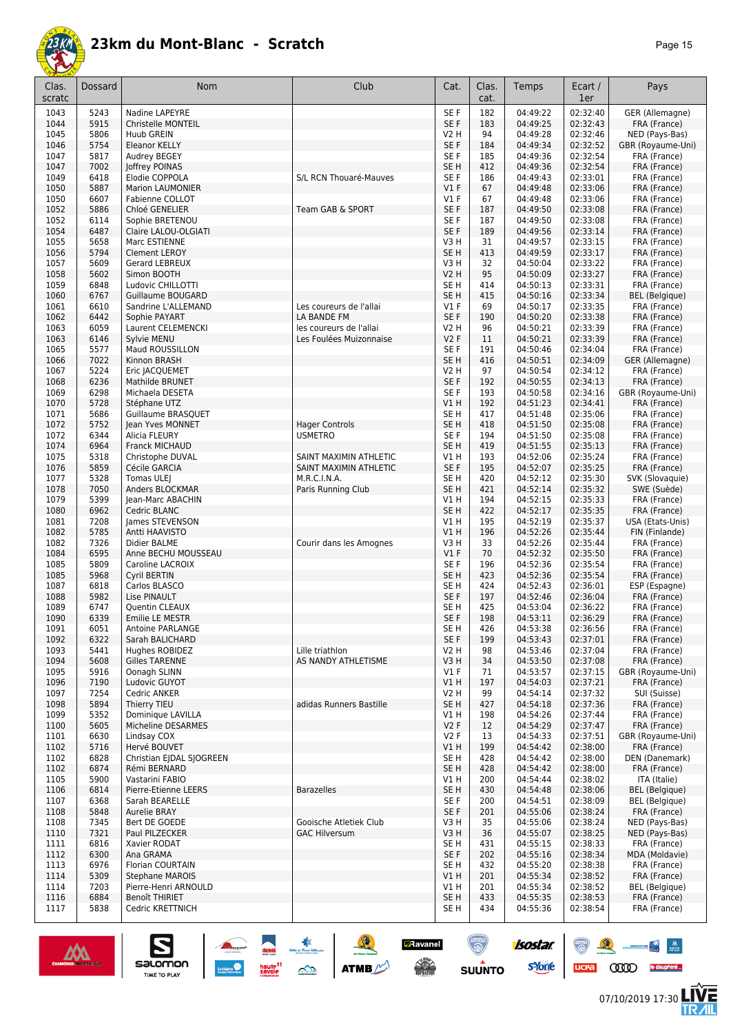# 23km du Mont-Blanc - Scratch

| Clas. scratc | Dossard | Nom | Club | Cat. | Clas. cat. | Temps | Ecart / 1er | Pays |
|---|---|---|---|---|---|---|---|---|
| 1043 | 5243 | Nadine LAPEYRE | | SE F | 182 | 04:49:22 | 02:32:40 | GER (Allemagne) |
| 1044 | 5915 | Christelle MONTEIL | | SE F | 183 | 04:49:25 | 02:32:43 | FRA (France) |
| 1045 | 5806 | Huub GREIN | | V2 H | 94 | 04:49:28 | 02:32:46 | NED (Pays-Bas) |
| 1046 | 5754 | Eleanor KELLY | | SE F | 184 | 04:49:34 | 02:32:52 | GBR (Royaume-Uni) |
| 1047 | 5817 | Audrey BEGEY | | SE F | 185 | 04:49:36 | 02:32:54 | FRA (France) |
| 1047 | 7002 | Joffrey POINAS | | SE H | 412 | 04:49:36 | 02:32:54 | FRA (France) |
| 1049 | 6418 | Elodie COPPOLA | S/L RCN Thouaré-Mauves | SE F | 186 | 04:49:43 | 02:33:01 | FRA (France) |
| 1050 | 5887 | Marion LAUMONIER | | V1 F | 67 | 04:49:48 | 02:33:06 | FRA (France) |
| 1050 | 6607 | Fabienne COLLOT | | V1 F | 67 | 04:49:48 | 02:33:06 | FRA (France) |
| 1052 | 5886 | Chloé GENELIER | Team GAB & SPORT | SE F | 187 | 04:49:50 | 02:33:08 | FRA (France) |
| 1052 | 6114 | Sophie BRETENOU | | SE F | 187 | 04:49:50 | 02:33:08 | FRA (France) |
| 1054 | 6487 | Claire LALOU-OLGIATI | | SE F | 189 | 04:49:56 | 02:33:14 | FRA (France) |
| 1055 | 5658 | Marc ESTIENNE | | V3 H | 31 | 04:49:57 | 02:33:15 | FRA (France) |
| 1056 | 5794 | Clement LEROY | | SE H | 413 | 04:49:59 | 02:33:17 | FRA (France) |
| 1057 | 5609 | Gerard LEBREUX | | V3 H | 32 | 04:50:04 | 02:33:22 | FRA (France) |
| 1058 | 5602 | Simon BOOTH | | V2 H | 95 | 04:50:09 | 02:33:27 | FRA (France) |
| 1059 | 6848 | Ludovic CHILLOTTI | | SE H | 414 | 04:50:13 | 02:33:31 | FRA (France) |
| 1060 | 6767 | Guillaume BOUGARD | | SE H | 415 | 04:50:16 | 02:33:34 | BEL (Belgique) |
| 1061 | 6610 | Sandrine L'ALLEMAND | Les coureurs de l'allai | V1 F | 69 | 04:50:17 | 02:33:35 | FRA (France) |
| 1062 | 6442 | Sophie PAYART | LA BANDE FM | SE F | 190 | 04:50:20 | 02:33:38 | FRA (France) |
| 1063 | 6059 | Laurent CELEMENCKI | les coureurs de l'allai | V2 H | 96 | 04:50:21 | 02:33:39 | FRA (France) |
| 1063 | 6146 | Sylvie MENU | Les Foulées Muizonnaise | V2 F | 11 | 04:50:21 | 02:33:39 | FRA (France) |
| 1065 | 5577 | Maud ROUSSILLON | | SE F | 191 | 04:50:46 | 02:34:04 | FRA (France) |
| 1066 | 7022 | Kinnon BRASH | | SE H | 416 | 04:50:51 | 02:34:09 | GER (Allemagne) |
| 1067 | 5224 | Eric JACQUEMET | | V2 H | 97 | 04:50:54 | 02:34:12 | FRA (France) |
| 1068 | 6236 | Mathilde BRUNET | | SE F | 192 | 04:50:55 | 02:34:13 | FRA (France) |
| 1069 | 6298 | Michaela DESETA | | SE F | 193 | 04:50:58 | 02:34:16 | GBR (Royaume-Uni) |
| 1070 | 5728 | Stéphane UTZ | | V1 H | 192 | 04:51:23 | 02:34:41 | FRA (France) |
| 1071 | 5686 | Guillaume BRASQUET | | SE H | 417 | 04:51:48 | 02:35:06 | FRA (France) |
| 1072 | 5752 | Jean Yves MONNET | Hager Controls | SE H | 418 | 04:51:50 | 02:35:08 | FRA (France) |
| 1072 | 6344 | Alicia FLEURY | USMETRO | SE F | 194 | 04:51:50 | 02:35:08 | FRA (France) |
| 1074 | 6964 | Franck MICHAUD | | SE H | 419 | 04:51:55 | 02:35:13 | FRA (France) |
| 1075 | 5318 | Christophe DUVAL | SAINT MAXIMIN ATHLETIC | V1 H | 193 | 04:52:06 | 02:35:24 | FRA (France) |
| 1076 | 5859 | Cécile GARCIA | SAINT MAXIMIN ATHLETIC | SE F | 195 | 04:52:07 | 02:35:25 | FRA (France) |
| 1077 | 5328 | Tomas ULEJ | M.R.C.I.N.A. | SE H | 420 | 04:52:12 | 02:35:30 | SVK (Slovaquie) |
| 1078 | 7050 | Anders BLOCKMAR | Paris Running Club | SE H | 421 | 04:52:14 | 02:35:32 | SWE (Suède) |
| 1079 | 5399 | Jean-Marc ABACHIN | | V1 H | 194 | 04:52:15 | 02:35:33 | FRA (France) |
| 1080 | 6962 | Cedric BLANC | | SE H | 422 | 04:52:17 | 02:35:35 | FRA (France) |
| 1081 | 7208 | James STEVENSON | | V1 H | 195 | 04:52:19 | 02:35:37 | USA (Etats-Unis) |
| 1082 | 5785 | Antti HAAVISTO | | V1 H | 196 | 04:52:26 | 02:35:44 | FIN (Finlande) |
| 1082 | 7326 | Didier BALME | Courir dans les Amognes | V3 H | 33 | 04:52:26 | 02:35:44 | FRA (France) |
| 1084 | 6595 | Anne BECHU MOUSSEAU | | V1 F | 70 | 04:52:32 | 02:35:50 | FRA (France) |
| 1085 | 5809 | Caroline LACROIX | | SE F | 196 | 04:52:36 | 02:35:54 | FRA (France) |
| 1085 | 5968 | Cyril BERTIN | | SE H | 423 | 04:52:36 | 02:35:54 | FRA (France) |
| 1087 | 6818 | Carlos BLASCO | | SE H | 424 | 04:52:43 | 02:36:01 | ESP (Espagne) |
| 1088 | 5982 | Lise PINAULT | | SE F | 197 | 04:52:46 | 02:36:04 | FRA (France) |
| 1089 | 6747 | Quentin CLEAUX | | SE H | 425 | 04:53:04 | 02:36:22 | FRA (France) |
| 1090 | 6339 | Emilie LE MESTR | | SE F | 198 | 04:53:11 | 02:36:29 | FRA (France) |
| 1091 | 6051 | Antoine PARLANGE | | SE H | 426 | 04:53:38 | 02:36:56 | FRA (France) |
| 1092 | 6322 | Sarah BALICHARD | | SE F | 199 | 04:53:43 | 02:37:01 | FRA (France) |
| 1093 | 5441 | Hughes ROBIDEZ | Lille triathlon | V2 H | 98 | 04:53:46 | 02:37:04 | FRA (France) |
| 1094 | 5608 | Gilles TARENNE | AS NANDY ATHLETISME | V3 H | 34 | 04:53:50 | 02:37:08 | FRA (France) |
| 1095 | 5916 | Oonagh SLINN | | V1 F | 71 | 04:53:57 | 02:37:15 | GBR (Royaume-Uni) |
| 1096 | 7190 | Ludovic GUYOT | | V1 H | 197 | 04:54:03 | 02:37:21 | FRA (France) |
| 1097 | 7254 | Cedric ANKER | | V2 H | 99 | 04:54:14 | 02:37:32 | SUI (Suisse) |
| 1098 | 5894 | Thierry TIEU | adidas Runners Bastille | SE H | 427 | 04:54:18 | 02:37:36 | FRA (France) |
| 1099 | 5352 | Dominique LAVILLA | | V1 H | 198 | 04:54:26 | 02:37:44 | FRA (France) |
| 1100 | 5605 | Micheline DESARMES | | V2 F | 12 | 04:54:29 | 02:37:47 | FRA (France) |
| 1101 | 6630 | Lindsay COX | | V2 F | 13 | 04:54:33 | 02:37:51 | GBR (Royaume-Uni) |
| 1102 | 5716 | Hervé BOUVET | | V1 H | 199 | 04:54:42 | 02:38:00 | FRA (France) |
| 1102 | 6828 | Christian EJDAL SJOGREEN | | SE H | 428 | 04:54:42 | 02:38:00 | DEN (Danemark) |
| 1102 | 6874 | Rémi BERNARD | | SE H | 428 | 04:54:42 | 02:38:00 | FRA (France) |
| 1105 | 5900 | Vastarini FABIO | | V1 H | 200 | 04:54:44 | 02:38:02 | ITA (Italie) |
| 1106 | 6814 | Pierre-Etienne LEERS | Barazelles | SE H | 430 | 04:54:48 | 02:38:06 | BEL (Belgique) |
| 1107 | 6368 | Sarah BEARELLE | | SE F | 200 | 04:54:51 | 02:38:09 | BEL (Belgique) |
| 1108 | 5848 | Aurelie BRAY | | SE F | 201 | 04:55:06 | 02:38:24 | FRA (France) |
| 1108 | 7345 | Bert DE GOEDE | Gooische Atletiek Club | V3 H | 35 | 04:55:06 | 02:38:24 | NED (Pays-Bas) |
| 1110 | 7321 | Paul PILZECKER | GAC Hilversum | V3 H | 36 | 04:55:07 | 02:38:25 | NED (Pays-Bas) |
| 1111 | 6816 | Xavier RODAT | | SE H | 431 | 04:55:15 | 02:38:33 | FRA (France) |
| 1112 | 6300 | Ana GRAMA | | SE F | 202 | 04:55:16 | 02:38:34 | MDA (Moldavie) |
| 1113 | 6976 | Florian COURTAIN | | SE H | 432 | 04:55:20 | 02:38:38 | FRA (France) |
| 1114 | 5309 | Stephane MAROIS | | V1 H | 201 | 04:55:34 | 02:38:52 | FRA (France) |
| 1114 | 7203 | Pierre-Henri ARNOULD | | V1 H | 201 | 04:55:34 | 02:38:52 | BEL (Belgique) |
| 1116 | 6884 | Benoît THIRIET | | SE H | 433 | 04:55:35 | 02:38:53 | FRA (France) |
| 1117 | 5838 | Cedric KRETTNICH | | SE H | 434 | 04:55:36 | 02:38:54 | FRA (France) |

07/10/2019 17:30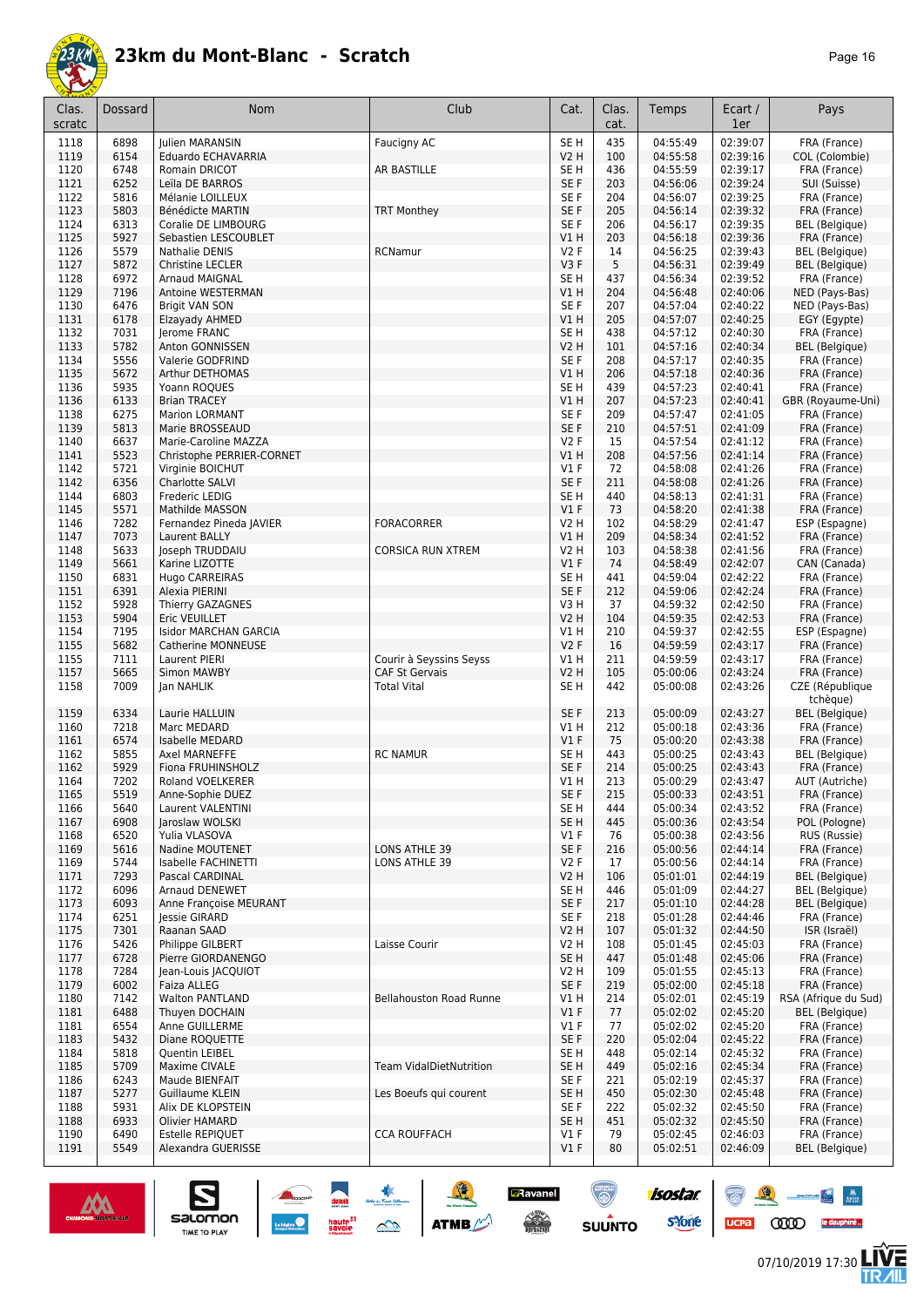# 23km du Mont-Blanc - Scratch

| Clas. scratc | Dossard | Nom | Club | Cat. | Clas. cat. | Temps | Ecart / 1er | Pays |
|---|---|---|---|---|---|---|---|---|
| 1118 | 6898 | Julien MARANSIN | Faucigny AC | SE H | 435 | 04:55:49 | 02:39:07 | FRA (France) |
| 1119 | 6154 | Eduardo ECHAVARRIA | | V2 H | 100 | 04:55:58 | 02:39:16 | COL (Colombie) |
| 1120 | 6748 | Romain DRICOT | AR BASTILLE | SE H | 436 | 04:55:59 | 02:39:17 | FRA (France) |
| 1121 | 6252 | Leïla DE BARROS | | SE F | 203 | 04:56:06 | 02:39:24 | SUI (Suisse) |
| 1122 | 5816 | Mélanie LOILLEUX | | SE F | 204 | 04:56:07 | 02:39:25 | FRA (France) |
| 1123 | 5803 | Bénédicte MARTIN | TRT Monthey | SE F | 205 | 04:56:14 | 02:39:32 | FRA (France) |
| 1124 | 6313 | Coralie DE LIMBOURG | | SE F | 206 | 04:56:17 | 02:39:35 | BEL (Belgique) |
| 1125 | 5927 | Sebastien LESCOUBLET | | V1 H | 203 | 04:56:18 | 02:39:36 | FRA (France) |
| 1126 | 5579 | Nathalie DENIS | RCNamur | V2 F | 14 | 04:56:25 | 02:39:43 | BEL (Belgique) |
| 1127 | 5872 | Christine LECLER | | V3 F | 5 | 04:56:31 | 02:39:49 | BEL (Belgique) |
| 1128 | 6972 | Arnaud MAIGNAL | | SE H | 437 | 04:56:34 | 02:39:52 | FRA (France) |
| 1129 | 7196 | Antoine WESTERMAN | | V1 H | 204 | 04:56:48 | 02:40:06 | NED (Pays-Bas) |
| 1130 | 6476 | Brigit VAN SON | | SE F | 207 | 04:57:04 | 02:40:22 | NED (Pays-Bas) |
| 1131 | 6178 | Elzayady AHMED | | V1 H | 205 | 04:57:07 | 02:40:25 | EGY (Egypte) |
| 1132 | 7031 | Jerome FRANC | | SE H | 438 | 04:57:12 | 02:40:30 | FRA (France) |
| 1133 | 5782 | Anton GONNISSEN | | V2 H | 101 | 04:57:16 | 02:40:34 | BEL (Belgique) |
| 1134 | 5556 | Valerie GODFRIND | | SE F | 208 | 04:57:17 | 02:40:35 | FRA (France) |
| 1135 | 5672 | Arthur DETHOMAS | | V1 H | 206 | 04:57:18 | 02:40:36 | FRA (France) |
| 1136 | 5935 | Yoann ROQUES | | SE H | 439 | 04:57:23 | 02:40:41 | FRA (France) |
| 1136 | 6133 | Brian TRACEY | | V1 H | 207 | 04:57:23 | 02:40:41 | GBR (Royaume-Uni) |
| 1138 | 6275 | Marion LORMANT | | SE F | 209 | 04:57:47 | 02:41:05 | FRA (France) |
| 1139 | 5813 | Marie BROSSEAUD | | SE F | 210 | 04:57:51 | 02:41:09 | FRA (France) |
| 1140 | 6637 | Marie-Caroline MAZZA | | V2 F | 15 | 04:57:54 | 02:41:12 | FRA (France) |
| 1141 | 5523 | Christophe PERRIER-CORNET | | V1 H | 208 | 04:57:56 | 02:41:14 | FRA (France) |
| 1142 | 5721 | Virginie BOICHUT | | V1 F | 72 | 04:58:08 | 02:41:26 | FRA (France) |
| 1142 | 6356 | Charlotte SALVI | | SE F | 211 | 04:58:08 | 02:41:26 | FRA (France) |
| 1144 | 6803 | Frederic LEDIG | | SE H | 440 | 04:58:13 | 02:41:31 | FRA (France) |
| 1145 | 5571 | Mathilde MASSON | | V1 F | 73 | 04:58:20 | 02:41:38 | FRA (France) |
| 1146 | 7282 | Fernandez Pineda JAVIER | FORACORRER | V2 H | 102 | 04:58:29 | 02:41:47 | ESP (Espagne) |
| 1147 | 7073 | Laurent BALLY | | V1 H | 209 | 04:58:34 | 02:41:52 | FRA (France) |
| 1148 | 5633 | Joseph TRUDDAIU | CORSICA RUN XTREM | V2 H | 103 | 04:58:38 | 02:41:56 | FRA (France) |
| 1149 | 5661 | Karine LIZOTTE | | V1 F | 74 | 04:58:49 | 02:42:07 | CAN (Canada) |
| 1150 | 6831 | Hugo CARREIRAS | | SE H | 441 | 04:59:04 | 02:42:22 | FRA (France) |
| 1151 | 6391 | Alexia PIERINI | | SE F | 212 | 04:59:06 | 02:42:24 | FRA (France) |
| 1152 | 5928 | Thierry GAZAGNES | | V3 H | 37 | 04:59:32 | 02:42:50 | FRA (France) |
| 1153 | 5904 | Eric VEUILLET | | V2 H | 104 | 04:59:35 | 02:42:53 | FRA (France) |
| 1154 | 7195 | Isidor MARCHAN GARCIA | | V1 H | 210 | 04:59:37 | 02:42:55 | ESP (Espagne) |
| 1155 | 5682 | Catherine MONNEUSE | | V2 F | 16 | 04:59:59 | 02:43:17 | FRA (France) |
| 1155 | 7111 | Laurent PIERI | Courir à Seyssins Seyss | V1 H | 211 | 04:59:59 | 02:43:17 | FRA (France) |
| 1157 | 5665 | Simon MAWBY | CAF St Gervais | V2 H | 105 | 05:00:06 | 02:43:24 | FRA (France) |
| 1158 | 7009 | Jan NAHLIK | Total Vital | SE H | 442 | 05:00:08 | 02:43:26 | CZE (République tchèque) |
| 1159 | 6334 | Laurie HALLUIN | | SE F | 213 | 05:00:09 | 02:43:27 | BEL (Belgique) |
| 1160 | 7218 | Marc MEDARD | | V1 H | 212 | 05:00:18 | 02:43:36 | FRA (France) |
| 1161 | 6574 | Isabelle MEDARD | | V1 F | 75 | 05:00:20 | 02:43:38 | FRA (France) |
| 1162 | 5855 | Axel MARNEFFE | RC NAMUR | SE H | 443 | 05:00:25 | 02:43:43 | BEL (Belgique) |
| 1162 | 5929 | Fiona FRUHINSHOLZ | | SE F | 214 | 05:00:25 | 02:43:43 | FRA (France) |
| 1164 | 7202 | Roland VOELKERER | | V1 H | 213 | 05:00:29 | 02:43:47 | AUT (Autriche) |
| 1165 | 5519 | Anne-Sophie DUEZ | | SE F | 215 | 05:00:33 | 02:43:51 | FRA (France) |
| 1166 | 5640 | Laurent VALENTINI | | SE H | 444 | 05:00:34 | 02:43:52 | FRA (France) |
| 1167 | 6908 | Jaroslaw WOLSKI | | SE H | 445 | 05:00:36 | 02:43:54 | POL (Pologne) |
| 1168 | 6520 | Yulia VLASOVA | | V1 F | 76 | 05:00:38 | 02:43:56 | RUS (Russie) |
| 1169 | 5616 | Nadine MOUTENET | LONS ATHLE 39 | SE F | 216 | 05:00:56 | 02:44:14 | FRA (France) |
| 1169 | 5744 | Isabelle FACHINETTI | LONS ATHLE 39 | V2 F | 17 | 05:00:56 | 02:44:14 | FRA (France) |
| 1171 | 7293 | Pascal CARDINAL | | V2 H | 106 | 05:01:01 | 02:44:19 | BEL (Belgique) |
| 1172 | 6096 | Arnaud DENEWET | | SE H | 446 | 05:01:09 | 02:44:27 | BEL (Belgique) |
| 1173 | 6093 | Anne Françoise MEURANT | | SE F | 217 | 05:01:10 | 02:44:28 | BEL (Belgique) |
| 1174 | 6251 | Jessie GIRARD | | SE F | 218 | 05:01:28 | 02:44:46 | FRA (France) |
| 1175 | 7301 | Raanan SAAD | | V2 H | 107 | 05:01:32 | 02:44:50 | ISR (Israël) |
| 1176 | 5426 | Philippe GILBERT | Laisse Courir | V2 H | 108 | 05:01:45 | 02:45:03 | FRA (France) |
| 1177 | 6728 | Pierre GIORDANENGO | | SE H | 447 | 05:01:48 | 02:45:06 | FRA (France) |
| 1178 | 7284 | Jean-Louis JACQUIOT | | V2 H | 109 | 05:01:55 | 02:45:13 | FRA (France) |
| 1179 | 6002 | Faiza ALLEG | | SE F | 219 | 05:02:00 | 02:45:18 | FRA (France) |
| 1180 | 7142 | Walton PANTLAND | Bellahouston Road Runne | V1 H | 214 | 05:02:01 | 02:45:19 | RSA (Afrique du Sud) |
| 1181 | 6488 | Thuyen DOCHAIN | | V1 F | 77 | 05:02:02 | 02:45:20 | BEL (Belgique) |
| 1181 | 6554 | Anne GUILLERME | | V1 F | 77 | 05:02:02 | 02:45:20 | FRA (France) |
| 1183 | 5432 | Diane ROQUETTE | | SE F | 220 | 05:02:04 | 02:45:22 | FRA (France) |
| 1184 | 5818 | Quentin LEIBEL | | SE H | 448 | 05:02:14 | 02:45:32 | FRA (France) |
| 1185 | 5709 | Maxime CIVALE | Team VidalDietNutrition | SE H | 449 | 05:02:16 | 02:45:34 | FRA (France) |
| 1186 | 6243 | Maude BIENFAIT | | SE F | 221 | 05:02:19 | 02:45:37 | FRA (France) |
| 1187 | 5277 | Guillaume KLEIN | Les Boeufs qui courent | SE H | 450 | 05:02:30 | 02:45:48 | FRA (France) |
| 1188 | 5931 | Alix DE KLOPSTEIN | | SE F | 222 | 05:02:32 | 02:45:50 | FRA (France) |
| 1188 | 6933 | Olivier HAMARD | | SE H | 451 | 05:02:32 | 02:45:50 | FRA (France) |
| 1190 | 6490 | Estelle REPIQUET | CCA ROUFFACH | V1 F | 79 | 05:02:45 | 02:46:03 | FRA (France) |
| 1191 | 5549 | Alexandra GUERISSE | | V1 F | 80 | 05:02:51 | 02:46:09 | BEL (Belgique) |

07/10/2019 17:30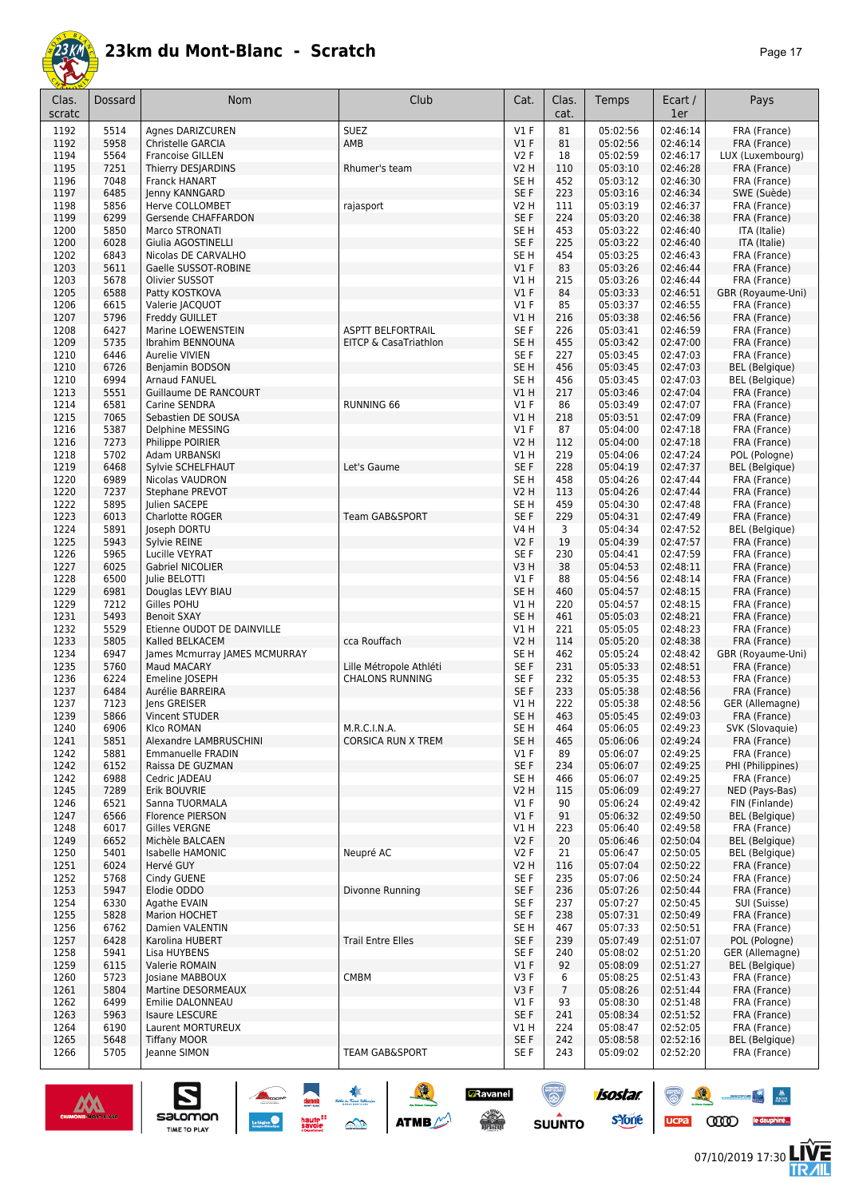# 23km du Mont-Blanc - Scratch

| Clas. scratc | Dossard | Nom | Club | Cat. | Clas. cat. | Temps | Ecart / 1er | Pays |
|---|---|---|---|---|---|---|---|---|
| 1192 | 5514 | Agnes DARIZCUREN | SUEZ | V1 F | 81 | 05:02:56 | 02:46:14 | FRA (France) |
| 1192 | 5958 | Christelle GARCIA | AMB | V1 F | 81 | 05:02:56 | 02:46:14 | FRA (France) |
| 1194 | 5564 | Francoise GILLEN | | V2 F | 18 | 05:02:59 | 02:46:17 | LUX (Luxembourg) |
| 1195 | 7251 | Thierry DESJARDINS | Rhumer's team | V2 H | 110 | 05:03:10 | 02:46:28 | FRA (France) |
| 1196 | 7048 | Franck HANART | | SE H | 452 | 05:03:12 | 02:46:30 | FRA (France) |
| 1197 | 6485 | Jenny KANNGARD | | SE F | 223 | 05:03:16 | 02:46:34 | SWE (Suède) |
| 1198 | 5856 | Herve COLLOMBET | rajasport | V2 H | 111 | 05:03:19 | 02:46:37 | FRA (France) |
| 1199 | 6299 | Gersende CHAFFARDON | | SE F | 224 | 05:03:20 | 02:46:38 | FRA (France) |
| 1200 | 5850 | Marco STRONATI | | SE H | 453 | 05:03:22 | 02:46:40 | ITA (Italie) |
| 1200 | 6028 | Giulia AGOSTINELLI | | SE F | 225 | 05:03:22 | 02:46:40 | ITA (Italie) |
| 1202 | 6843 | Nicolas DE CARVALHO | | SE H | 454 | 05:03:25 | 02:46:43 | FRA (France) |
| 1203 | 5611 | Gaelle SUSSOT-ROBINE | | V1 F | 83 | 05:03:26 | 02:46:44 | FRA (France) |
| 1203 | 5678 | Olivier SUSSOT | | V1 H | 215 | 05:03:26 | 02:46:44 | FRA (France) |
| 1205 | 6588 | Patty KOSTKOVA | | V1 F | 84 | 05:03:33 | 02:46:51 | GBR (Royaume-Uni) |
| 1206 | 6615 | Valerie JACQUOT | | V1 F | 85 | 05:03:37 | 02:46:55 | FRA (France) |
| 1207 | 5796 | Freddy GUILLET | | V1 H | 216 | 05:03:38 | 02:46:56 | FRA (France) |
| 1208 | 6427 | Marine LOEWENSTEIN | ASPTT BELFORTRAIL | SE F | 226 | 05:03:41 | 02:46:59 | FRA (France) |
| 1209 | 5735 | Ibrahim BENNOUNA | EITCP & CasaTriathlon | SE H | 455 | 05:03:42 | 02:47:00 | FRA (France) |
| 1210 | 6446 | Aurelie VIVIEN | | SE F | 227 | 05:03:45 | 02:47:03 | FRA (France) |
| 1210 | 6726 | Benjamin BODSON | | SE H | 456 | 05:03:45 | 02:47:03 | BEL (Belgique) |
| 1210 | 6994 | Arnaud FANUEL | | SE H | 456 | 05:03:45 | 02:47:03 | BEL (Belgique) |
| 1213 | 5551 | Guillaume DE RANCOURT | | V1 H | 217 | 05:03:46 | 02:47:04 | FRA (France) |
| 1214 | 6581 | Carine SENDRA | RUNNING 66 | V1 F | 86 | 05:03:49 | 02:47:07 | FRA (France) |
| 1215 | 7065 | Sebastien DE SOUSA | | V1 H | 218 | 05:03:51 | 02:47:09 | FRA (France) |
| 1216 | 5387 | Delphine MESSING | | V1 F | 87 | 05:04:00 | 02:47:18 | FRA (France) |
| 1216 | 7273 | Philippe POIRIER | | V2 H | 112 | 05:04:00 | 02:47:18 | FRA (France) |
| 1218 | 5702 | Adam URBANSKI | | V1 H | 219 | 05:04:06 | 02:47:24 | POL (Pologne) |
| 1219 | 6468 | Sylvie SCHELFHAUT | Let's Gaume | SE F | 228 | 05:04:19 | 02:47:37 | BEL (Belgique) |
| 1220 | 6989 | Nicolas VAUDRON | | SE H | 458 | 05:04:26 | 02:47:44 | FRA (France) |
| 1220 | 7237 | Stephane PREVOT | | V2 H | 113 | 05:04:26 | 02:47:44 | FRA (France) |
| 1222 | 5895 | Julien SACEPE | | SE H | 459 | 05:04:30 | 02:47:48 | FRA (France) |
| 1223 | 6013 | Charlotte ROGER | Team GAB&SPORT | SE F | 229 | 05:04:31 | 02:47:49 | FRA (France) |
| 1224 | 5891 | Joseph DORTU | | V4 H | 3 | 05:04:34 | 02:47:52 | BEL (Belgique) |
| 1225 | 5943 | Sylvie REINE | | V2 F | 19 | 05:04:39 | 02:47:57 | FRA (France) |
| 1226 | 5965 | Lucille VEYRAT | | SE F | 230 | 05:04:41 | 02:47:59 | FRA (France) |
| 1227 | 6025 | Gabriel NICOLIER | | V3 H | 38 | 05:04:53 | 02:48:11 | FRA (France) |
| 1228 | 6500 | Julie BELOTTI | | V1 F | 88 | 05:04:56 | 02:48:14 | FRA (France) |
| 1229 | 6981 | Douglas LEVY BIAU | | SE H | 460 | 05:04:57 | 02:48:15 | FRA (France) |
| 1229 | 7212 | Gilles POHU | | V1 H | 220 | 05:04:57 | 02:48:15 | FRA (France) |
| 1231 | 5493 | Benoit SXAY | | SE H | 461 | 05:05:03 | 02:48:21 | FRA (France) |
| 1232 | 5529 | Etienne OUDOT DE DAINVILLE | | V1 H | 221 | 05:05:05 | 02:48:23 | FRA (France) |
| 1233 | 5805 | Kalled BELKACEM | cca Rouffach | V2 H | 114 | 05:05:20 | 02:48:38 | FRA (France) |
| 1234 | 6947 | James Mcmurray JAMES MCMURRAY | | SE H | 462 | 05:05:24 | 02:48:42 | GBR (Royaume-Uni) |
| 1235 | 5760 | Maud MACARY | Lille Métropole Athléti | SE F | 231 | 05:05:33 | 02:48:51 | FRA (France) |
| 1236 | 6224 | Emeline JOSEPH | CHALONS RUNNING | SE F | 232 | 05:05:35 | 02:48:53 | FRA (France) |
| 1237 | 6484 | Aurélie BARREIRA | | SE F | 233 | 05:05:38 | 02:48:56 | FRA (France) |
| 1237 | 7123 | Jens GREISER | | V1 H | 222 | 05:05:38 | 02:48:56 | GER (Allemagne) |
| 1239 | 5866 | Vincent STUDER | | SE H | 463 | 05:05:45 | 02:49:03 | FRA (France) |
| 1240 | 6906 | Klco ROMAN | M.R.C.I.N.A. | SE H | 464 | 05:06:05 | 02:49:23 | SVK (Slovaquie) |
| 1241 | 5851 | Alexandre LAMBRUSCHINI | CORSICA RUN X TREM | SE H | 465 | 05:06:06 | 02:49:24 | FRA (France) |
| 1242 | 5881 | Emmanuelle FRADIN | | V1 F | 89 | 05:06:07 | 02:49:25 | FRA (France) |
| 1242 | 6152 | Raissa DE GUZMAN | | SE F | 234 | 05:06:07 | 02:49:25 | PHI (Philippines) |
| 1242 | 6988 | Cedric JADEAU | | SE H | 466 | 05:06:07 | 02:49:25 | FRA (France) |
| 1245 | 7289 | Erik BOUVRIE | | V2 H | 115 | 05:06:09 | 02:49:27 | NED (Pays-Bas) |
| 1246 | 6521 | Sanna TUORMALA | | V1 F | 90 | 05:06:24 | 02:49:42 | FIN (Finlande) |
| 1247 | 6566 | Florence PIERSON | | V1 F | 91 | 05:06:32 | 02:49:50 | BEL (Belgique) |
| 1248 | 6017 | Gilles VERGNE | | V1 H | 223 | 05:06:40 | 02:49:58 | FRA (France) |
| 1249 | 6652 | Michèle BALCAEN | | V2 F | 20 | 05:06:46 | 02:50:04 | BEL (Belgique) |
| 1250 | 5401 | Isabelle HAMONIC | Neupré AC | V2 F | 21 | 05:06:47 | 02:50:05 | BEL (Belgique) |
| 1251 | 6024 | Hervé GUY | | V2 H | 116 | 05:07:04 | 02:50:22 | FRA (France) |
| 1252 | 5768 | Cindy GUENE | | SE F | 235 | 05:07:06 | 02:50:24 | FRA (France) |
| 1253 | 5947 | Elodie ODDO | Divonne Running | SE F | 236 | 05:07:26 | 02:50:44 | FRA (France) |
| 1254 | 6330 | Agathe EVAIN | | SE F | 237 | 05:07:27 | 02:50:45 | SUI (Suisse) |
| 1255 | 5828 | Marion HOCHET | | SE F | 238 | 05:07:31 | 02:50:49 | FRA (France) |
| 1256 | 6762 | Damien VALENTIN | | SE H | 467 | 05:07:33 | 02:50:51 | FRA (France) |
| 1257 | 6428 | Karolina HUBERT | Trail Entre Elles | SE F | 239 | 05:07:49 | 02:51:07 | POL (Pologne) |
| 1258 | 5941 | Lisa HUYBENS | | SE F | 240 | 05:08:02 | 02:51:20 | GER (Allemagne) |
| 1259 | 6115 | Valerie ROMAIN | | V1 F | 92 | 05:08:09 | 02:51:27 | BEL (Belgique) |
| 1260 | 5723 | Josiane MABBOUX | CMBM | V3 F | 6 | 05:08:25 | 02:51:43 | FRA (France) |
| 1261 | 5804 | Martine DESORMEAUX | | V3 F | 7 | 05:08:26 | 02:51:44 | FRA (France) |
| 1262 | 6499 | Emilie DALONNEAU | | V1 F | 93 | 05:08:30 | 02:51:48 | FRA (France) |
| 1263 | 5963 | Isaure LESCURE | | SE F | 241 | 05:08:34 | 02:51:52 | FRA (France) |
| 1264 | 6190 | Laurent MORTUREUX | | V1 H | 224 | 05:08:47 | 02:52:05 | FRA (France) |
| 1265 | 5648 | Tiffany MOOR | | SE F | 242 | 05:08:58 | 02:52:16 | BEL (Belgique) |
| 1266 | 5705 | Jeanne SIMON | TEAM GAB&SPORT | SE F | 243 | 05:09:02 | 02:52:20 | FRA (France) |

07/10/2019 17:30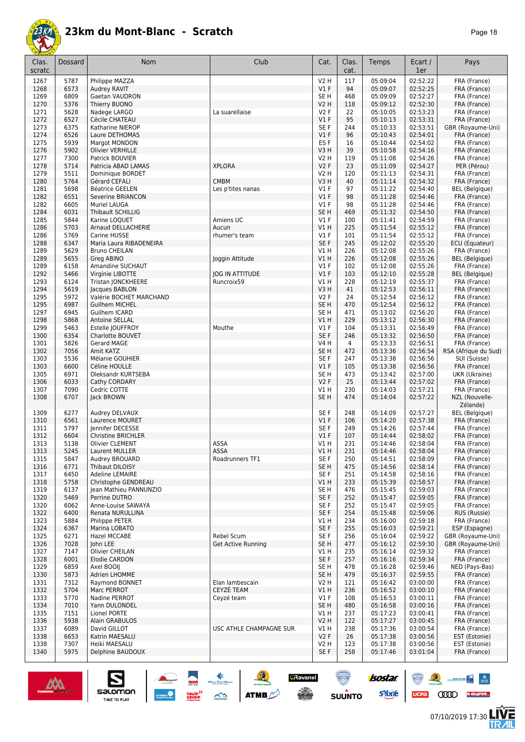# 23km du Mont-Blanc - Scratch

| Clas. scratc | Dossard | Nom | Club | Cat. | Clas. cat. | Temps | Ecart / 1er | Pays |
|---|---|---|---|---|---|---|---|---|
| 1267 | 5787 | Philippe MAZZA | | V2 H | 117 | 05:09:04 | 02:52:22 | FRA (France) |
| 1268 | 6573 | Audrey RAVIT | | V1 F | 94 | 05:09:07 | 02:52:25 | FRA (France) |
| 1269 | 6809 | Gaetan VAUDRON | | SE H | 468 | 05:09:09 | 02:52:27 | FRA (France) |
| 1270 | 5376 | Thierry BUONO | | V2 H | 118 | 05:09:12 | 02:52:30 | FRA (France) |
| 1271 | 5628 | Nadege LARGO | La suarellaise | V2 F | 22 | 05:10:05 | 02:53:23 | FRA (France) |
| 1272 | 6527 | Cécile CHATEAU | | V1 F | 95 | 05:10:13 | 02:53:31 | FRA (France) |
| 1273 | 6375 | Katharine NIEROP | | SE F | 244 | 05:10:33 | 02:53:51 | GBR (Royaume-Uni) |
| 1274 | 6526 | Laure DETHOMAS | | V1 F | 96 | 05:10:43 | 02:54:01 | FRA (France) |
| 1275 | 5939 | Margot MONDON | | ES F | 16 | 05:10:44 | 02:54:02 | FRA (France) |
| 1276 | 5902 | Olivier VERHILLE | | V3 H | 39 | 05:10:58 | 02:54:16 | FRA (France) |
| 1277 | 7300 | Patrick BOUVIER | | V2 H | 119 | 05:11:08 | 02:54:26 | FRA (France) |
| 1278 | 5714 | Patricia ABAD LAMAS | XPLORA | V2 F | 23 | 05:11:09 | 02:54:27 | PER (Pérou) |
| 1279 | 5511 | Dominique BORDET | | V2 H | 120 | 05:11:13 | 02:54:31 | FRA (France) |
| 1280 | 5764 | Gérard CEFALI | CMBM | V3 H | 40 | 05:11:14 | 02:54:32 | FRA (France) |
| 1281 | 5698 | Béatrice GEELEN | Les p'tites nanas | V1 F | 97 | 05:11:22 | 02:54:40 | BEL (Belgique) |
| 1282 | 6551 | Severine BRIANCON | | V1 F | 98 | 05:11:28 | 02:54:46 | FRA (France) |
| 1282 | 6605 | Muriel LAUGA | | V1 F | 98 | 05:11:28 | 02:54:46 | FRA (France) |
| 1284 | 6031 | Thibault SCHILLIG | | SE H | 469 | 05:11:32 | 02:54:50 | FRA (France) |
| 1285 | 5844 | Karine LOQUET | Amiens UC | V1 F | 100 | 05:11:41 | 02:54:59 | FRA (France) |
| 1286 | 5703 | Arnaud DELLACHERIE | Aucun | V1 H | 225 | 05:11:54 | 02:55:12 | FRA (France) |
| 1286 | 5769 | Carine HUSSE | rhumer's team | V1 F | 101 | 05:11:54 | 02:55:12 | FRA (France) |
| 1288 | 6347 | Maria Laura RIBADENEIRA | | SE F | 245 | 05:12:02 | 02:55:20 | ECU (Equateur) |
| 1289 | 5629 | Bruno CHEILAN | | V1 H | 226 | 05:12:08 | 02:55:26 | FRA (France) |
| 1289 | 5655 | Greg ABINO | Joggin Attitude | V1 H | 226 | 05:12:08 | 02:55:26 | BEL (Belgique) |
| 1289 | 6158 | Amandine SUCHAUT | | V1 F | 102 | 05:12:08 | 02:55:26 | FRA (France) |
| 1292 | 5466 | Virginie LIBOTTE | JOG IN ATTITUDE | V1 F | 103 | 05:12:10 | 02:55:28 | BEL (Belgique) |
| 1293 | 6124 | Tristan JONCKHEERE | Runcroix59 | V1 H | 228 | 05:12:19 | 02:55:37 | FRA (France) |
| 1294 | 5619 | Jacques BABLON | | V3 H | 41 | 05:12:53 | 02:56:11 | FRA (France) |
| 1295 | 5972 | Valérie BOCHET MARCHAND | | V2 F | 24 | 05:12:54 | 02:56:12 | FRA (France) |
| 1295 | 6987 | Guilhem MICHEL | | SE H | 470 | 05:12:54 | 02:56:12 | FRA (France) |
| 1297 | 6945 | Guilhem ICARD | | SE H | 471 | 05:13:02 | 02:56:20 | FRA (France) |
| 1298 | 5868 | Antoine SELLAL | | V1 H | 229 | 05:13:12 | 02:56:30 | FRA (France) |
| 1299 | 5463 | Estelle JOUFFROY | Mouthe | V1 F | 104 | 05:13:31 | 02:56:49 | FRA (France) |
| 1300 | 6354 | Charlotte BOUVET | | SE F | 246 | 05:13:32 | 02:56:50 | FRA (France) |
| 1301 | 5826 | Gerard MAGE | | V4 H | 4 | 05:13:33 | 02:56:51 | FRA (France) |
| 1302 | 7056 | Amit KATZ | | SE H | 472 | 05:13:36 | 02:56:54 | RSA (Afrique du Sud) |
| 1303 | 5536 | Mélanie GOUHIER | | SE F | 247 | 05:13:38 | 02:56:56 | SUI (Suisse) |
| 1303 | 6600 | Céline HOULLE | | V1 F | 105 | 05:13:38 | 02:56:56 | FRA (France) |
| 1305 | 6971 | Oleksandr KURTSEBA | | SE H | 473 | 05:13:42 | 02:57:00 | UKR (Ukraine) |
| 1306 | 6033 | Cathy CORDARY | | V2 F | 25 | 05:13:44 | 02:57:02 | FRA (France) |
| 1307 | 7090 | Cedric COTTE | | V1 H | 230 | 05:14:03 | 02:57:21 | FRA (France) |
| 1308 | 6707 | Jack BROWN | | SE H | 474 | 05:14:04 | 02:57:22 | NZL (Nouvelle-Zélande) |
| 1309 | 6277 | Audrey DELVAUX | | SE F | 248 | 05:14:09 | 02:57:27 | BEL (Belgique) |
| 1310 | 6561 | Laurence MOURET | | V1 F | 106 | 05:14:20 | 02:57:38 | FRA (France) |
| 1311 | 5797 | Jennifer DECESSE | | SE F | 249 | 05:14:26 | 02:57:44 | FRA (France) |
| 1312 | 6604 | Christine BRICHLER | | V1 F | 107 | 05:14:44 | 02:58:02 | FRA (France) |
| 1313 | 5138 | Olivier CLEMENT | ASSA | V1 H | 231 | 05:14:46 | 02:58:04 | FRA (France) |
| 1313 | 5245 | Laurent MULLER | ASSA | V1 H | 231 | 05:14:46 | 02:58:04 | FRA (France) |
| 1315 | 5847 | Audrey BROUARD | Roadrunners TF1 | SE F | 250 | 05:14:51 | 02:58:09 | FRA (France) |
| 1316 | 6771 | Thibaut DILOISY | | SE H | 475 | 05:14:56 | 02:58:14 | FRA (France) |
| 1317 | 6450 | Adeline LEMAIRE | | SE F | 251 | 05:14:58 | 02:58:16 | FRA (France) |
| 1318 | 5758 | Christophe GENDREAU | | V1 H | 233 | 05:15:39 | 02:58:57 | FRA (France) |
| 1319 | 6137 | Jean Mathieu PANNUNZIO | | SE H | 476 | 05:15:45 | 02:59:03 | FRA (France) |
| 1320 | 5469 | Perrine DUTRO | | SE F | 252 | 05:15:47 | 02:59:05 | FRA (France) |
| 1320 | 6062 | Anne-Louise SAWAYA | | SE F | 252 | 05:15:47 | 02:59:05 | FRA (France) |
| 1322 | 6400 | Renata NURULLINA | | SE F | 254 | 05:15:48 | 02:59:06 | RUS (Russie) |
| 1323 | 5884 | Philippe PETER | | V1 H | 234 | 05:16:00 | 02:59:18 | FRA (France) |
| 1324 | 6367 | Marina LOBATO | | SE F | 255 | 05:16:03 | 02:59:21 | ESP (Espagne) |
| 1325 | 6271 | Hazel MCCABE | Rebel Scum | SE F | 256 | 05:16:04 | 02:59:22 | GBR (Royaume-Uni) |
| 1326 | 7028 | John LEE | Get Active Running | SE H | 477 | 05:16:12 | 02:59:30 | GBR (Royaume-Uni) |
| 1327 | 7147 | Olivier CHEILAN | | V1 H | 235 | 05:16:14 | 02:59:32 | FRA (France) |
| 1328 | 6001 | Elodie CARDON | | SE F | 257 | 05:16:16 | 02:59:34 | FRA (France) |
| 1329 | 6859 | Axel BOOIJ | | SE H | 478 | 05:16:28 | 02:59:46 | NED (Pays-Bas) |
| 1330 | 5873 | Adrien LHOMME | | SE H | 479 | 05:16:37 | 02:59:55 | FRA (France) |
| 1331 | 7312 | Raymond BONNET | Elan lambescain | V2 H | 121 | 05:16:42 | 03:00:00 | FRA (France) |
| 1332 | 5704 | Marc PERROT | CEYZÉ TEAM | V1 H | 236 | 05:16:52 | 03:00:10 | FRA (France) |
| 1333 | 5770 | Nadine PERROT | Ceyzé team | V1 F | 108 | 05:16:53 | 03:00:11 | FRA (France) |
| 1334 | 7010 | Yann DULONDEL | | SE H | 480 | 05:16:58 | 03:00:16 | FRA (France) |
| 1335 | 7151 | Lionel PORTE | | V1 H | 237 | 05:17:23 | 03:00:41 | FRA (France) |
| 1336 | 5938 | Alain GRABULOS | | V2 H | 122 | 05:17:27 | 03:00:45 | FRA (France) |
| 1337 | 6089 | David GILLOT | USC ATHLE CHAMPAGNE SUR | V1 H | 238 | 05:17:36 | 03:00:54 | FRA (France) |
| 1338 | 6653 | Katrin MAESALU | | V2 F | 26 | 05:17:38 | 03:00:56 | EST (Estonie) |
| 1338 | 7307 | Heiki MAESALU | | V2 H | 123 | 05:17:38 | 03:00:56 | EST (Estonie) |
| 1340 | 5975 | Delphine BAUDOUX | | SE F | 258 | 05:17:46 | 03:01:04 | FRA (France) |

07/10/2019 17:30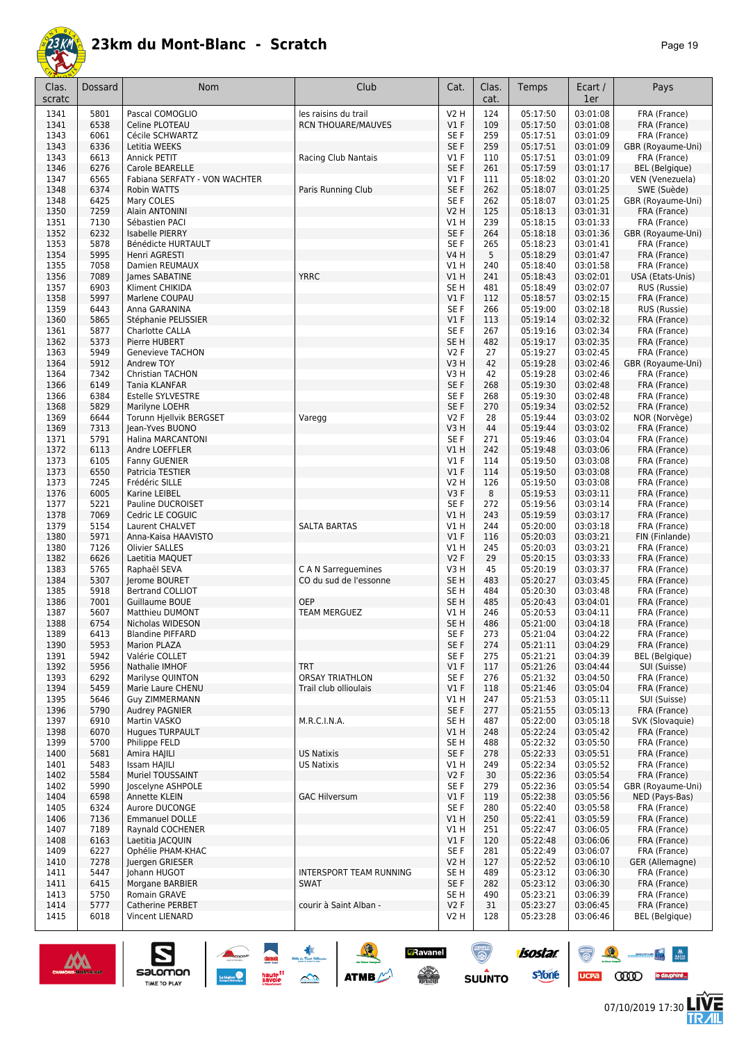# 23km du Mont-Blanc - Scratch

| Clas. scratc | Dossard | Nom | Club | Cat. | Clas. cat. | Temps | Ecart / 1er | Pays |
|---|---|---|---|---|---|---|---|---|
| 1341 | 5801 | Pascal COMOGLIO | les raisins du trail | V2 H | 124 | 05:17:50 | 03:01:08 | FRA (France) |
| 1341 | 6538 | Celine PLOTEAU | RCN THOUARE/MAUVES | V1 F | 109 | 05:17:50 | 03:01:08 | FRA (France) |
| 1343 | 6061 | Cécile SCHWARTZ | | SE F | 259 | 05:17:51 | 03:01:09 | FRA (France) |
| 1343 | 6336 | Letitia WEEKS | | SE F | 259 | 05:17:51 | 03:01:09 | GBR (Royaume-Uni) |
| 1343 | 6613 | Annick PETIT | Racing Club Nantais | V1 F | 110 | 05:17:51 | 03:01:09 | FRA (France) |
| 1346 | 6276 | Carole BEAERELLE | | SE F | 261 | 05:17:59 | 03:01:17 | BEL (Belgique) |
| 1347 | 6565 | Fabiana SERFATY - VON WACHTER | | V1 F | 111 | 05:18:02 | 03:01:20 | VEN (Venezuela) |
| 1348 | 6374 | Robin WATTS | Paris Running Club | SE F | 262 | 05:18:07 | 03:01:25 | SWE (Suède) |
| 1348 | 6425 | Mary COLES | | SE F | 262 | 05:18:07 | 03:01:25 | GBR (Royaume-Uni) |
| 1350 | 7259 | Alain ANTONINI | | V2 H | 125 | 05:18:13 | 03:01:31 | FRA (France) |
| 1351 | 7130 | Sébastien PACI | | V1 H | 239 | 05:18:15 | 03:01:33 | FRA (France) |
| 1352 | 6232 | Isabelle PIERRY | | SE F | 264 | 05:18:18 | 03:01:36 | GBR (Royaume-Uni) |
| 1353 | 5878 | Bénédicte HURTAULT | | SE F | 265 | 05:18:23 | 03:01:41 | FRA (France) |
| 1354 | 5995 | Henri AGRESTI | | V4 H | 5 | 05:18:29 | 03:01:47 | FRA (France) |
| 1355 | 7058 | Damien REUMAUX | | V1 H | 240 | 05:18:40 | 03:01:58 | FRA (France) |
| 1356 | 7089 | James SABATINE | YRRC | V1 H | 241 | 05:18:43 | 03:02:01 | USA (Etats-Unis) |
| 1357 | 6903 | Kliment CHIKIDA | | SE H | 481 | 05:18:49 | 03:02:07 | RUS (Russie) |
| 1358 | 5997 | Marlene COUPAU | | V1 F | 112 | 05:18:57 | 03:02:15 | FRA (France) |
| 1359 | 6443 | Anna GARANINA | | SE F | 266 | 05:19:00 | 03:02:18 | RUS (Russie) |
| 1360 | 5865 | Stéphanie PELISSIER | | V1 F | 113 | 05:19:14 | 03:02:32 | FRA (France) |
| 1361 | 5877 | Charlotte CALLA | | SE F | 267 | 05:19:16 | 03:02:34 | FRA (France) |
| 1362 | 5373 | Pierre HUBERT | | SE H | 482 | 05:19:17 | 03:02:35 | FRA (France) |
| 1363 | 5949 | Genevieve TACHON | | V2 F | 27 | 05:19:27 | 03:02:45 | FRA (France) |
| 1364 | 5912 | Andrew TOY | | V3 H | 42 | 05:19:28 | 03:02:46 | GBR (Royaume-Uni) |
| 1364 | 7342 | Christian TACHON | | V3 H | 42 | 05:19:28 | 03:02:46 | FRA (France) |
| 1366 | 6149 | Tania KLANFAR | | SE F | 268 | 05:19:30 | 03:02:48 | FRA (France) |
| 1366 | 6384 | Estelle SYLVESTRE | | SE F | 268 | 05:19:30 | 03:02:48 | FRA (France) |
| 1368 | 5829 | Marilyne LOEHR | | SE F | 270 | 05:19:34 | 03:02:52 | FRA (France) |
| 1369 | 6644 | Torunn Hjellvik BERGSET | Varegg | V2 F | 28 | 05:19:44 | 03:03:02 | NOR (Norvège) |
| 1369 | 7313 | Jean-Yves BUONO | | V3 H | 44 | 05:19:44 | 03:03:02 | FRA (France) |
| 1371 | 5791 | Halina MARCANTONI | | SE F | 271 | 05:19:46 | 03:03:04 | FRA (France) |
| 1372 | 6113 | Andre LOEFFLER | | V1 H | 242 | 05:19:48 | 03:03:06 | FRA (France) |
| 1373 | 6105 | Fanny GUENIER | | V1 F | 114 | 05:19:50 | 03:03:08 | FRA (France) |
| 1373 | 6550 | Patricia TESTIER | | V1 F | 114 | 05:19:50 | 03:03:08 | FRA (France) |
| 1373 | 7245 | Frédéric SILLE | | V2 H | 126 | 05:19:50 | 03:03:08 | FRA (France) |
| 1376 | 6005 | Karine LEIBEL | | V3 F | 8 | 05:19:53 | 03:03:11 | FRA (France) |
| 1377 | 5221 | Pauline DUCROISET | | SE F | 272 | 05:19:56 | 03:03:14 | FRA (France) |
| 1378 | 7069 | Cedric LE COGUIC | | V1 H | 243 | 05:19:59 | 03:03:17 | FRA (France) |
| 1379 | 5154 | Laurent CHALVET | SALTA BARTAS | V1 H | 244 | 05:20:00 | 03:03:18 | FRA (France) |
| 1380 | 5971 | Anna-Kaisa HAAVISTO | | V1 F | 116 | 05:20:03 | 03:03:21 | FIN (Finlande) |
| 1380 | 7126 | Olivier SALLES | | V1 H | 245 | 05:20:03 | 03:03:21 | FRA (France) |
| 1382 | 6626 | Laetitia MAQUET | | V2 F | 29 | 05:20:15 | 03:03:33 | FRA (France) |
| 1383 | 5765 | Raphaël SEVA | C A N Sarreguemines | V3 H | 45 | 05:20:19 | 03:03:37 | FRA (France) |
| 1384 | 5307 | Jerome BOURET | CO du sud de l'essonne | SE H | 483 | 05:20:27 | 03:03:45 | FRA (France) |
| 1385 | 5918 | Bertrand COLLIOT | | SE H | 484 | 05:20:30 | 03:03:48 | FRA (France) |
| 1386 | 7001 | Guillaume BOUE | OEP | SE H | 485 | 05:20:43 | 03:04:01 | FRA (France) |
| 1387 | 5607 | Matthieu DUMONT | TEAM MERGUEZ | V1 H | 246 | 05:20:53 | 03:04:11 | FRA (France) |
| 1388 | 6754 | Nicholas WIDESON | | SE H | 486 | 05:21:00 | 03:04:18 | FRA (France) |
| 1389 | 6413 | Blandine PIFFARD | | SE F | 273 | 05:21:04 | 03:04:22 | FRA (France) |
| 1390 | 5953 | Marion PLAZA | | SE F | 274 | 05:21:11 | 03:04:29 | FRA (France) |
| 1391 | 5942 | Valérie COLLET | | SE F | 275 | 05:21:21 | 03:04:39 | BEL (Belgique) |
| 1392 | 5956 | Nathalie IMHOF | TRT | V1 F | 117 | 05:21:26 | 03:04:44 | SUI (Suisse) |
| 1393 | 6292 | Marilyse QUINTON | ORSAY TRIATHLON | SE F | 276 | 05:21:32 | 03:04:50 | FRA (France) |
| 1394 | 5459 | Marie Laure CHENU | Trail club ollioulais | V1 F | 118 | 05:21:46 | 03:05:04 | FRA (France) |
| 1395 | 5646 | Guy ZIMMERMANN | | V1 H | 247 | 05:21:53 | 03:05:11 | SUI (Suisse) |
| 1396 | 5790 | Audrey PAGNIER | | SE F | 277 | 05:21:55 | 03:05:13 | FRA (France) |
| 1397 | 6910 | Martin VASKO | M.R.C.I.N.A. | SE H | 487 | 05:22:00 | 03:05:18 | SVK (Slovaquie) |
| 1398 | 6070 | Hugues TURPAULT | | V1 H | 248 | 05:22:24 | 03:05:42 | FRA (France) |
| 1399 | 5700 | Philippe FELD | | SE H | 488 | 05:22:32 | 03:05:50 | FRA (France) |
| 1400 | 5681 | Amira HAJILI | US Natixis | SE F | 278 | 05:22:33 | 03:05:51 | FRA (France) |
| 1401 | 5483 | Issam HAJILI | US Natixis | V1 H | 249 | 05:22:34 | 03:05:52 | FRA (France) |
| 1402 | 5584 | Muriel TOUSSAINT | | V2 F | 30 | 05:22:36 | 03:05:54 | FRA (France) |
| 1402 | 5990 | Joscelyne ASHPOLE | | SE F | 279 | 05:22:36 | 03:05:54 | GBR (Royaume-Uni) |
| 1404 | 6598 | Annette KLEIN | GAC Hilversum | V1 F | 119 | 05:22:38 | 03:05:56 | NED (Pays-Bas) |
| 1405 | 6324 | Aurore DUCONGE | | SE F | 280 | 05:22:40 | 03:05:58 | FRA (France) |
| 1406 | 7136 | Emmanuel DOLLE | | V1 H | 250 | 05:22:41 | 03:05:59 | FRA (France) |
| 1407 | 7189 | Raynald COCHENER | | V1 H | 251 | 05:22:47 | 03:06:05 | FRA (France) |
| 1408 | 6163 | Laetitia JACQUIN | | V1 F | 120 | 05:22:48 | 03:06:06 | FRA (France) |
| 1409 | 6227 | Ophélie PHAM-KHAC | | SE F | 281 | 05:22:49 | 03:06:07 | FRA (France) |
| 1410 | 7278 | Juergen GRIESER | | V2 H | 127 | 05:22:52 | 03:06:10 | GER (Allemagne) |
| 1411 | 5447 | Johann HUGOT | INTERSPORT TEAM RUNNING | SE H | 489 | 05:23:12 | 03:06:30 | FRA (France) |
| 1411 | 6415 | Morgane BARBIER | SWAT | SE F | 282 | 05:23:12 | 03:06:30 | FRA (France) |
| 1413 | 5750 | Romain GRAVE | | SE H | 490 | 05:23:21 | 03:06:39 | FRA (France) |
| 1414 | 5777 | Catherine PERBET | courir à Saint Alban - | V2 F | 31 | 05:23:27 | 03:06:45 | FRA (France) |
| 1415 | 6018 | Vincent LIENARD | | V2 H | 128 | 05:23:28 | 03:06:46 | BEL (Belgique) |

07/10/2019 17:30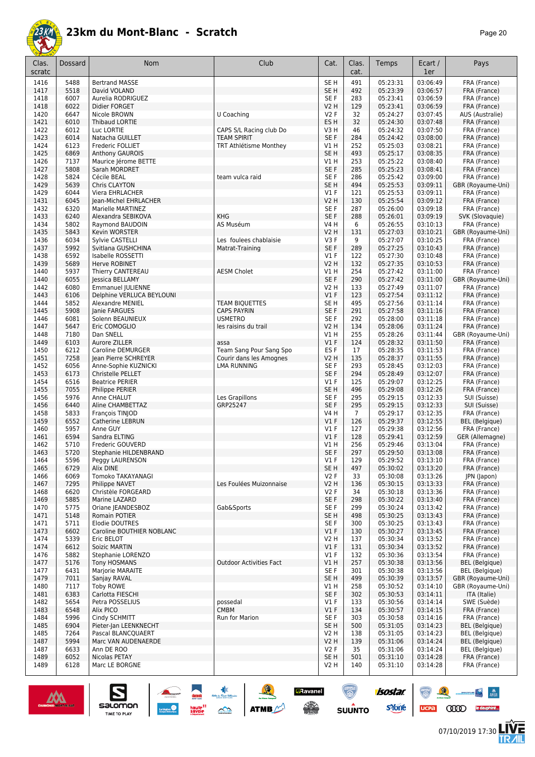# 23km du Mont-Blanc - Scratch

| Clas. scratc | Dossard | Nom | Club | Cat. | Clas. cat. | Temps | Ecart / 1er | Pays |
|---|---|---|---|---|---|---|---|---|
| 1416 | 5488 | Bertrand MASSE | | SE H | 491 | 05:23:31 | 03:06:49 | FRA (France) |
| 1417 | 5518 | David VOLAND | | SE H | 492 | 05:23:39 | 03:06:57 | FRA (France) |
| 1418 | 6007 | Aurelia RODRIGUEZ | | SE F | 283 | 05:23:41 | 03:06:59 | FRA (France) |
| 1418 | 6022 | Didier FORGET | | V2 H | 129 | 05:23:41 | 03:06:59 | FRA (France) |
| 1420 | 6647 | Nicole BROWN | U Coaching | V2 F | 32 | 05:24:27 | 03:07:45 | AUS (Australie) |
| 1421 | 6010 | Thibaud LORTIE | | ES H | 32 | 05:24:30 | 03:07:48 | FRA (France) |
| 1422 | 6012 | Luc LORTIE | CAPS S/L Racing club Do | V3 H | 46 | 05:24:32 | 03:07:50 | FRA (France) |
| 1423 | 6014 | Natacha GUILLET | TEAM SPIRIT | SE F | 284 | 05:24:42 | 03:08:00 | FRA (France) |
| 1424 | 6123 | Frederic FOLLIET | TRT Athlétisme Monthey | V1 H | 252 | 05:25:03 | 03:08:21 | FRA (France) |
| 1425 | 6869 | Anthony GAUROIS | | SE H | 493 | 05:25:17 | 03:08:35 | FRA (France) |
| 1426 | 7137 | Maurice Jérome BETTE | | V1 H | 253 | 05:25:22 | 03:08:40 | FRA (France) |
| 1427 | 5808 | Sarah MORDRET | | SE F | 285 | 05:25:23 | 03:08:41 | FRA (France) |
| 1428 | 5824 | Cécile BEAL | team vulca raid | SE F | 286 | 05:25:42 | 03:09:00 | FRA (France) |
| 1429 | 5639 | Chris CLAYTON | | SE H | 494 | 05:25:53 | 03:09:11 | GBR (Royaume-Uni) |
| 1429 | 6044 | Viera EHRLACHER | | V1 F | 121 | 05:25:53 | 03:09:11 | FRA (France) |
| 1431 | 6045 | Jean-Michel EHRLACHER | | V2 H | 130 | 05:25:54 | 03:09:12 | FRA (France) |
| 1432 | 6320 | Marielle MARTINEZ | | SE F | 287 | 05:26:00 | 03:09:18 | FRA (France) |
| 1433 | 6240 | Alexandra SEBIKOVA | KHG | SE F | 288 | 05:26:01 | 03:09:19 | SVK (Slovaquie) |
| 1434 | 5802 | Raymond BAUDOIN | AS Muséum | V4 H | 6 | 05:26:55 | 03:10:13 | FRA (France) |
| 1435 | 5843 | Kevin WORSTER | | V2 H | 131 | 05:27:03 | 03:10:21 | GBR (Royaume-Uni) |
| 1436 | 6034 | Sylvie CASTELLI | Les foulees chablaisie | V3 F | 9 | 05:27:07 | 03:10:25 | FRA (France) |
| 1437 | 5992 | Svitlana GUSHCHINA | Matrat-Training | SE F | 289 | 05:27:25 | 03:10:43 | FRA (France) |
| 1438 | 6592 | Isabelle ROSSETTI | | V1 F | 122 | 05:27:30 | 03:10:48 | FRA (France) |
| 1439 | 5689 | Herve ROBINET | | V2 H | 132 | 05:27:35 | 03:10:53 | FRA (France) |
| 1440 | 5937 | Thierry CANTEREAU | AESM Cholet | V1 H | 254 | 05:27:42 | 03:11:00 | FRA (France) |
| 1440 | 6055 | Jessica BELLAMY | | SE F | 290 | 05:27:42 | 03:11:00 | GBR (Royaume-Uni) |
| 1442 | 6080 | Emmanuel JULIENNE | | V2 H | 133 | 05:27:49 | 03:11:07 | FRA (France) |
| 1443 | 6106 | Delphine VERLUCA BEYLOUNI | | V1 F | 123 | 05:27:54 | 03:11:12 | FRA (France) |
| 1444 | 5852 | Alexandre MENIEL | TEAM BIQUETTES | SE H | 495 | 05:27:56 | 03:11:14 | FRA (France) |
| 1445 | 5908 | Janie FARGUES | CAPS PAYRIN | SE F | 291 | 05:27:58 | 03:11:16 | FRA (France) |
| 1446 | 6081 | Solenn BEAUNIEUX | USMETRO | SE F | 292 | 05:28:00 | 03:11:18 | FRA (France) |
| 1447 | 5647 | Eric COMOGLIO | les raisins du trail | V2 H | 134 | 05:28:06 | 03:11:24 | FRA (France) |
| 1448 | 7180 | Dan SNELL | | V1 H | 255 | 05:28:26 | 03:11:44 | GBR (Royaume-Uni) |
| 1449 | 6103 | Aurore ZILLER | assa | V1 F | 124 | 05:28:32 | 03:11:50 | FRA (France) |
| 1450 | 6212 | Caroline DEMURGER | Team Sang Pour Sang Spo | ES F | 17 | 05:28:35 | 03:11:53 | FRA (France) |
| 1451 | 7258 | Jean Pierre SCHREYER | Courir dans les Amognes | V2 H | 135 | 05:28:37 | 03:11:55 | FRA (France) |
| 1452 | 6056 | Anne-Sophie KUZNICKI | LMA RUNNING | SE F | 293 | 05:28:45 | 03:12:03 | FRA (France) |
| 1453 | 6173 | Christelle PERIER | | SE F | 294 | 05:28:49 | 03:12:07 | FRA (France) |
| 1454 | 6516 | Beatrice PERIER | | V1 F | 125 | 05:29:07 | 03:12:25 | FRA (France) |
| 1455 | 7055 | Philippe PERIER | | SE H | 496 | 05:29:08 | 03:12:26 | FRA (France) |
| 1456 | 5976 | Anne CHALUT | Les Grapillons | SE F | 295 | 05:29:15 | 03:12:33 | SUI (Suisse) |
| 1456 | 6440 | Aline CHAMBETTAZ | GRP25247 | SE F | 295 | 05:29:15 | 03:12:33 | SUI (Suisse) |
| 1458 | 5833 | François TINJOD | | V4 H | 7 | 05:29:17 | 03:12:35 | FRA (France) |
| 1459 | 6552 | Catherine LEBRUN | | V1 F | 126 | 05:29:37 | 03:12:55 | BEL (Belgique) |
| 1460 | 5957 | Anne GUY | | V1 F | 127 | 05:29:38 | 03:12:56 | FRA (France) |
| 1461 | 6594 | Sandra ELTING | | V1 F | 128 | 05:29:41 | 03:12:59 | GER (Allemagne) |
| 1462 | 5710 | Frederic GOUVERD | | V1 H | 256 | 05:29:46 | 03:13:04 | FRA (France) |
| 1463 | 5720 | Stephanie HILDENBRAND | | SE F | 297 | 05:29:50 | 03:13:08 | FRA (France) |
| 1464 | 5596 | Peggy LAURENSON | | V1 F | 129 | 05:29:52 | 03:13:10 | FRA (France) |
| 1465 | 6729 | Alix DINE | | SE H | 497 | 05:30:02 | 03:13:20 | FRA (France) |
| 1466 | 6069 | Tomoko TAKAYANAGI | | V2 F | 33 | 05:30:08 | 03:13:26 | JPN (Japon) |
| 1467 | 7295 | Philippe NAVET | Les Foulées Muizonnaise | V2 H | 136 | 05:30:15 | 03:13:33 | FRA (France) |
| 1468 | 6620 | Christèle FORGEARD | | V2 F | 34 | 05:30:18 | 03:13:36 | FRA (France) |
| 1469 | 5885 | Marine LAZARD | | SE F | 298 | 05:30:22 | 03:13:40 | FRA (France) |
| 1470 | 5775 | Oriane JEANDESBOZ | Gab&Sports | SE F | 299 | 05:30:24 | 03:13:42 | FRA (France) |
| 1471 | 5148 | Romain POTIER | | SE H | 498 | 05:30:25 | 03:13:43 | FRA (France) |
| 1471 | 5711 | Elodie DOUTRES | | SE F | 300 | 05:30:25 | 03:13:43 | FRA (France) |
| 1473 | 6602 | Caroline BOUTHIER NOBLANC | | V1 F | 130 | 05:30:27 | 03:13:45 | FRA (France) |
| 1474 | 5339 | Eric BELOT | | V2 H | 137 | 05:30:34 | 03:13:52 | FRA (France) |
| 1474 | 6612 | Soizic MARTIN | | V1 F | 131 | 05:30:34 | 03:13:52 | FRA (France) |
| 1476 | 5882 | Stephanie LORENZO | | V1 F | 132 | 05:30:36 | 03:13:54 | FRA (France) |
| 1477 | 5176 | Tony HOSMANS | Outdoor Activities Fact | V1 H | 257 | 05:30:38 | 03:13:56 | BEL (Belgique) |
| 1477 | 6431 | Marjorie MARAITE | | SE F | 301 | 05:30:38 | 03:13:56 | BEL (Belgique) |
| 1479 | 7011 | Sanjay RAVAL | | SE H | 499 | 05:30:39 | 03:13:57 | GBR (Royaume-Uni) |
| 1480 | 7117 | Toby ROWE | | V1 H | 258 | 05:30:52 | 03:14:10 | GBR (Royaume-Uni) |
| 1481 | 6383 | Carlotta FIESCHI | | SE F | 302 | 05:30:53 | 03:14:11 | ITA (Italie) |
| 1482 | 5654 | Petra POSSELIUS | possedal | V1 F | 133 | 05:30:56 | 03:14:14 | SWE (Suède) |
| 1483 | 6548 | Alix PICO | CMBM | V1 F | 134 | 05:30:57 | 03:14:15 | FRA (France) |
| 1484 | 5996 | Cindy SCHMITT | Run for Marion | SE F | 303 | 05:30:58 | 03:14:16 | FRA (France) |
| 1485 | 6904 | Pieter-Jan LEENKNECHT | | SE H | 500 | 05:31:05 | 03:14:23 | BEL (Belgique) |
| 1485 | 7264 | Pascal BLANCQUAERT | | V2 H | 138 | 05:31:05 | 03:14:23 | BEL (Belgique) |
| 1487 | 5994 | Marc VAN AUDENAERDE | | V2 H | 139 | 05:31:06 | 03:14:24 | BEL (Belgique) |
| 1487 | 6633 | Ann DE ROO | | V2 F | 35 | 05:31:06 | 03:14:24 | BEL (Belgique) |
| 1489 | 6052 | Nicolas PETAY | | SE H | 501 | 05:31:10 | 03:14:28 | FRA (France) |
| 1489 | 6128 | Marc LE BORGNE | | V2 H | 140 | 05:31:10 | 03:14:28 | FRA (France) |

07/10/2019 17:30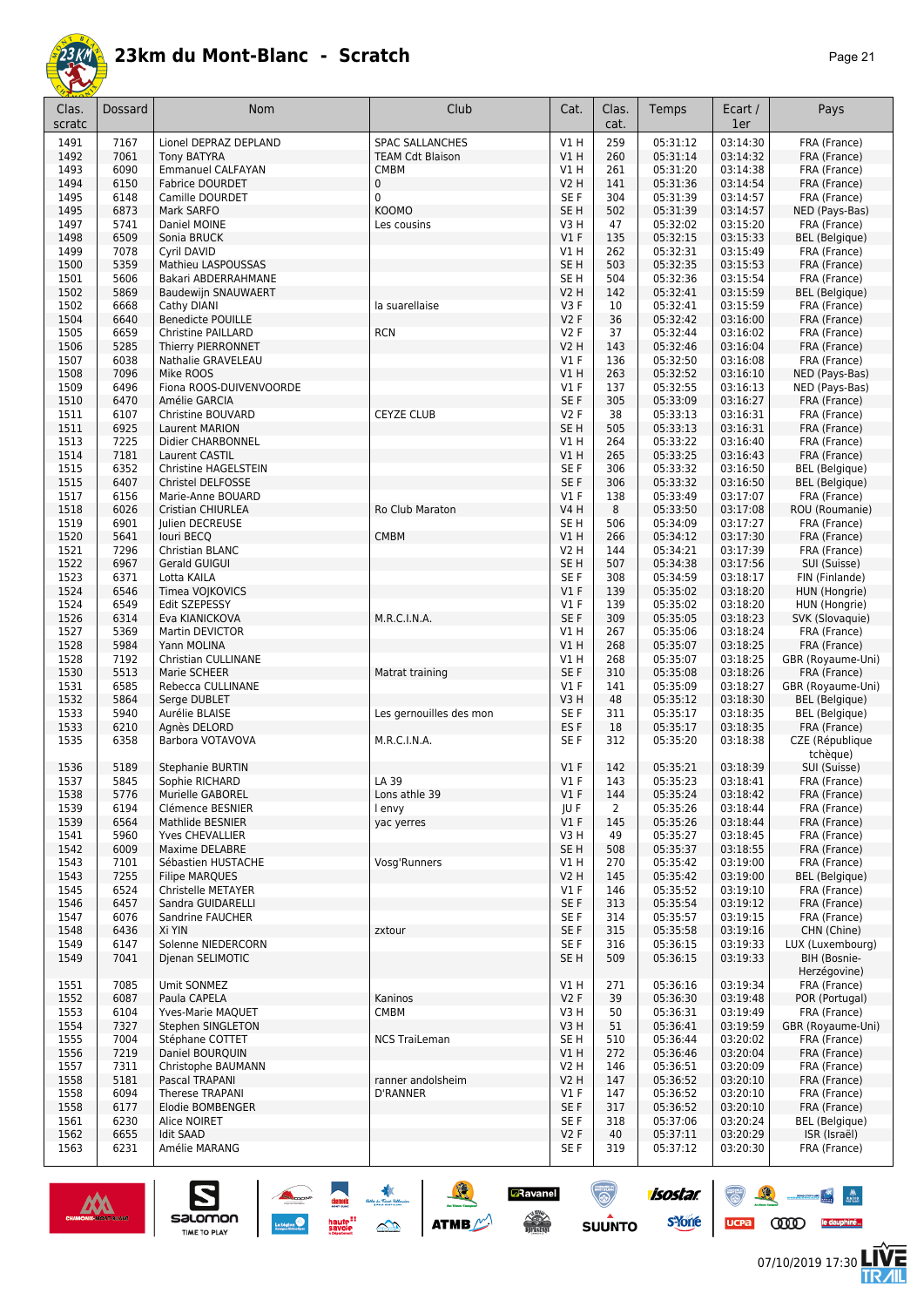# 23km du Mont-Blanc - Scratch

| Clas. scratc | Dossard | Nom | Club | Cat. | Clas. cat. | Temps | Ecart / 1er | Pays |
|---|---|---|---|---|---|---|---|---|
| 1491 | 7167 | Lionel DEPRAZ DEPLAND | SPAC SALLANCHES | V1 H | 259 | 05:31:12 | 03:14:30 | FRA (France) |
| 1492 | 7061 | Tony BATYRA | TEAM Cdt Blaison | V1 H | 260 | 05:31:14 | 03:14:32 | FRA (France) |
| 1493 | 6090 | Emmanuel CALFAYAN | CMBM | V1 H | 261 | 05:31:20 | 03:14:38 | FRA (France) |
| 1494 | 6150 | Fabrice DOURDET | 0 | V2 H | 141 | 05:31:36 | 03:14:54 | FRA (France) |
| 1495 | 6148 | Camille DOURDET | 0 | SE F | 304 | 05:31:39 | 03:14:57 | FRA (France) |
| 1495 | 6873 | Mark SARFO | KOOMO | SE H | 502 | 05:31:39 | 03:14:57 | NED (Pays-Bas) |
| 1497 | 5741 | Daniel MOINE | Les cousins | V3 H | 47 | 05:32:02 | 03:15:20 | FRA (France) |
| 1498 | 6509 | Sonia BRUCK | | V1 F | 135 | 05:32:15 | 03:15:33 | BEL (Belgique) |
| 1499 | 7078 | Cyril DAVID | | V1 H | 262 | 05:32:31 | 03:15:49 | FRA (France) |
| 1500 | 5359 | Mathieu LASPOUSSAS | | SE H | 503 | 05:32:35 | 03:15:53 | FRA (France) |
| 1501 | 5606 | Bakari ABDERRAHMANE | | SE H | 504 | 05:32:36 | 03:15:54 | FRA (France) |
| 1502 | 5869 | Baudewijn SNAUWAERT | | V2 H | 142 | 05:32:41 | 03:15:59 | BEL (Belgique) |
| 1502 | 6668 | Cathy DIANI | la suarellaise | V3 F | 10 | 05:32:41 | 03:15:59 | FRA (France) |
| 1504 | 6640 | Benedicte POUILLE | | V2 F | 36 | 05:32:42 | 03:16:00 | FRA (France) |
| 1505 | 6659 | Christine PAILLARD | RCN | V2 F | 37 | 05:32:44 | 03:16:02 | FRA (France) |
| 1506 | 5285 | Thierry PIERRONNET | | V2 H | 143 | 05:32:46 | 03:16:04 | FRA (France) |
| 1507 | 6038 | Nathalie GRAVELEAU | | V1 F | 136 | 05:32:50 | 03:16:08 | FRA (France) |
| 1508 | 7096 | Mike ROOS | | V1 H | 263 | 05:32:52 | 03:16:10 | NED (Pays-Bas) |
| 1509 | 6496 | Fiona ROOS-DUIVENVOORDE | | V1 F | 137 | 05:32:55 | 03:16:13 | NED (Pays-Bas) |
| 1510 | 6470 | Amélie GARCIA | | SE F | 305 | 05:33:09 | 03:16:27 | FRA (France) |
| 1511 | 6107 | Christine BOUVARD | CEYZE CLUB | V2 F | 38 | 05:33:13 | 03:16:31 | FRA (France) |
| 1511 | 6925 | Laurent MARION | | SE H | 505 | 05:33:13 | 03:16:31 | FRA (France) |
| 1513 | 7225 | Didier CHARBONNEL | | V1 H | 264 | 05:33:22 | 03:16:40 | FRA (France) |
| 1514 | 7181 | Laurent CASTIL | | V1 H | 265 | 05:33:25 | 03:16:43 | FRA (France) |
| 1515 | 6352 | Christine HAGELSTEIN | | SE F | 306 | 05:33:32 | 03:16:50 | BEL (Belgique) |
| 1515 | 6407 | Christel DELFOSSE | | SE F | 306 | 05:33:32 | 03:16:50 | BEL (Belgique) |
| 1517 | 6156 | Marie-Anne BOUARD | | V1 F | 138 | 05:33:49 | 03:17:07 | FRA (France) |
| 1518 | 6026 | Cristian CHIURLEA | Ro Club Maraton | V4 H | 8 | 05:33:50 | 03:17:08 | ROU (Roumanie) |
| 1519 | 6901 | Julien DECREUSE | | SE H | 506 | 05:34:09 | 03:17:27 | FRA (France) |
| 1520 | 5641 | Iouri BECQ | CMBM | V1 H | 266 | 05:34:12 | 03:17:30 | FRA (France) |
| 1521 | 7296 | Christian BLANC | | V2 H | 144 | 05:34:21 | 03:17:39 | FRA (France) |
| 1522 | 6967 | Gerald GUIGUI | | SE H | 507 | 05:34:38 | 03:17:56 | SUI (Suisse) |
| 1523 | 6371 | Lotta KAILA | | SE F | 308 | 05:34:59 | 03:18:17 | FIN (Finlande) |
| 1524 | 6546 | Timea VOJKOVICS | | V1 F | 139 | 05:35:02 | 03:18:20 | HUN (Hongrie) |
| 1524 | 6549 | Edit SZEPESSY | | V1 F | 139 | 05:35:02 | 03:18:20 | HUN (Hongrie) |
| 1526 | 6314 | Eva KIANICKOVA | M.R.C.I.N.A. | SE F | 309 | 05:35:05 | 03:18:23 | SVK (Slovaquie) |
| 1527 | 5369 | Martin DEVICTOR | | V1 H | 267 | 05:35:06 | 03:18:24 | FRA (France) |
| 1528 | 5984 | Yann MOLINA | | V1 H | 268 | 05:35:07 | 03:18:25 | FRA (France) |
| 1528 | 7192 | Christian CULLINANE | | V1 H | 268 | 05:35:07 | 03:18:25 | GBR (Royaume-Uni) |
| 1530 | 5513 | Marie SCHEER | Matrat training | SE F | 310 | 05:35:08 | 03:18:26 | FRA (France) |
| 1531 | 6585 | Rebecca CULLINANE | | V1 F | 141 | 05:35:09 | 03:18:27 | GBR (Royaume-Uni) |
| 1532 | 5864 | Serge DUBLET | | V3 H | 48 | 05:35:12 | 03:18:30 | BEL (Belgique) |
| 1533 | 5940 | Aurélie BLAISE | Les gernouilles des mon | SE F | 311 | 05:35:17 | 03:18:35 | BEL (Belgique) |
| 1533 | 6210 | Agnès DELORD | | ES F | 18 | 05:35:17 | 03:18:35 | FRA (France) |
| 1535 | 6358 | Barbora VOTAVOVA | M.R.C.I.N.A. | SE F | 312 | 05:35:20 | 03:18:38 | CZE (République tchèque) |
| 1536 | 5189 | Stephanie BURTIN | | V1 F | 142 | 05:35:21 | 03:18:39 | SUI (Suisse) |
| 1537 | 5845 | Sophie RICHARD | LA 39 | V1 F | 143 | 05:35:23 | 03:18:41 | FRA (France) |
| 1538 | 5776 | Murielle GABOREL | Lons athle 39 | V1 F | 144 | 05:35:24 | 03:18:42 | FRA (France) |
| 1539 | 6194 | Clémence BESNIER | l envy | JU F | 2 | 05:35:26 | 03:18:44 | FRA (France) |
| 1539 | 6564 | Mathlide BESNIER | yac yerres | V1 F | 145 | 05:35:26 | 03:18:44 | FRA (France) |
| 1541 | 5960 | Yves CHEVALLIER | | V3 H | 49 | 05:35:27 | 03:18:45 | FRA (France) |
| 1542 | 6009 | Maxime DELABRE | | SE H | 508 | 05:35:37 | 03:18:55 | FRA (France) |
| 1543 | 7101 | Sébastien HUSTACHE | Vosg'Runners | V1 H | 270 | 05:35:42 | 03:19:00 | FRA (France) |
| 1543 | 7255 | Filipe MARQUES | | V2 H | 145 | 05:35:42 | 03:19:00 | BEL (Belgique) |
| 1545 | 6524 | Christelle METAYER | | V1 F | 146 | 05:35:52 | 03:19:10 | FRA (France) |
| 1546 | 6457 | Sandra GUIDARELLI | | SE F | 313 | 05:35:54 | 03:19:12 | FRA (France) |
| 1547 | 6076 | Sandrine FAUCHER | | SE F | 314 | 05:35:57 | 03:19:15 | FRA (France) |
| 1548 | 6436 | Xi YIN | zxtour | SE F | 315 | 05:35:58 | 03:19:16 | CHN (Chine) |
| 1549 | 6147 | Solenne NIEDERCORN | | SE F | 316 | 05:36:15 | 03:19:33 | LUX (Luxembourg) |
| 1549 | 7041 | Djenan SELIMOTIC | | SE H | 509 | 05:36:15 | 03:19:33 | BIH (Bosnie-Herzégovine) |
| 1551 | 7085 | Umit SONMEZ | | V1 H | 271 | 05:36:16 | 03:19:34 | FRA (France) |
| 1552 | 6087 | Paula CAPELA | Kaninos | V2 F | 39 | 05:36:30 | 03:19:48 | POR (Portugal) |
| 1553 | 6104 | Yves-Marie MAQUET | CMBM | V3 H | 50 | 05:36:31 | 03:19:49 | FRA (France) |
| 1554 | 7327 | Stephen SINGLETON | | V3 H | 51 | 05:36:41 | 03:19:59 | GBR (Royaume-Uni) |
| 1555 | 7004 | Stéphane COTTET | NCS TraiLeman | SE H | 510 | 05:36:44 | 03:20:02 | FRA (France) |
| 1556 | 7219 | Daniel BOURQUIN | | V1 H | 272 | 05:36:46 | 03:20:04 | FRA (France) |
| 1557 | 7311 | Christophe BAUMANN | | V2 H | 146 | 05:36:51 | 03:20:09 | FRA (France) |
| 1558 | 5181 | Pascal TRAPANI | ranner andolsheim | V2 H | 147 | 05:36:52 | 03:20:10 | FRA (France) |
| 1558 | 6094 | Therese TRAPANI | D'RANNER | V1 F | 147 | 05:36:52 | 03:20:10 | FRA (France) |
| 1558 | 6177 | Elodie BOMBENGER | | SE F | 317 | 05:36:52 | 03:20:10 | FRA (France) |
| 1561 | 6230 | Alice NOIRET | | SE F | 318 | 05:37:06 | 03:20:24 | BEL (Belgique) |
| 1562 | 6655 | Idit SAAD | | V2 F | 40 | 05:37:11 | 03:20:29 | ISR (Israël) |
| 1563 | 6231 | Amélie MARANG | | SE F | 319 | 05:37:12 | 03:20:30 | FRA (France) |

07/10/2019 17:30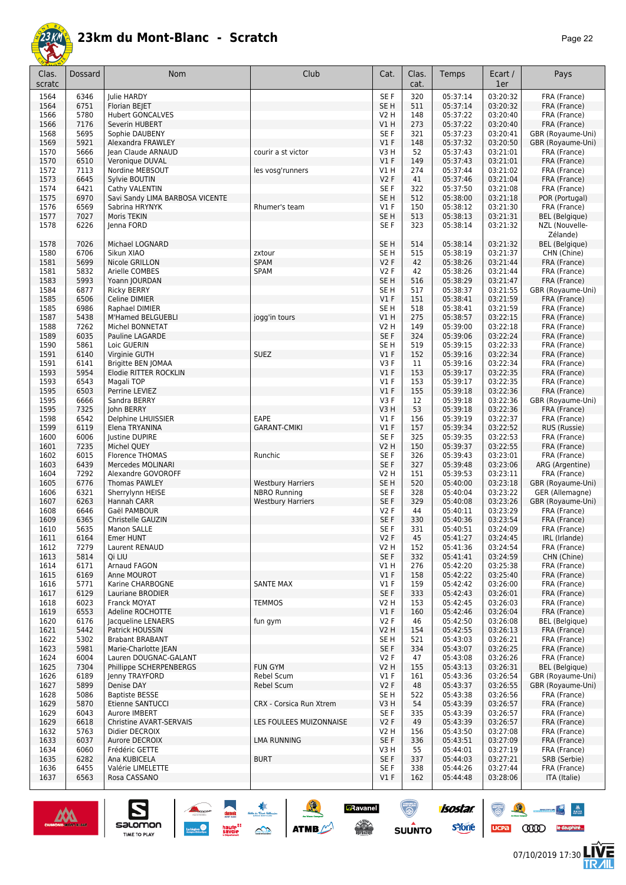# 23km du Mont-Blanc - Scratch

| Clas. scratc | Dossard | Nom | Club | Cat. | Clas. cat. | Temps | Ecart / 1er | Pays |
|---|---|---|---|---|---|---|---|---|
| 1564 | 6346 | Julie HARDY | | SE F | 320 | 05:37:14 | 03:20:32 | FRA (France) |
| 1564 | 6751 | Florian BEJET | | SE H | 511 | 05:37:14 | 03:20:32 | FRA (France) |
| 1566 | 5780 | Hubert GONCALVES | | V2 H | 148 | 05:37:22 | 03:20:40 | FRA (France) |
| 1566 | 7176 | Severin HUBERT | | V1 H | 273 | 05:37:22 | 03:20:40 | FRA (France) |
| 1568 | 5695 | Sophie DAUBENY | | SE F | 321 | 05:37:23 | 03:20:41 | GBR (Royaume-Uni) |
| 1569 | 5921 | Alexandra FRAWLEY | | V1 F | 148 | 05:37:32 | 03:20:50 | GBR (Royaume-Uni) |
| 1570 | 5666 | Jean Claude ARNAUD | courir a st victor | V3 H | 52 | 05:37:43 | 03:21:01 | FRA (France) |
| 1570 | 6510 | Veronique DUVAL | | V1 F | 149 | 05:37:43 | 03:21:01 | FRA (France) |
| 1572 | 7113 | Nordine MEBSOUT | les vosg'runners | V1 H | 274 | 05:37:44 | 03:21:02 | FRA (France) |
| 1573 | 6645 | Sylvie BOUTIN | | V2 F | 41 | 05:37:46 | 03:21:04 | FRA (France) |
| 1574 | 6421 | Cathy VALENTIN | | SE F | 322 | 05:37:50 | 03:21:08 | FRA (France) |
| 1575 | 6970 | Savi Sandy LIMA BARBOSA VICENTE | | SE H | 512 | 05:38:00 | 03:21:18 | POR (Portugal) |
| 1576 | 6569 | Sabrina HRYNYK | Rhumer's team | V1 F | 150 | 05:38:12 | 03:21:30 | FRA (France) |
| 1577 | 7027 | Moris TEKIN | | SE H | 513 | 05:38:13 | 03:21:31 | BEL (Belgique) |
| 1578 | 6226 | Jenna FORD | | SE F | 323 | 05:38:14 | 03:21:32 | NZL (Nouvelle-Zélande) |
| 1578 | 7026 | Michael LOGNARD | | SE H | 514 | 05:38:14 | 03:21:32 | BEL (Belgique) |
| 1580 | 6706 | Sikun XIAO | zxtour | SE H | 515 | 05:38:19 | 03:21:37 | CHN (Chine) |
| 1581 | 5699 | Nicole GRILLON | SPAM | V2 F | 42 | 05:38:26 | 03:21:44 | FRA (France) |
| 1581 | 5832 | Arielle COMBES | SPAM | V2 F | 42 | 05:38:26 | 03:21:44 | FRA (France) |
| 1583 | 5993 | Yoann JOURDAN | | SE H | 516 | 05:38:29 | 03:21:47 | FRA (France) |
| 1584 | 6877 | Ricky BERRY | | SE H | 517 | 05:38:37 | 03:21:55 | GBR (Royaume-Uni) |
| 1585 | 6506 | Celine DIMIER | | V1 F | 151 | 05:38:41 | 03:21:59 | FRA (France) |
| 1585 | 6986 | Raphael DIMIER | | SE H | 518 | 05:38:41 | 03:21:59 | FRA (France) |
| 1587 | 5438 | M'Hamed BELGUEBLI | jogg'in tours | V1 H | 275 | 05:38:57 | 03:22:15 | FRA (France) |
| 1588 | 7262 | Michel BONNETAT | | V2 H | 149 | 05:39:00 | 03:22:18 | FRA (France) |
| 1589 | 6035 | Pauline LAGARDE | | SE F | 324 | 05:39:06 | 03:22:24 | FRA (France) |
| 1590 | 5861 | Loic GUERIN | | SE H | 519 | 05:39:15 | 03:22:33 | FRA (France) |
| 1591 | 6140 | Virginie GUTH | SUEZ | V1 F | 152 | 05:39:16 | 03:22:34 | FRA (France) |
| 1591 | 6141 | Brigitte BEN JOMAA | | V3 F | 11 | 05:39:16 | 03:22:34 | FRA (France) |
| 1593 | 5954 | Elodie RITTER ROCKLIN | | V1 F | 153 | 05:39:17 | 03:22:35 | FRA (France) |
| 1593 | 6543 | Magali TOP | | V1 F | 153 | 05:39:17 | 03:22:35 | FRA (France) |
| 1595 | 6503 | Perrine LEVIEZ | | V1 F | 155 | 05:39:18 | 03:22:36 | FRA (France) |
| 1595 | 6666 | Sandra BERRY | | V3 F | 12 | 05:39:18 | 03:22:36 | GBR (Royaume-Uni) |
| 1595 | 7325 | John BERRY | | V3 H | 53 | 05:39:18 | 03:22:36 | FRA (France) |
| 1598 | 6542 | Delphine LHUISSIER | EAPE | V1 F | 156 | 05:39:19 | 03:22:37 | FRA (France) |
| 1599 | 6119 | Elena TRYANINA | GARANT-CMIKI | V1 F | 157 | 05:39:34 | 03:22:52 | RUS (Russie) |
| 1600 | 6006 | Justine DUPIRE | | SE F | 325 | 05:39:35 | 03:22:53 | FRA (France) |
| 1601 | 7235 | Michel QUEY | | V2 H | 150 | 05:39:37 | 03:22:55 | FRA (France) |
| 1602 | 6015 | Florence THOMAS | Runchic | SE F | 326 | 05:39:43 | 03:23:01 | FRA (France) |
| 1603 | 6439 | Mercedes MOLINARI | | SE F | 327 | 05:39:48 | 03:23:06 | ARG (Argentine) |
| 1604 | 7292 | Alexandre GOVOROFF | | V2 H | 151 | 05:39:53 | 03:23:11 | FRA (France) |
| 1605 | 6776 | Thomas PAWLEY | Westbury Harriers | SE H | 520 | 05:40:00 | 03:23:18 | GBR (Royaume-Uni) |
| 1606 | 6321 | Sherrylynn HEISE | NBRO Running | SE F | 328 | 05:40:04 | 03:23:22 | GER (Allemagne) |
| 1607 | 6263 | Hannah CARR | Westbury Harriers | SE F | 329 | 05:40:08 | 03:23:26 | GBR (Royaume-Uni) |
| 1608 | 6646 | Gaël PAMBOUR | | V2 F | 44 | 05:40:11 | 03:23:29 | FRA (France) |
| 1609 | 6365 | Christelle GAUZIN | | SE F | 330 | 05:40:36 | 03:23:54 | FRA (France) |
| 1610 | 5635 | Manon SALLE | | SE F | 331 | 05:40:51 | 03:24:09 | FRA (France) |
| 1611 | 6164 | Emer HUNT | | V2 F | 45 | 05:41:27 | 03:24:45 | IRL (Irlande) |
| 1612 | 7279 | Laurent RENAUD | | V2 H | 152 | 05:41:36 | 03:24:54 | FRA (France) |
| 1613 | 5814 | Qi LIU | | SE F | 332 | 05:41:41 | 03:24:59 | CHN (Chine) |
| 1614 | 6171 | Arnaud FAGON | | V1 H | 276 | 05:42:20 | 03:25:38 | FRA (France) |
| 1615 | 6169 | Anne MOUROT | | V1 F | 158 | 05:42:22 | 03:25:40 | FRA (France) |
| 1616 | 5771 | Karine CHARBOGNE | SANTE MAX | V1 F | 159 | 05:42:42 | 03:26:00 | FRA (France) |
| 1617 | 6129 | Lauriane BRODIER | | SE F | 333 | 05:42:43 | 03:26:01 | FRA (France) |
| 1618 | 6023 | Franck MOYAT | TEMMOS | V2 H | 153 | 05:42:45 | 03:26:03 | FRA (France) |
| 1619 | 6553 | Adeline ROCHOTTE | | V1 F | 160 | 05:42:46 | 03:26:04 | FRA (France) |
| 1620 | 6176 | Jacqueline LENAERS | fun gym | V2 F | 46 | 05:42:50 | 03:26:08 | BEL (Belgique) |
| 1621 | 5442 | Patrick HOUSSIN | | V2 H | 154 | 05:42:55 | 03:26:13 | FRA (France) |
| 1622 | 5302 | Brabant BRABANT | | SE H | 521 | 05:43:03 | 03:26:21 | FRA (France) |
| 1623 | 5981 | Marie-Charlotte JEAN | | SE F | 334 | 05:43:07 | 03:26:25 | FRA (France) |
| 1624 | 6004 | Lauren DOUGNAC-GALANT | | V2 F | 47 | 05:43:08 | 03:26:26 | FRA (France) |
| 1625 | 7304 | Phillippe SCHERPENBERGS | FUN GYM | V2 H | 155 | 05:43:13 | 03:26:31 | BEL (Belgique) |
| 1626 | 6189 | Jenny TRAYFORD | Rebel Scum | V1 F | 161 | 05:43:36 | 03:26:54 | GBR (Royaume-Uni) |
| 1627 | 5899 | Denise DAY | Rebel Scum | V2 F | 48 | 05:43:37 | 03:26:55 | GBR (Royaume-Uni) |
| 1628 | 5086 | Baptiste BESSE | | SE H | 522 | 05:43:38 | 03:26:56 | FRA (France) |
| 1629 | 5870 | Etienne SANTUCCI | CRX - Corsica Run Xtrem | V3 H | 54 | 05:43:39 | 03:26:57 | FRA (France) |
| 1629 | 6043 | Aurore IMBERT | | SE F | 335 | 05:43:39 | 03:26:57 | FRA (France) |
| 1629 | 6618 | Christine AVART-SERVAIS | LES FOULEES MUIZONNAISE | V2 F | 49 | 05:43:39 | 03:26:57 | FRA (France) |
| 1632 | 5763 | Didier DECROIX | | V2 H | 156 | 05:43:50 | 03:27:08 | FRA (France) |
| 1633 | 6037 | Aurore DECROIX | LMA RUNNING | SE F | 336 | 05:43:51 | 03:27:09 | FRA (France) |
| 1634 | 6060 | Frédéric GETTE | | V3 H | 55 | 05:44:01 | 03:27:19 | FRA (France) |
| 1635 | 6282 | Ana KUBICELA | BURT | SE F | 337 | 05:44:03 | 03:27:21 | SRB (Serbie) |
| 1636 | 6455 | Valérie LIMELETTE | | SE F | 338 | 05:44:26 | 03:27:44 | FRA (France) |
| 1637 | 6563 | Rosa CASSANO | | V1 F | 162 | 05:44:48 | 03:28:06 | ITA (Italie) |

07/10/2019 17:30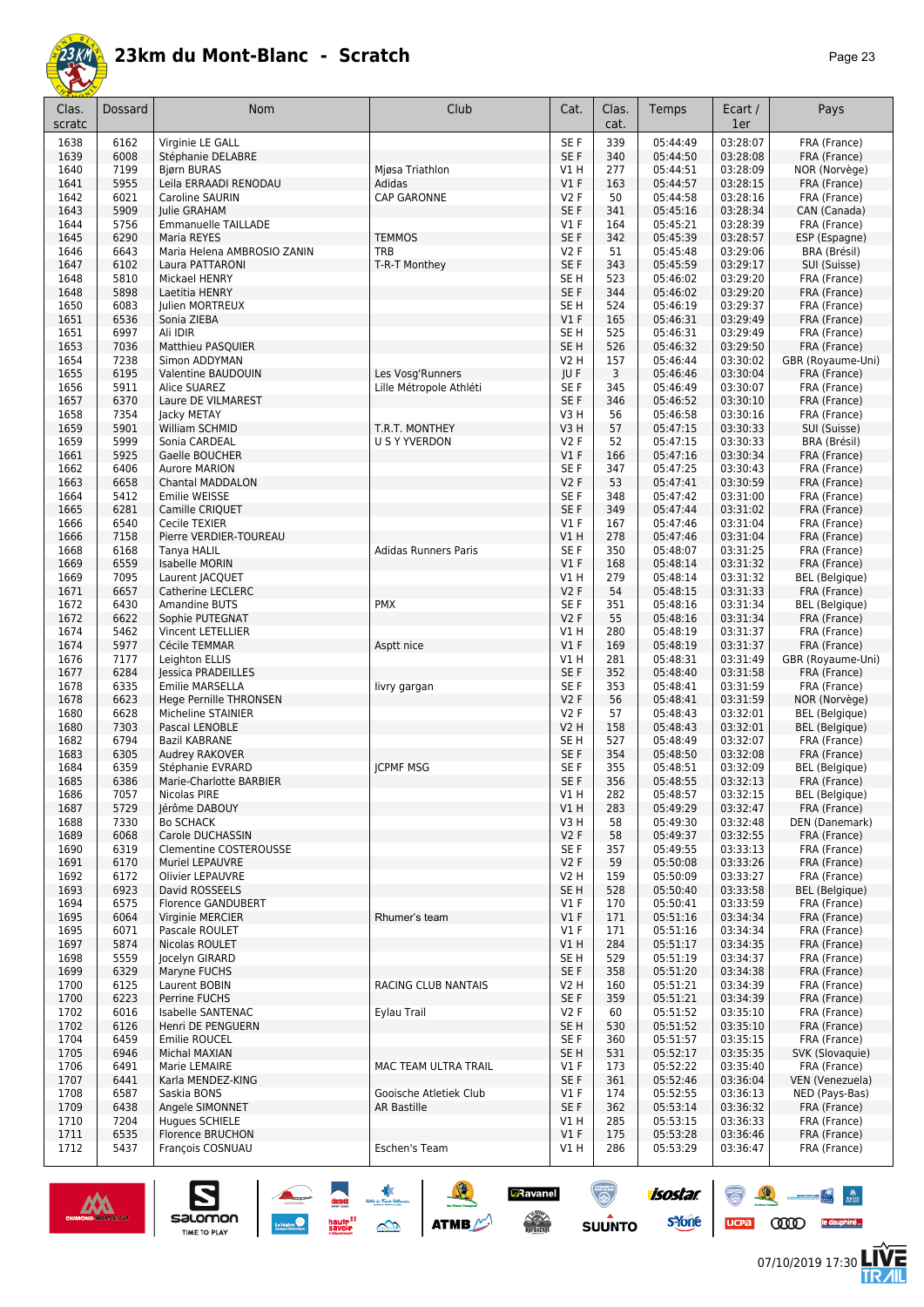# 23km du Mont-Blanc - Scratch

| Clas. scratc | Dossard | Nom | Club | Cat. | Clas. cat. | Temps | Ecart / 1er | Pays |
|---|---|---|---|---|---|---|---|---|
| 1638 | 6162 | Virginie LE GALL | | SE F | 339 | 05:44:49 | 03:28:07 | FRA (France) |
| 1639 | 6008 | Stéphanie DELABRE | | SE F | 340 | 05:44:50 | 03:28:08 | FRA (France) |
| 1640 | 7199 | Bjørn BURAS | Mjøsa Triathlon | V1 H | 277 | 05:44:51 | 03:28:09 | NOR (Norvège) |
| 1641 | 5955 | Leila ERRAADI RENODAU | Adidas | V1 F | 163 | 05:44:57 | 03:28:15 | FRA (France) |
| 1642 | 6021 | Caroline SAURIN | CAP GARONNE | V2 F | 50 | 05:44:58 | 03:28:16 | FRA (France) |
| 1643 | 5909 | Julie GRAHAM | | SE F | 341 | 05:45:16 | 03:28:34 | CAN (Canada) |
| 1644 | 5756 | Emmanuelle TAILLADE | | V1 F | 164 | 05:45:21 | 03:28:39 | FRA (France) |
| 1645 | 6290 | Maria REYES | TEMMOS | SE F | 342 | 05:45:39 | 03:28:57 | ESP (Espagne) |
| 1646 | 6643 | Maria Helena AMBROSIO ZANIN | TRB | V2 F | 51 | 05:45:48 | 03:29:06 | BRA (Brésil) |
| 1647 | 6102 | Laura PATTARONI | T-R-T Monthey | SE F | 343 | 05:45:59 | 03:29:17 | SUI (Suisse) |
| 1648 | 5810 | Mickael HENRY | | SE H | 523 | 05:46:02 | 03:29:20 | FRA (France) |
| 1648 | 5898 | Laetitia HENRY | | SE F | 344 | 05:46:02 | 03:29:20 | FRA (France) |
| 1650 | 6083 | Julien MORTREUX | | SE H | 524 | 05:46:19 | 03:29:37 | FRA (France) |
| 1651 | 6536 | Sonia ZIEBA | | V1 F | 165 | 05:46:31 | 03:29:49 | FRA (France) |
| 1651 | 6997 | Ali IDIR | | SE H | 525 | 05:46:31 | 03:29:49 | FRA (France) |
| 1653 | 7036 | Matthieu PASQUIER | | SE H | 526 | 05:46:32 | 03:29:50 | FRA (France) |
| 1654 | 7238 | Simon ADDYMAN | | V2 H | 157 | 05:46:44 | 03:30:02 | GBR (Royaume-Uni) |
| 1655 | 6195 | Valentine BAUDOUIN | Les Vosg'Runners | JU F | 3 | 05:46:46 | 03:30:04 | FRA (France) |
| 1656 | 5911 | Alice SUAREZ | Lille Métropole Athléti | SE F | 345 | 05:46:49 | 03:30:07 | FRA (France) |
| 1657 | 6370 | Laure DE VILMAREST | | SE F | 346 | 05:46:52 | 03:30:10 | FRA (France) |
| 1658 | 7354 | Jacky METAY | | V3 H | 56 | 05:46:58 | 03:30:16 | FRA (France) |
| 1659 | 5901 | William SCHMID | T.R.T. MONTHEY | V3 H | 57 | 05:47:15 | 03:30:33 | SUI (Suisse) |
| 1659 | 5999 | Sonia CARDEAL | U S Y YVERDON | V2 F | 52 | 05:47:15 | 03:30:33 | BRA (Brésil) |
| 1661 | 5925 | Gaelle BOUCHER | | V1 F | 166 | 05:47:16 | 03:30:34 | FRA (France) |
| 1662 | 6406 | Aurore MARION | | SE F | 347 | 05:47:25 | 03:30:43 | FRA (France) |
| 1663 | 6658 | Chantal MADDALON | | V2 F | 53 | 05:47:41 | 03:30:59 | FRA (France) |
| 1664 | 5412 | Emilie WEISSE | | SE F | 348 | 05:47:42 | 03:31:00 | FRA (France) |
| 1665 | 6281 | Camille CRIQUET | | SE F | 349 | 05:47:44 | 03:31:02 | FRA (France) |
| 1666 | 6540 | Cecile TEXIER | | V1 F | 167 | 05:47:46 | 03:31:04 | FRA (France) |
| 1666 | 7158 | Pierre VERDIER-TOUREAU | | V1 H | 278 | 05:47:46 | 03:31:04 | FRA (France) |
| 1668 | 6168 | Tanya HALIL | Adidas Runners Paris | SE F | 350 | 05:48:07 | 03:31:25 | FRA (France) |
| 1669 | 6559 | Isabelle MORIN | | V1 F | 168 | 05:48:14 | 03:31:32 | FRA (France) |
| 1669 | 7095 | Laurent JACQUET | | V1 H | 279 | 05:48:14 | 03:31:32 | BEL (Belgique) |
| 1671 | 6657 | Catherine LECLERC | | V2 F | 54 | 05:48:15 | 03:31:33 | FRA (France) |
| 1672 | 6430 | Amandine BUTS | PMX | SE F | 351 | 05:48:16 | 03:31:34 | BEL (Belgique) |
| 1672 | 6622 | Sophie PUTEGNAT | | V2 F | 55 | 05:48:16 | 03:31:34 | FRA (France) |
| 1674 | 5462 | Vincent LETELLIER | | V1 H | 280 | 05:48:19 | 03:31:37 | FRA (France) |
| 1674 | 5977 | Cécile TEMMAR | Asptt nice | V1 F | 169 | 05:48:19 | 03:31:37 | FRA (France) |
| 1676 | 7177 | Leighton ELLIS | | V1 H | 281 | 05:48:31 | 03:31:49 | GBR (Royaume-Uni) |
| 1677 | 6284 | Jessica PRADEILLES | | SE F | 352 | 05:48:40 | 03:31:58 | FRA (France) |
| 1678 | 6335 | Emilie MARSELLA | livry gargan | SE F | 353 | 05:48:41 | 03:31:59 | FRA (France) |
| 1678 | 6623 | Hege Pernille THRONSEN | | V2 F | 56 | 05:48:41 | 03:31:59 | NOR (Norvège) |
| 1680 | 6628 | Micheline STAINIER | | V2 F | 57 | 05:48:43 | 03:32:01 | BEL (Belgique) |
| 1680 | 7303 | Pascal LENOBLE | | V2 H | 158 | 05:48:43 | 03:32:01 | BEL (Belgique) |
| 1682 | 6794 | Bazil KABRANE | | SE H | 527 | 05:48:49 | 03:32:07 | FRA (France) |
| 1683 | 6305 | Audrey RAKOVER | | SE F | 354 | 05:48:50 | 03:32:08 | FRA (France) |
| 1684 | 6359 | Stéphanie EVRARD | JCPMF MSG | SE F | 355 | 05:48:51 | 03:32:09 | BEL (Belgique) |
| 1685 | 6386 | Marie-Charlotte BARBIER | | SE F | 356 | 05:48:55 | 03:32:13 | FRA (France) |
| 1686 | 7057 | Nicolas PIRE | | V1 H | 282 | 05:48:57 | 03:32:15 | BEL (Belgique) |
| 1687 | 5729 | Jérôme DABOUY | | V1 H | 283 | 05:49:29 | 03:32:47 | FRA (France) |
| 1688 | 7330 | Bo SCHACK | | V3 H | 58 | 05:49:30 | 03:32:48 | DEN (Danemark) |
| 1689 | 6068 | Carole DUCHASSIN | | V2 F | 58 | 05:49:37 | 03:32:55 | FRA (France) |
| 1690 | 6319 | Clementine COSTEROUSSE | | SE F | 357 | 05:49:55 | 03:33:13 | FRA (France) |
| 1691 | 6170 | Muriel LEPAUVRE | | V2 F | 59 | 05:50:08 | 03:33:26 | FRA (France) |
| 1692 | 6172 | Olivier LEPAUVRE | | V2 H | 159 | 05:50:09 | 03:33:27 | FRA (France) |
| 1693 | 6923 | David ROSSEELS | | SE H | 528 | 05:50:40 | 03:33:58 | BEL (Belgique) |
| 1694 | 6575 | Florence GANDUBERT | | V1 F | 170 | 05:50:41 | 03:33:59 | FRA (France) |
| 1695 | 6064 | Virginie MERCIER | Rhumer's team | V1 F | 171 | 05:51:16 | 03:34:34 | FRA (France) |
| 1695 | 6071 | Pascale ROULET | | V1 F | 171 | 05:51:16 | 03:34:34 | FRA (France) |
| 1697 | 5874 | Nicolas ROULET | | V1 H | 284 | 05:51:17 | 03:34:35 | FRA (France) |
| 1698 | 5559 | Jocelyn GIRARD | | SE H | 529 | 05:51:19 | 03:34:37 | FRA (France) |
| 1699 | 6329 | Maryne FUCHS | | SE F | 358 | 05:51:20 | 03:34:38 | FRA (France) |
| 1700 | 6125 | Laurent BOBIN | RACING CLUB NANTAIS | V2 H | 160 | 05:51:21 | 03:34:39 | FRA (France) |
| 1700 | 6223 | Perrine FUCHS | | SE F | 359 | 05:51:21 | 03:34:39 | FRA (France) |
| 1702 | 6016 | Isabelle SANTENAC | Eylau Trail | V2 F | 60 | 05:51:52 | 03:35:10 | FRA (France) |
| 1702 | 6126 | Henri DE PENGUERN | | SE H | 530 | 05:51:52 | 03:35:10 | FRA (France) |
| 1704 | 6459 | Emilie ROUCEL | | SE F | 360 | 05:51:57 | 03:35:15 | FRA (France) |
| 1705 | 6946 | Michal MAXIAN | | SE H | 531 | 05:52:17 | 03:35:35 | SVK (Slovaquie) |
| 1706 | 6491 | Marie LEMAIRE | MAC TEAM ULTRA TRAIL | V1 F | 173 | 05:52:22 | 03:35:40 | FRA (France) |
| 1707 | 6441 | Karla MENDEZ-KING | | SE F | 361 | 05:52:46 | 03:36:04 | VEN (Venezuela) |
| 1708 | 6587 | Saskia BONS | Gooische Atletiek Club | V1 F | 174 | 05:52:55 | 03:36:13 | NED (Pays-Bas) |
| 1709 | 6438 | Angele SIMONNET | AR Bastille | SE F | 362 | 05:53:14 | 03:36:32 | FRA (France) |
| 1710 | 7204 | Hugues SCHIELE | | V1 H | 285 | 05:53:15 | 03:36:33 | FRA (France) |
| 1711 | 6535 | Florence BRUCHON | | V1 F | 175 | 05:53:28 | 03:36:46 | FRA (France) |
| 1712 | 5437 | François COSNUAU | Eschen's Team | V1 H | 286 | 05:53:29 | 03:36:47 | FRA (France) |

07/10/2019 17:30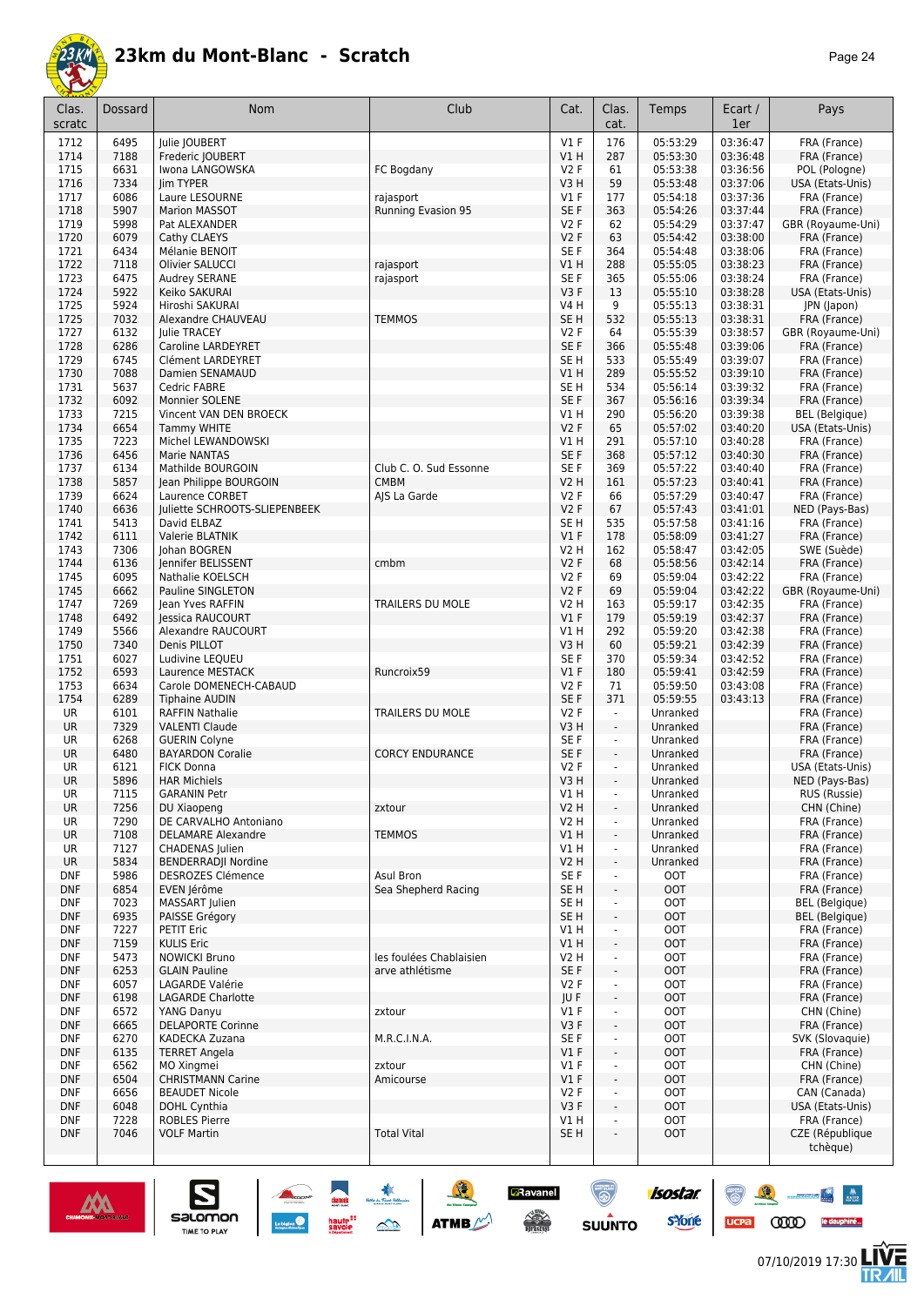# 23km du Mont-Blanc - Scratch

| Clas. scratc | Dossard | Nom | Club | Cat. | Clas. cat. | Temps | Ecart / 1er | Pays |
|---|---|---|---|---|---|---|---|---|
| 1712 | 6495 | Julie JOUBERT | | V1 F | 176 | 05:53:29 | 03:36:47 | FRA (France) |
| 1714 | 7188 | Frederic JOUBERT | | V1 H | 287 | 05:53:30 | 03:36:48 | FRA (France) |
| 1715 | 6631 | Iwona LANGOWSKA | FC Bogdany | V2 F | 61 | 05:53:38 | 03:36:56 | POL (Pologne) |
| 1716 | 7334 | Jim TYPER | | V3 H | 59 | 05:53:48 | 03:37:06 | USA (Etats-Unis) |
| 1717 | 6086 | Laure LESOURNE | rajasport | V1 F | 177 | 05:54:18 | 03:37:36 | FRA (France) |
| 1718 | 5907 | Marion MASSOT | Running Evasion 95 | SE F | 363 | 05:54:26 | 03:37:44 | FRA (France) |
| 1719 | 5998 | Pat ALEXANDER | | V2 F | 62 | 05:54:29 | 03:37:47 | GBR (Royaume-Uni) |
| 1720 | 6079 | Cathy CLAEYS | | V2 F | 63 | 05:54:42 | 03:38:00 | FRA (France) |
| 1721 | 6434 | Mélanie BENOIT | | SE F | 364 | 05:54:48 | 03:38:06 | FRA (France) |
| 1722 | 7118 | Olivier SALUCCI | rajasport | V1 H | 288 | 05:55:05 | 03:38:23 | FRA (France) |
| 1723 | 6475 | Audrey SERANE | rajasport | SE F | 365 | 05:55:06 | 03:38:24 | FRA (France) |
| 1724 | 5922 | Keiko SAKURAI | | V3 F | 13 | 05:55:10 | 03:38:28 | USA (Etats-Unis) |
| 1725 | 5924 | Hiroshi SAKURAI | | V4 H | 9 | 05:55:13 | 03:38:31 | JPN (Japon) |
| 1725 | 7032 | Alexandre CHAUVEAU | TEMMOS | SE H | 532 | 05:55:13 | 03:38:31 | FRA (France) |
| 1727 | 6132 | Julie TRACEY | | V2 F | 64 | 05:55:39 | 03:38:57 | GBR (Royaume-Uni) |
| 1728 | 6286 | Caroline LARDEYRET | | SE F | 366 | 05:55:48 | 03:39:06 | FRA (France) |
| 1729 | 6745 | Clément LARDEYRET | | SE H | 533 | 05:55:49 | 03:39:07 | FRA (France) |
| 1730 | 7088 | Damien SENAMAUD | | V1 H | 289 | 05:55:52 | 03:39:10 | FRA (France) |
| 1731 | 5637 | Cedric FABRE | | SE H | 534 | 05:56:14 | 03:39:32 | FRA (France) |
| 1732 | 6092 | Monnier SOLENE | | SE F | 367 | 05:56:16 | 03:39:34 | FRA (France) |
| 1733 | 7215 | Vincent VAN DEN BROECK | | V1 H | 290 | 05:56:20 | 03:39:38 | BEL (Belgique) |
| 1734 | 6654 | Tammy WHITE | | V2 F | 65 | 05:57:02 | 03:40:20 | USA (Etats-Unis) |
| 1735 | 7223 | Michel LEWANDOWSKI | | V1 H | 291 | 05:57:10 | 03:40:28 | FRA (France) |
| 1736 | 6456 | Marie NANTAS | | SE F | 368 | 05:57:12 | 03:40:30 | FRA (France) |
| 1737 | 6134 | Mathilde BOURGOIN | Club C. O. Sud Essonne | SE F | 369 | 05:57:22 | 03:40:40 | FRA (France) |
| 1738 | 5857 | Jean Philippe BOURGOIN | CMBM | V2 H | 161 | 05:57:23 | 03:40:41 | FRA (France) |
| 1739 | 6624 | Laurence CORBET | AJS La Garde | V2 F | 66 | 05:57:29 | 03:40:47 | FRA (France) |
| 1740 | 6636 | Juliette SCHROOTS-SLIEPENBEEK | | V2 F | 67 | 05:57:43 | 03:41:01 | NED (Pays-Bas) |
| 1741 | 5413 | David ELBAZ | | SE H | 535 | 05:57:58 | 03:41:16 | FRA (France) |
| 1742 | 6111 | Valerie BLATNIK | | V1 F | 178 | 05:58:09 | 03:41:27 | FRA (France) |
| 1743 | 7306 | Johan BOGREN | | V2 H | 162 | 05:58:47 | 03:42:05 | SWE (Suède) |
| 1744 | 6136 | Jennifer BELISSENT | cmbm | V2 F | 68 | 05:58:56 | 03:42:14 | FRA (France) |
| 1745 | 6095 | Nathalie KOELSCH | | V2 F | 69 | 05:59:04 | 03:42:22 | FRA (France) |
| 1745 | 6662 | Pauline SINGLETON | | V2 F | 69 | 05:59:04 | 03:42:22 | GBR (Royaume-Uni) |
| 1747 | 7269 | Jean Yves RAFFIN | TRAILERS DU MOLE | V2 H | 163 | 05:59:17 | 03:42:35 | FRA (France) |
| 1748 | 6492 | Jessica RAUCOURT | | V1 F | 179 | 05:59:19 | 03:42:37 | FRA (France) |
| 1749 | 5566 | Alexandre RAUCOURT | | V1 H | 292 | 05:59:20 | 03:42:38 | FRA (France) |
| 1750 | 7340 | Denis PILLOT | | V3 H | 60 | 05:59:21 | 03:42:39 | FRA (France) |
| 1751 | 6027 | Ludivine LEQUEU | | SE F | 370 | 05:59:34 | 03:42:52 | FRA (France) |
| 1752 | 6593 | Laurence MESTACK | Runcroix59 | V1 F | 180 | 05:59:41 | 03:42:59 | FRA (France) |
| 1753 | 6634 | Carole DOMENECH-CABAUD | | V2 F | 71 | 05:59:50 | 03:43:08 | FRA (France) |
| 1754 | 6289 | Tiphaine AUDIN | | SE F | 371 | 05:59:55 | 03:43:13 | FRA (France) |
| UR | 6101 | RAFFIN Nathalie | TRAILERS DU MOLE | V2 F | - | Unranked | | FRA (France) |
| UR | 7329 | VALENTI Claude | | V3 H | - | Unranked | | FRA (France) |
| UR | 6268 | GUERIN Colyne | | SE F | - | Unranked | | FRA (France) |
| UR | 6480 | BAYARDON Coralie | CORCY ENDURANCE | SE F | - | Unranked | | FRA (France) |
| UR | 6121 | FICK Donna | | V2 F | - | Unranked | | USA (Etats-Unis) |
| UR | 5896 | HAR Michiels | | V3 H | - | Unranked | | NED (Pays-Bas) |
| UR | 7115 | GARANIN Petr | | V1 H | - | Unranked | | RUS (Russie) |
| UR | 7256 | DU Xiaopeng | zxtour | V2 H | - | Unranked | | CHN (Chine) |
| UR | 7290 | DE CARVALHO Antoniano | | V2 H | - | Unranked | | FRA (France) |
| UR | 7108 | DELAMARE Alexandre | TEMMOS | V1 H | - | Unranked | | FRA (France) |
| UR | 7127 | CHADENAS Julien | | V1 H | - | Unranked | | FRA (France) |
| UR | 5834 | BENDERRADJI Nordine | | V2 H | - | Unranked | | FRA (France) |
| DNF | 5986 | DESROZES Clémence | Asul Bron | SE F | - | OOT | | FRA (France) |
| DNF | 6854 | EVEN Jérôme | Sea Shepherd Racing | SE H | - | OOT | | FRA (France) |
| DNF | 7023 | MASSART Julien | | SE H | - | OOT | | BEL (Belgique) |
| DNF | 6935 | PAISSE Grégory | | SE H | - | OOT | | BEL (Belgique) |
| DNF | 7227 | PETIT Eric | | V1 H | - | OOT | | FRA (France) |
| DNF | 7159 | KULIS Eric | | V1 H | - | OOT | | FRA (France) |
| DNF | 5473 | NOWICKI Bruno | les foulées Chablaisien | V2 H | - | OOT | | FRA (France) |
| DNF | 6253 | GLAIN Pauline | arve athlétisme | SE F | - | OOT | | FRA (France) |
| DNF | 6057 | LAGARDE Valérie | | V2 F | - | OOT | | FRA (France) |
| DNF | 6198 | LAGARDE Charlotte | | JU F | - | OOT | | FRA (France) |
| DNF | 6572 | YANG Danyu | zxtour | V1 F | - | OOT | | CHN (Chine) |
| DNF | 6665 | DELAPORTE Corinne | | V3 F | - | OOT | | FRA (France) |
| DNF | 6270 | KADECKA Zuzana | M.R.C.I.N.A. | SE F | - | OOT | | SVK (Slovaquie) |
| DNF | 6135 | TERRET Angela | | V1 F | - | OOT | | FRA (France) |
| DNF | 6562 | MO Xingmei | zxtour | V1 F | - | OOT | | CHN (Chine) |
| DNF | 6504 | CHRISTMANN Carine | Amicourse | V1 F | - | OOT | | FRA (France) |
| DNF | 6656 | BEAUDET Nicole | | V2 F | - | OOT | | CAN (Canada) |
| DNF | 6048 | DOHL Cynthia | | V3 F | - | OOT | | USA (Etats-Unis) |
| DNF | 7228 | ROBLES Pierre | | V1 H | - | OOT | | FRA (France) |
| DNF | 7046 | VOLF Martin | Total Vital | SE H | - | OOT | | CZE (République tchèque) |

07/10/2019 17:30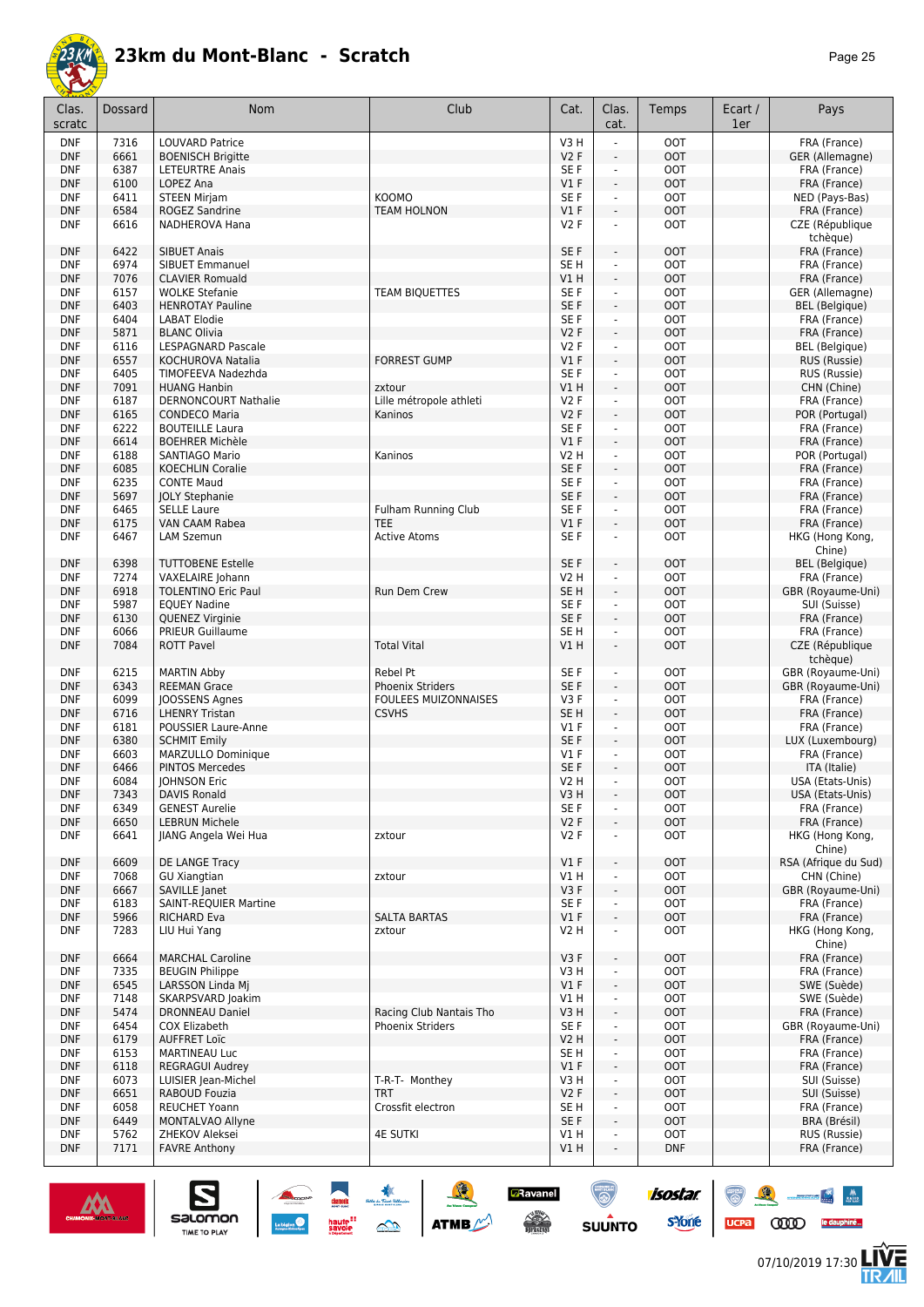# 23km du Mont-Blanc - Scratch

| Clas. scratc | Dossard | Nom | Club | Cat. | Clas. cat. | Temps | Ecart / 1er | Pays |
|---|---|---|---|---|---|---|---|---|
| DNF | 7316 | LOUVARD Patrice | | V3 H | - | OOT | | FRA (France) |
| DNF | 6661 | BOENISCH Brigitte | | V2 F | - | OOT | | GER (Allemagne) |
| DNF | 6387 | LETEURTRE Anais | | SE F | - | OOT | | FRA (France) |
| DNF | 6100 | LOPEZ Ana | | V1 F | - | OOT | | FRA (France) |
| DNF | 6411 | STEEN Mirjam | KOOMO | SE F | - | OOT | | NED (Pays-Bas) |
| DNF | 6584 | ROGEZ Sandrine | TEAM HOLNON | V1 F | - | OOT | | FRA (France) |
| DNF | 6616 | NADHEROVA Hana | | V2 F | - | OOT | | CZE (République tchèque) |
| DNF | 6422 | SIBUET Anais | | SE F | - | OOT | | FRA (France) |
| DNF | 6974 | SIBUET Emmanuel | | SE H | - | OOT | | FRA (France) |
| DNF | 7076 | CLAVIER Romuald | | V1 H | - | OOT | | FRA (France) |
| DNF | 6157 | WOLKE Stefanie | TEAM BIQUETTES | SE F | - | OOT | | GER (Allemagne) |
| DNF | 6403 | HENROTAY Pauline | | SE F | - | OOT | | BEL (Belgique) |
| DNF | 6404 | LABAT Elodie | | SE F | - | OOT | | FRA (France) |
| DNF | 5871 | BLANC Olivia | | V2 F | - | OOT | | FRA (France) |
| DNF | 6116 | LESPAGNARD Pascale | | V2 F | - | OOT | | BEL (Belgique) |
| DNF | 6557 | KOCHUROVA Natalia | FORREST GUMP | V1 F | - | OOT | | RUS (Russie) |
| DNF | 6405 | TIMOFEEVA Nadezhda | | SE F | - | OOT | | RUS (Russie) |
| DNF | 7091 | HUANG Hanbin | zxtour | V1 H | - | OOT | | CHN (Chine) |
| DNF | 6187 | DERNONCOURT Nathalie | Lille métropole athleti | V2 F | - | OOT | | FRA (France) |
| DNF | 6165 | CONDECO Maria | Kaninos | V2 F | - | OOT | | POR (Portugal) |
| DNF | 6222 | BOUTEILLE Laura | | SE F | - | OOT | | FRA (France) |
| DNF | 6614 | BOEHRER Michèle | | V1 F | - | OOT | | FRA (France) |
| DNF | 6188 | SANTIAGO Mario | Kaninos | V2 H | - | OOT | | POR (Portugal) |
| DNF | 6085 | KOECHLIN Coralie | | SE F | - | OOT | | FRA (France) |
| DNF | 6235 | CONTE Maud | | SE F | - | OOT | | FRA (France) |
| DNF | 5697 | JOLY Stephanie | | SE F | - | OOT | | FRA (France) |
| DNF | 6465 | SELLE Laure | Fulham Running Club | SE F | - | OOT | | FRA (France) |
| DNF | 6175 | VAN CAAM Rabea | TEE | V1 F | - | OOT | | FRA (France) |
| DNF | 6467 | LAM Szemun | Active Atoms | SE F | - | OOT | | HKG (Hong Kong, Chine) |
| DNF | 6398 | TUTTOBENE Estelle | | SE F | - | OOT | | BEL (Belgique) |
| DNF | 7274 | VAXELAIRE Johann | | V2 H | - | OOT | | FRA (France) |
| DNF | 6918 | TOLENTINO Eric Paul | Run Dem Crew | SE H | - | OOT | | GBR (Royaume-Uni) |
| DNF | 5987 | EQUEY Nadine | | SE F | - | OOT | | SUI (Suisse) |
| DNF | 6130 | QUENEZ Virginie | | SE F | - | OOT | | FRA (France) |
| DNF | 6066 | PRIEUR Guillaume | | SE H | - | OOT | | FRA (France) |
| DNF | 7084 | ROTT Pavel | Total Vital | V1 H | - | OOT | | CZE (République tchèque) |
| DNF | 6215 | MARTIN Abby | Rebel Pt | SE F | - | OOT | | GBR (Royaume-Uni) |
| DNF | 6343 | REEMAN Grace | Phoenix Striders | SE F | - | OOT | | GBR (Royaume-Uni) |
| DNF | 6099 | JOOSSENS Agnes | FOULEES MUIZONNAISES | V3 F | - | OOT | | FRA (France) |
| DNF | 6716 | LHENRY Tristan | CSVHS | SE H | - | OOT | | FRA (France) |
| DNF | 6181 | POUSSIER Laure-Anne | | V1 F | - | OOT | | FRA (France) |
| DNF | 6380 | SCHMIT Emily | | SE F | - | OOT | | LUX (Luxembourg) |
| DNF | 6603 | MARZULLO Dominique | | V1 F | - | OOT | | FRA (France) |
| DNF | 6466 | PINTOS Mercedes | | SE F | - | OOT | | ITA (Italie) |
| DNF | 6084 | JOHNSON Eric | | V2 H | - | OOT | | USA (Etats-Unis) |
| DNF | 7343 | DAVIS Ronald | | V3 H | - | OOT | | USA (Etats-Unis) |
| DNF | 6349 | GENEST Aurelie | | SE F | - | OOT | | FRA (France) |
| DNF | 6650 | LEBRUN Michele | | V2 F | - | OOT | | FRA (France) |
| DNF | 6641 | JIANG Angela Wei Hua | zxtour | V2 F | - | OOT | | HKG (Hong Kong, Chine) |
| DNF | 6609 | DE LANGE Tracy | | V1 F | - | OOT | | RSA (Afrique du Sud) |
| DNF | 7068 | GU Xiangtian | zxtour | V1 H | - | OOT | | CHN (Chine) |
| DNF | 6667 | SAVILLE Janet | | V3 F | - | OOT | | GBR (Royaume-Uni) |
| DNF | 6183 | SAINT-REQUIER Martine | | SE F | - | OOT | | FRA (France) |
| DNF | 5966 | RICHARD Eva | SALTA BARTAS | V1 F | - | OOT | | FRA (France) |
| DNF | 7283 | LIU Hui Yang | zxtour | V2 H | - | OOT | | HKG (Hong Kong, Chine) |
| DNF | 6664 | MARCHAL Caroline | | V3 F | - | OOT | | FRA (France) |
| DNF | 7335 | BEUGIN Philippe | | V3 H | - | OOT | | FRA (France) |
| DNF | 6545 | LARSSON Linda Mj | | V1 F | - | OOT | | SWE (Suède) |
| DNF | 7148 | SKARPSVARD Joakim | | V1 H | - | OOT | | SWE (Suède) |
| DNF | 5474 | DRONNEAU Daniel | Racing Club Nantais Tho | V3 H | - | OOT | | FRA (France) |
| DNF | 6454 | COX Elizabeth | Phoenix Striders | SE F | - | OOT | | GBR (Royaume-Uni) |
| DNF | 6179 | AUFFRET Loïc | | V2 H | - | OOT | | FRA (France) |
| DNF | 6153 | MARTINEAU Luc | | SE H | - | OOT | | FRA (France) |
| DNF | 6118 | REGRAGUI Audrey | | V1 F | - | OOT | | FRA (France) |
| DNF | 6073 | LUISIER Jean-Michel | T-R-T- Monthey | V3 H | - | OOT | | SUI (Suisse) |
| DNF | 6651 | RABOUD Fouzia | TRT | V2 F | - | OOT | | SUI (Suisse) |
| DNF | 6058 | REUCHET Yoann | Crossfit electron | SE H | - | OOT | | FRA (France) |
| DNF | 6449 | MONTALVAO Allyne | | SE F | - | OOT | | BRA (Brésil) |
| DNF | 5762 | ZHEKOV Aleksei | 4E SUTKI | V1 H | - | OOT | | RUS (Russie) |
| DNF | 7171 | FAVRE Anthony | | V1 H | - | DNF | | FRA (France) |

07/10/2019 17:30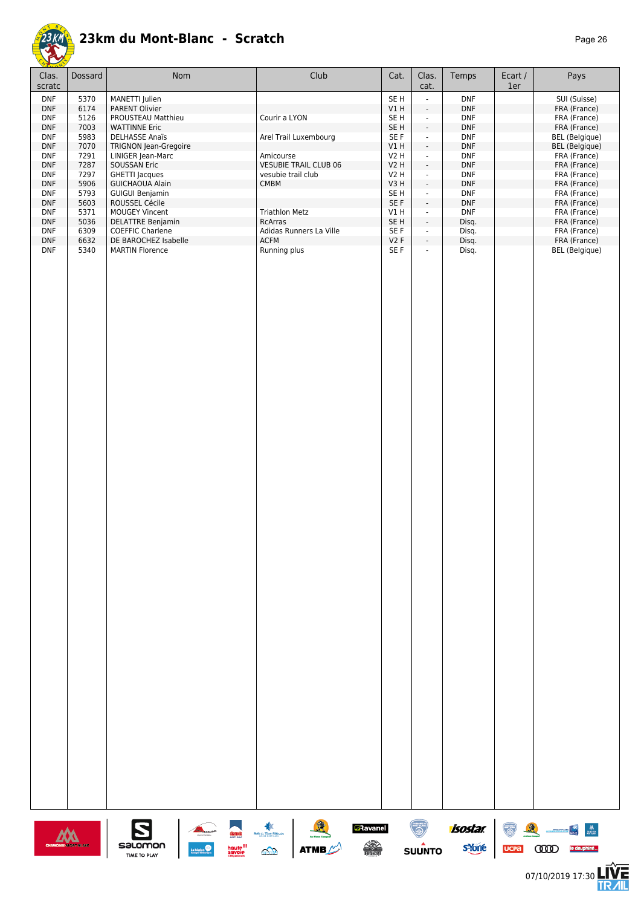# 23km du Mont-Blanc - Scratch

| Clas. scratc | Dossard | Nom | Club | Cat. | Clas. cat. | Temps | Ecart / 1er | Pays |
|---|---|---|---|---|---|---|---|---|
| DNF | 5370 | MANETTI Julien | | SE H | - | DNF | | SUI (Suisse) |
| DNF | 6174 | PARENT Olivier | | V1 H | - | DNF | | FRA (France) |
| DNF | 5126 | PROUSTEAU Matthieu | Courir a LYON | SE H | - | DNF | | FRA (France) |
| DNF | 7003 | WATTINNE Eric | | SE H | - | DNF | | FRA (France) |
| DNF | 5983 | DELHASSE Anaïs | Arel Trail Luxembourg | SE F | - | DNF | | BEL (Belgique) |
| DNF | 7070 | TRIGNON Jean-Gregoire | | V1 H | - | DNF | | BEL (Belgique) |
| DNF | 7291 | LINIGER Jean-Marc | Amicourse | V2 H | - | DNF | | FRA (France) |
| DNF | 7287 | SOUSSAN Eric | VESUBIE TRAIL CLUB 06 | V2 H | - | DNF | | FRA (France) |
| DNF | 7297 | GHETTI Jacques | vesubie trail club | V2 H | - | DNF | | FRA (France) |
| DNF | 5906 | GUICHAOUA Alain | CMBM | V3 H | - | DNF | | FRA (France) |
| DNF | 5793 | GUIGUI Benjamin | | SE H | - | DNF | | FRA (France) |
| DNF | 5603 | ROUSSEL Cécile | | SE F | - | DNF | | FRA (France) |
| DNF | 5371 | MOUGEY Vincent | Triathlon Metz | V1 H | - | DNF | | FRA (France) |
| DNF | 5036 | DELATTRE Benjamin | RcArras | SE H | - | Disq. | | FRA (France) |
| DNF | 6309 | COEFFIC Charlene | Adidas Runners La Ville | SE F | - | Disq. | | FRA (France) |
| DNF | 6632 | DE BAROCHEZ Isabelle | ACFM | V2 F | - | Disq. | | FRA (France) |
| DNF | 5340 | MARTIN Florence | Running plus | SE F | - | Disq. | | BEL (Belgique) |

07/10/2019 17:30